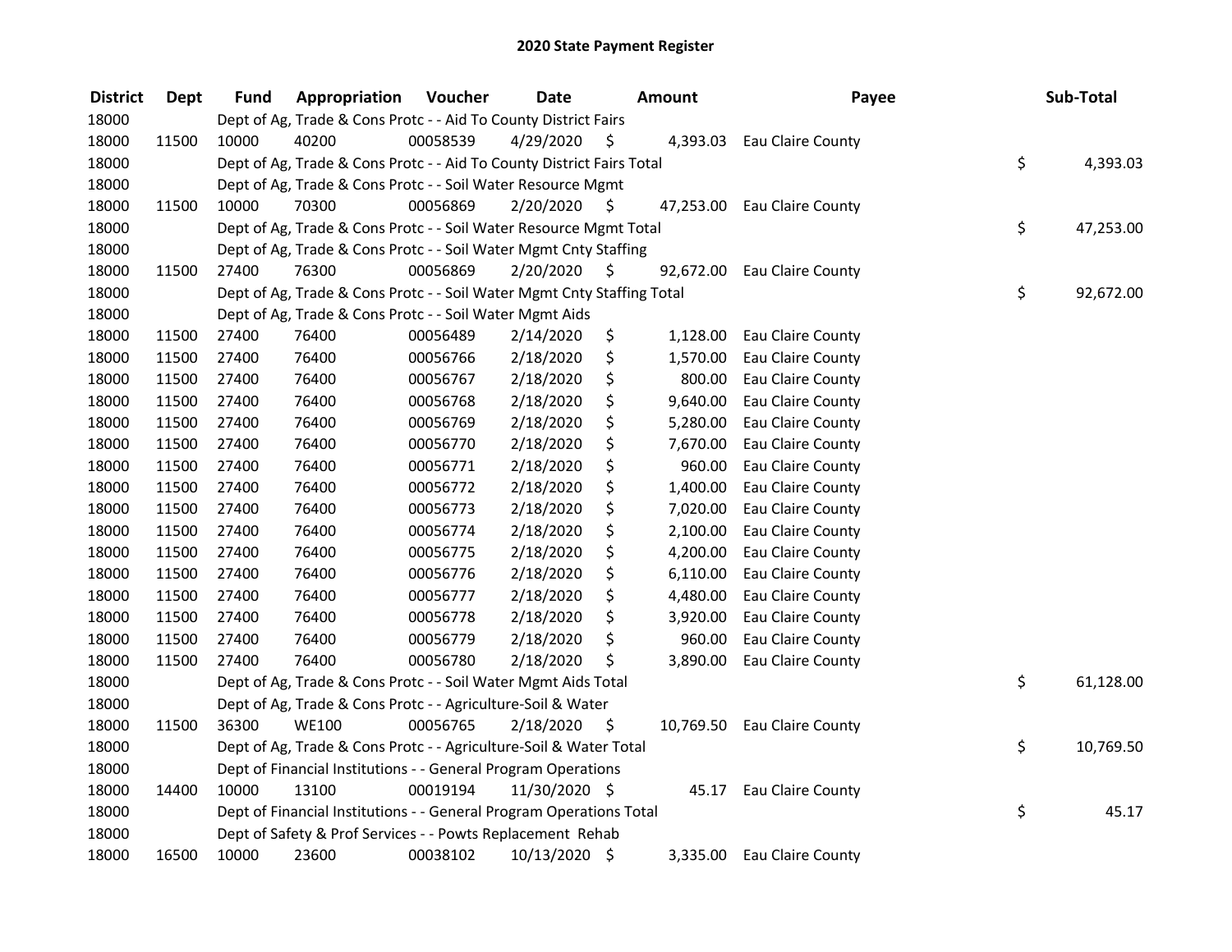# 2020 State Payment Register

| District | Dept | Fund | Appropriation | Voucher | Date | Amount | Payee | Sub-Total |
|---|---|---|---|---|---|---|---|---|
| 18000 | | Dept of Ag, Trade & Cons Protc - - Aid To County District Fairs | | | | | | |
| 18000 | 11500 | 10000 | 40200 | 00058539 | 4/29/2020 | $ 4,393.03 | Eau Claire County | |
| 18000 | | Dept of Ag, Trade & Cons Protc - - Aid To County District Fairs Total | | | | | | $ 4,393.03 |
| 18000 | | Dept of Ag, Trade & Cons Protc - - Soil Water Resource Mgmt | | | | | | |
| 18000 | 11500 | 10000 | 70300 | 00056869 | 2/20/2020 | $ 47,253.00 | Eau Claire County | |
| 18000 | | Dept of Ag, Trade & Cons Protc - - Soil Water Resource Mgmt Total | | | | | | $ 47,253.00 |
| 18000 | | Dept of Ag, Trade & Cons Protc - - Soil Water Mgmt Cnty Staffing | | | | | | |
| 18000 | 11500 | 27400 | 76300 | 00056869 | 2/20/2020 | $ 92,672.00 | Eau Claire County | |
| 18000 | | Dept of Ag, Trade & Cons Protc - - Soil Water Mgmt Cnty Staffing Total | | | | | | $ 92,672.00 |
| 18000 | | Dept of Ag, Trade & Cons Protc - - Soil Water Mgmt Aids | | | | | | |
| 18000 | 11500 | 27400 | 76400 | 00056489 | 2/14/2020 | $ 1,128.00 | Eau Claire County | |
| 18000 | 11500 | 27400 | 76400 | 00056766 | 2/18/2020 | $ 1,570.00 | Eau Claire County | |
| 18000 | 11500 | 27400 | 76400 | 00056767 | 2/18/2020 | $ 800.00 | Eau Claire County | |
| 18000 | 11500 | 27400 | 76400 | 00056768 | 2/18/2020 | $ 9,640.00 | Eau Claire County | |
| 18000 | 11500 | 27400 | 76400 | 00056769 | 2/18/2020 | $ 5,280.00 | Eau Claire County | |
| 18000 | 11500 | 27400 | 76400 | 00056770 | 2/18/2020 | $ 7,670.00 | Eau Claire County | |
| 18000 | 11500 | 27400 | 76400 | 00056771 | 2/18/2020 | $ 960.00 | Eau Claire County | |
| 18000 | 11500 | 27400 | 76400 | 00056772 | 2/18/2020 | $ 1,400.00 | Eau Claire County | |
| 18000 | 11500 | 27400 | 76400 | 00056773 | 2/18/2020 | $ 7,020.00 | Eau Claire County | |
| 18000 | 11500 | 27400 | 76400 | 00056774 | 2/18/2020 | $ 2,100.00 | Eau Claire County | |
| 18000 | 11500 | 27400 | 76400 | 00056775 | 2/18/2020 | $ 4,200.00 | Eau Claire County | |
| 18000 | 11500 | 27400 | 76400 | 00056776 | 2/18/2020 | $ 6,110.00 | Eau Claire County | |
| 18000 | 11500 | 27400 | 76400 | 00056777 | 2/18/2020 | $ 4,480.00 | Eau Claire County | |
| 18000 | 11500 | 27400 | 76400 | 00056778 | 2/18/2020 | $ 3,920.00 | Eau Claire County | |
| 18000 | 11500 | 27400 | 76400 | 00056779 | 2/18/2020 | $ 960.00 | Eau Claire County | |
| 18000 | 11500 | 27400 | 76400 | 00056780 | 2/18/2020 | $ 3,890.00 | Eau Claire County | |
| 18000 | | Dept of Ag, Trade & Cons Protc - - Soil Water Mgmt Aids Total | | | | | | $ 61,128.00 |
| 18000 | | Dept of Ag, Trade & Cons Protc - - Agriculture-Soil & Water | | | | | | |
| 18000 | 11500 | 36300 | WE100 | 00056765 | 2/18/2020 | $ 10,769.50 | Eau Claire County | |
| 18000 | | Dept of Ag, Trade & Cons Protc - - Agriculture-Soil & Water Total | | | | | | $ 10,769.50 |
| 18000 | | Dept of Financial Institutions - - General Program Operations | | | | | | |
| 18000 | 14400 | 10000 | 13100 | 00019194 | 11/30/2020 | $ 45.17 | Eau Claire County | |
| 18000 | | Dept of Financial Institutions - - General Program Operations Total | | | | | | $ 45.17 |
| 18000 | | Dept of Safety & Prof Services - - Powts Replacement Rehab | | | | | | |
| 18000 | 16500 | 10000 | 23600 | 00038102 | 10/13/2020 | $ 3,335.00 | Eau Claire County | |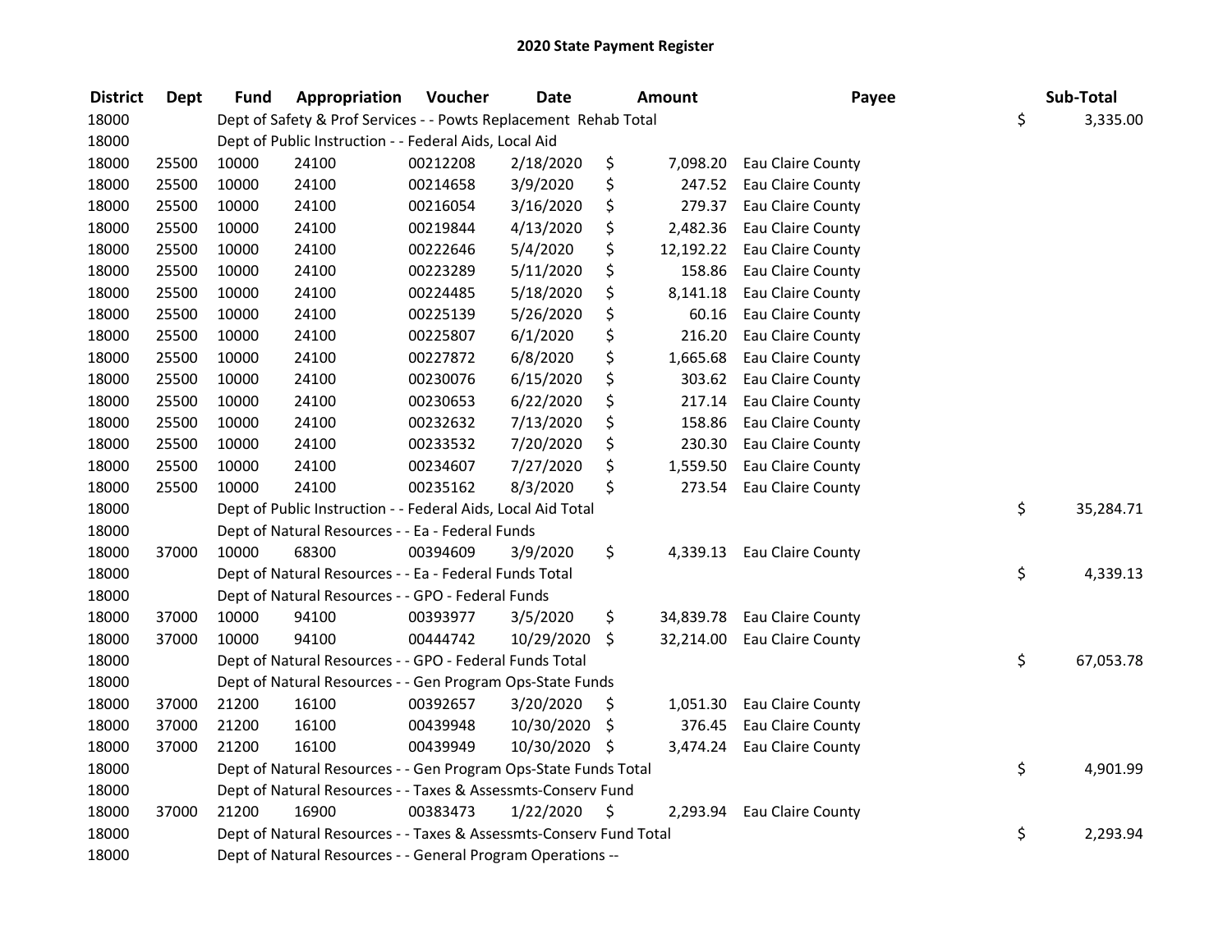# 2020 State Payment Register

| District | Dept | Fund | Appropriation | Voucher | Date | Amount | Payee | Sub-Total |
|---|---|---|---|---|---|---|---|---|
| 18000 | | Dept of Safety & Prof Services - - Powts Replacement Rehab Total | | | | | | $ 3,335.00 |
| 18000 | | Dept of Public Instruction - - Federal Aids, Local Aid | | | | | | |
| 18000 | 25500 | 10000 | 24100 | 00212208 | 2/18/2020 | $ 7,098.20 | Eau Claire County | |
| 18000 | 25500 | 10000 | 24100 | 00214658 | 3/9/2020 | $ 247.52 | Eau Claire County | |
| 18000 | 25500 | 10000 | 24100 | 00216054 | 3/16/2020 | $ 279.37 | Eau Claire County | |
| 18000 | 25500 | 10000 | 24100 | 00219844 | 4/13/2020 | $ 2,482.36 | Eau Claire County | |
| 18000 | 25500 | 10000 | 24100 | 00222646 | 5/4/2020 | $ 12,192.22 | Eau Claire County | |
| 18000 | 25500 | 10000 | 24100 | 00223289 | 5/11/2020 | $ 158.86 | Eau Claire County | |
| 18000 | 25500 | 10000 | 24100 | 00224485 | 5/18/2020 | $ 8,141.18 | Eau Claire County | |
| 18000 | 25500 | 10000 | 24100 | 00225139 | 5/26/2020 | $ 60.16 | Eau Claire County | |
| 18000 | 25500 | 10000 | 24100 | 00225807 | 6/1/2020 | $ 216.20 | Eau Claire County | |
| 18000 | 25500 | 10000 | 24100 | 00227872 | 6/8/2020 | $ 1,665.68 | Eau Claire County | |
| 18000 | 25500 | 10000 | 24100 | 00230076 | 6/15/2020 | $ 303.62 | Eau Claire County | |
| 18000 | 25500 | 10000 | 24100 | 00230653 | 6/22/2020 | $ 217.14 | Eau Claire County | |
| 18000 | 25500 | 10000 | 24100 | 00232632 | 7/13/2020 | $ 158.86 | Eau Claire County | |
| 18000 | 25500 | 10000 | 24100 | 00233532 | 7/20/2020 | $ 230.30 | Eau Claire County | |
| 18000 | 25500 | 10000 | 24100 | 00234607 | 7/27/2020 | $ 1,559.50 | Eau Claire County | |
| 18000 | 25500 | 10000 | 24100 | 00235162 | 8/3/2020 | $ 273.54 | Eau Claire County | |
| 18000 | | Dept of Public Instruction - - Federal Aids, Local Aid Total | | | | | | $ 35,284.71 |
| 18000 | | Dept of Natural Resources - - Ea - Federal Funds | | | | | | |
| 18000 | 37000 | 10000 | 68300 | 00394609 | 3/9/2020 | $ 4,339.13 | Eau Claire County | |
| 18000 | | Dept of Natural Resources - - Ea - Federal Funds Total | | | | | | $ 4,339.13 |
| 18000 | | Dept of Natural Resources - - GPO - Federal Funds | | | | | | |
| 18000 | 37000 | 10000 | 94100 | 00393977 | 3/5/2020 | $ 34,839.78 | Eau Claire County | |
| 18000 | 37000 | 10000 | 94100 | 00444742 | 10/29/2020 | $ 32,214.00 | Eau Claire County | |
| 18000 | | Dept of Natural Resources - - GPO - Federal Funds Total | | | | | | $ 67,053.78 |
| 18000 | | Dept of Natural Resources - - Gen Program Ops-State Funds | | | | | | |
| 18000 | 37000 | 21200 | 16100 | 00392657 | 3/20/2020 | $ 1,051.30 | Eau Claire County | |
| 18000 | 37000 | 21200 | 16100 | 00439948 | 10/30/2020 | $ 376.45 | Eau Claire County | |
| 18000 | 37000 | 21200 | 16100 | 00439949 | 10/30/2020 | $ 3,474.24 | Eau Claire County | |
| 18000 | | Dept of Natural Resources - - Gen Program Ops-State Funds Total | | | | | | $ 4,901.99 |
| 18000 | | Dept of Natural Resources - - Taxes & Assessmts-Conserv Fund | | | | | | |
| 18000 | 37000 | 21200 | 16900 | 00383473 | 1/22/2020 | $ 2,293.94 | Eau Claire County | |
| 18000 | | Dept of Natural Resources - - Taxes & Assessmts-Conserv Fund Total | | | | | | $ 2,293.94 |
| 18000 | | Dept of Natural Resources - - General Program Operations -- | | | | | | |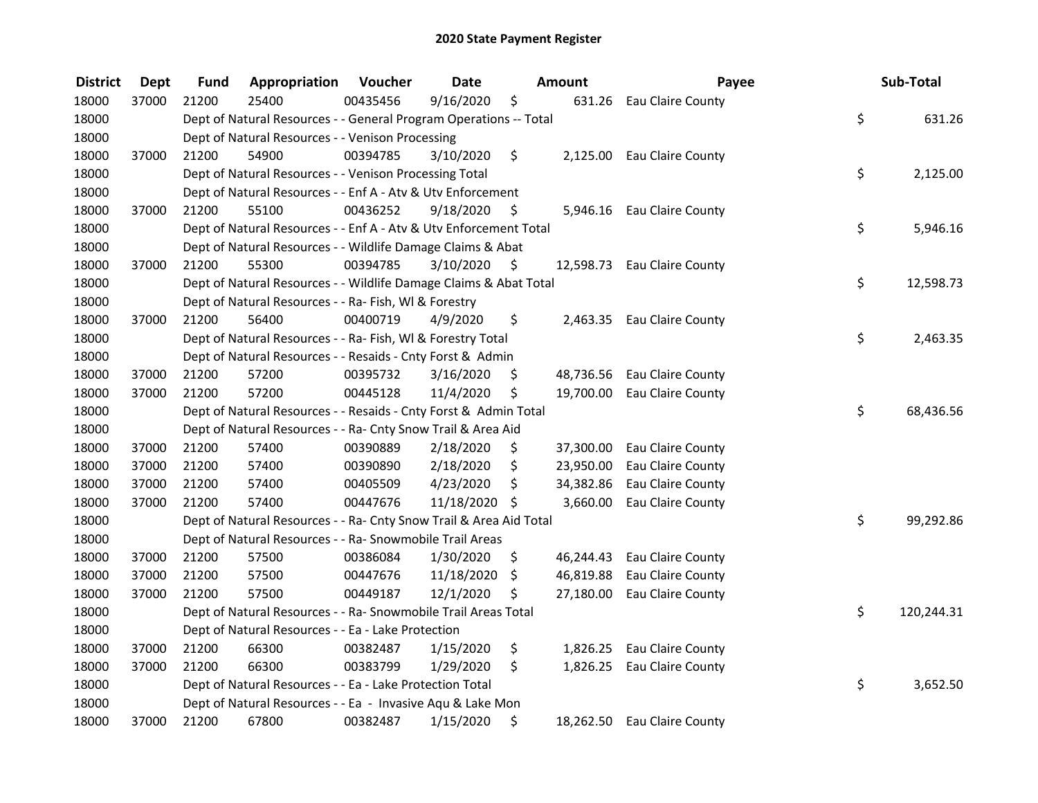# 2020 State Payment Register

| District | Dept | Fund | Appropriation | Voucher | Date | Amount | Payee | Sub-Total |
|---|---|---|---|---|---|---|---|---|
| 18000 | 37000 | 21200 | 25400 | 00435456 | 9/16/2020 | $ 631.26 | Eau Claire County | |
| 18000 | | Dept of Natural Resources - - General Program Operations -- Total | | | | | | $ 631.26 |
| 18000 | | Dept of Natural Resources - - Venison Processing | | | | | | |
| 18000 | 37000 | 21200 | 54900 | 00394785 | 3/10/2020 | $ 2,125.00 | Eau Claire County | |
| 18000 | | Dept of Natural Resources - - Venison Processing Total | | | | | | $ 2,125.00 |
| 18000 | | Dept of Natural Resources - - Enf A - Atv & Utv Enforcement | | | | | | |
| 18000 | 37000 | 21200 | 55100 | 00436252 | 9/18/2020 | $ 5,946.16 | Eau Claire County | |
| 18000 | | Dept of Natural Resources - - Enf A - Atv & Utv Enforcement Total | | | | | | $ 5,946.16 |
| 18000 | | Dept of Natural Resources - - Wildlife Damage Claims & Abat | | | | | | |
| 18000 | 37000 | 21200 | 55300 | 00394785 | 3/10/2020 | $ 12,598.73 | Eau Claire County | |
| 18000 | | Dept of Natural Resources - - Wildlife Damage Claims & Abat Total | | | | | | $ 12,598.73 |
| 18000 | | Dept of Natural Resources - - Ra- Fish, Wl & Forestry | | | | | | |
| 18000 | 37000 | 21200 | 56400 | 00400719 | 4/9/2020 | $ 2,463.35 | Eau Claire County | |
| 18000 | | Dept of Natural Resources - - Ra- Fish, Wl & Forestry Total | | | | | | $ 2,463.35 |
| 18000 | | Dept of Natural Resources - - Resaids - Cnty Forst & Admin | | | | | | |
| 18000 | 37000 | 21200 | 57200 | 00395732 | 3/16/2020 | $ 48,736.56 | Eau Claire County | |
| 18000 | 37000 | 21200 | 57200 | 00445128 | 11/4/2020 | $ 19,700.00 | Eau Claire County | |
| 18000 | | Dept of Natural Resources - - Resaids - Cnty Forst & Admin Total | | | | | | $ 68,436.56 |
| 18000 | | Dept of Natural Resources - - Ra- Cnty Snow Trail & Area Aid | | | | | | |
| 18000 | 37000 | 21200 | 57400 | 00390889 | 2/18/2020 | $ 37,300.00 | Eau Claire County | |
| 18000 | 37000 | 21200 | 57400 | 00390890 | 2/18/2020 | $ 23,950.00 | Eau Claire County | |
| 18000 | 37000 | 21200 | 57400 | 00405509 | 4/23/2020 | $ 34,382.86 | Eau Claire County | |
| 18000 | 37000 | 21200 | 57400 | 00447676 | 11/18/2020 | $ 3,660.00 | Eau Claire County | |
| 18000 | | Dept of Natural Resources - - Ra- Cnty Snow Trail & Area Aid Total | | | | | | $ 99,292.86 |
| 18000 | | Dept of Natural Resources - - Ra- Snowmobile Trail Areas | | | | | | |
| 18000 | 37000 | 21200 | 57500 | 00386084 | 1/30/2020 | $ 46,244.43 | Eau Claire County | |
| 18000 | 37000 | 21200 | 57500 | 00447676 | 11/18/2020 | $ 46,819.88 | Eau Claire County | |
| 18000 | 37000 | 21200 | 57500 | 00449187 | 12/1/2020 | $ 27,180.00 | Eau Claire County | |
| 18000 | | Dept of Natural Resources - - Ra- Snowmobile Trail Areas Total | | | | | | $ 120,244.31 |
| 18000 | | Dept of Natural Resources - - Ea - Lake Protection | | | | | | |
| 18000 | 37000 | 21200 | 66300 | 00382487 | 1/15/2020 | $ 1,826.25 | Eau Claire County | |
| 18000 | 37000 | 21200 | 66300 | 00383799 | 1/29/2020 | $ 1,826.25 | Eau Claire County | |
| 18000 | | Dept of Natural Resources - - Ea - Lake Protection Total | | | | | | $ 3,652.50 |
| 18000 | | Dept of Natural Resources - - Ea - Invasive Aqu & Lake Mon | | | | | | |
| 18000 | 37000 | 21200 | 67800 | 00382487 | 1/15/2020 | $ 18,262.50 | Eau Claire County | |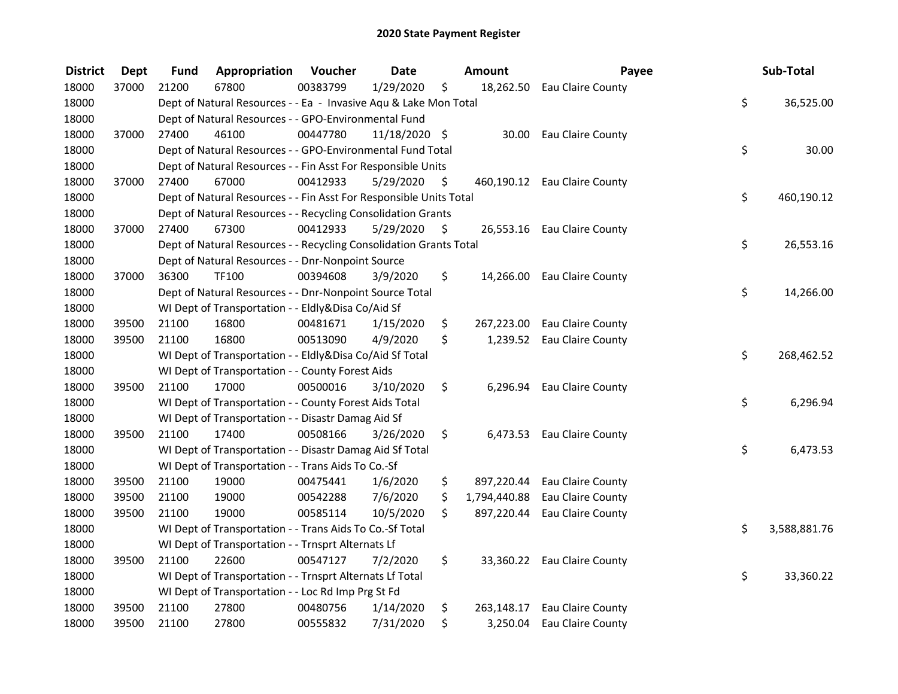# 2020 State Payment Register

| District | Dept | Fund | Appropriation | Voucher | Date | Amount | Payee | Sub-Total |
|---|---|---|---|---|---|---|---|---|
| 18000 | 37000 | 21200 | 67800 | 00383799 | 1/29/2020 | $ 18,262.50 | Eau Claire County | |
| 18000 | | Dept of Natural Resources - - Ea - Invasive Aqu & Lake Mon Total | | | | | | $ 36,525.00 |
| 18000 | | Dept of Natural Resources - - GPO-Environmental Fund | | | | | | |
| 18000 | 37000 | 27400 | 46100 | 00447780 | 11/18/2020 | $ 30.00 | Eau Claire County | |
| 18000 | | Dept of Natural Resources - - GPO-Environmental Fund Total | | | | | | $ 30.00 |
| 18000 | | Dept of Natural Resources - - Fin Asst For Responsible Units | | | | | | |
| 18000 | 37000 | 27400 | 67000 | 00412933 | 5/29/2020 | $ 460,190.12 | Eau Claire County | |
| 18000 | | Dept of Natural Resources - - Fin Asst For Responsible Units Total | | | | | | $ 460,190.12 |
| 18000 | | Dept of Natural Resources - - Recycling Consolidation Grants | | | | | | |
| 18000 | 37000 | 27400 | 67300 | 00412933 | 5/29/2020 | $ 26,553.16 | Eau Claire County | |
| 18000 | | Dept of Natural Resources - - Recycling Consolidation Grants Total | | | | | | $ 26,553.16 |
| 18000 | | Dept of Natural Resources - - Dnr-Nonpoint Source | | | | | | |
| 18000 | 37000 | 36300 | TF100 | 00394608 | 3/9/2020 | $ 14,266.00 | Eau Claire County | |
| 18000 | | Dept of Natural Resources - - Dnr-Nonpoint Source Total | | | | | | $ 14,266.00 |
| 18000 | | WI Dept of Transportation - - Eldly&Disa Co/Aid Sf | | | | | | |
| 18000 | 39500 | 21100 | 16800 | 00481671 | 1/15/2020 | $ 267,223.00 | Eau Claire County | |
| 18000 | 39500 | 21100 | 16800 | 00513090 | 4/9/2020 | $ 1,239.52 | Eau Claire County | |
| 18000 | | WI Dept of Transportation - - Eldly&Disa Co/Aid Sf Total | | | | | | $ 268,462.52 |
| 18000 | | WI Dept of Transportation - - County Forest Aids | | | | | | |
| 18000 | 39500 | 21100 | 17000 | 00500016 | 3/10/2020 | $ 6,296.94 | Eau Claire County | |
| 18000 | | WI Dept of Transportation - - County Forest Aids Total | | | | | | $ 6,296.94 |
| 18000 | | WI Dept of Transportation - - Disastr Damag Aid Sf | | | | | | |
| 18000 | 39500 | 21100 | 17400 | 00508166 | 3/26/2020 | $ 6,473.53 | Eau Claire County | |
| 18000 | | WI Dept of Transportation - - Disastr Damag Aid Sf Total | | | | | | $ 6,473.53 |
| 18000 | | WI Dept of Transportation - - Trans Aids To Co.-Sf | | | | | | |
| 18000 | 39500 | 21100 | 19000 | 00475441 | 1/6/2020 | $ 897,220.44 | Eau Claire County | |
| 18000 | 39500 | 21100 | 19000 | 00542288 | 7/6/2020 | $ 1,794,440.88 | Eau Claire County | |
| 18000 | 39500 | 21100 | 19000 | 00585114 | 10/5/2020 | $ 897,220.44 | Eau Claire County | |
| 18000 | | WI Dept of Transportation - - Trans Aids To Co.-Sf Total | | | | | | $ 3,588,881.76 |
| 18000 | | WI Dept of Transportation - - Trnsprt Alternats Lf | | | | | | |
| 18000 | 39500 | 21100 | 22600 | 00547127 | 7/2/2020 | $ 33,360.22 | Eau Claire County | |
| 18000 | | WI Dept of Transportation - - Trnsprt Alternats Lf Total | | | | | | $ 33,360.22 |
| 18000 | | WI Dept of Transportation - - Loc Rd Imp Prg St Fd | | | | | | |
| 18000 | 39500 | 21100 | 27800 | 00480756 | 1/14/2020 | $ 263,148.17 | Eau Claire County | |
| 18000 | 39500 | 21100 | 27800 | 00555832 | 7/31/2020 | $ 3,250.04 | Eau Claire County | |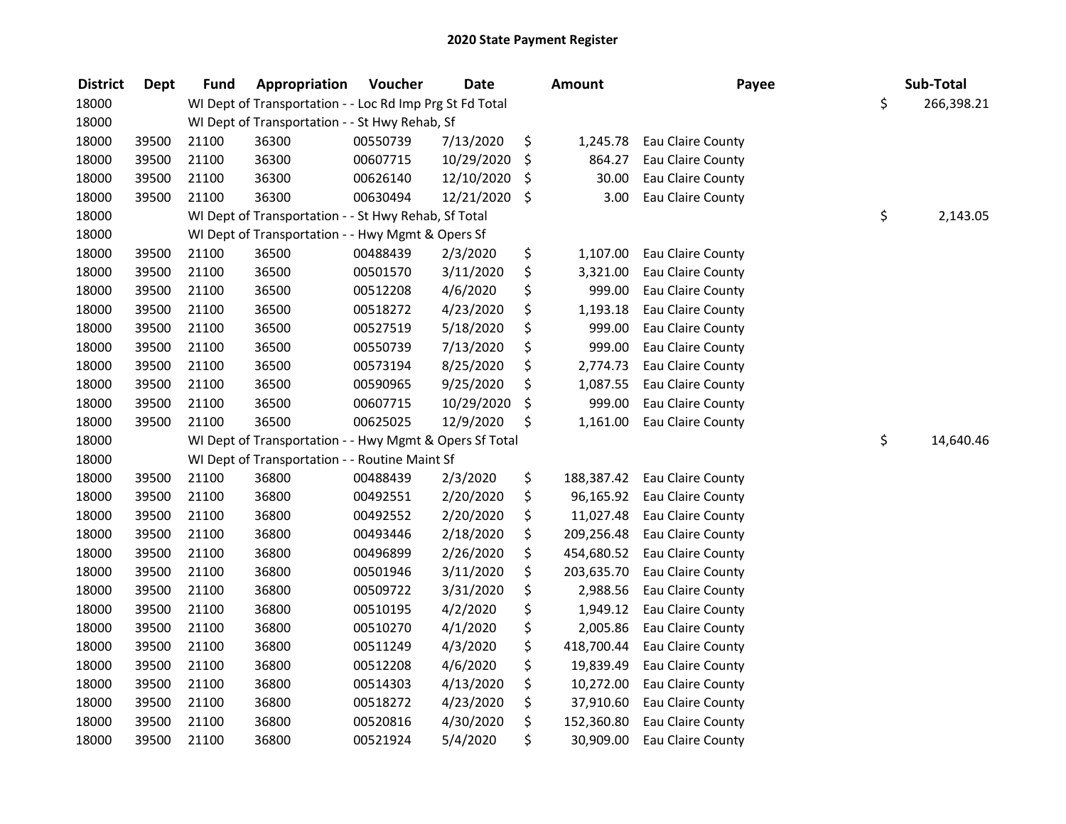## 2020 State Payment Register

| District | Dept | Fund | Appropriation | Voucher | Date | Amount | Payee | Sub-Total |
|---|---|---|---|---|---|---|---|---|
| 18000 | | WI Dept of Transportation - - Loc Rd Imp Prg St Fd Total | | | | | | $ 266,398.21 |
| 18000 | | WI Dept of Transportation - - St Hwy Rehab, Sf | | | | | | |
| 18000 | 39500 | 21100 | 36300 | 00550739 | 7/13/2020 | $ 1,245.78 | Eau Claire County | |
| 18000 | 39500 | 21100 | 36300 | 00607715 | 10/29/2020 | $ 864.27 | Eau Claire County | |
| 18000 | 39500 | 21100 | 36300 | 00626140 | 12/10/2020 | $ 30.00 | Eau Claire County | |
| 18000 | 39500 | 21100 | 36300 | 00630494 | 12/21/2020 | $ 3.00 | Eau Claire County | |
| 18000 | | WI Dept of Transportation - - St Hwy Rehab, Sf Total | | | | | | $ 2,143.05 |
| 18000 | | WI Dept of Transportation - - Hwy Mgmt & Opers Sf | | | | | | |
| 18000 | 39500 | 21100 | 36500 | 00488439 | 2/3/2020 | $ 1,107.00 | Eau Claire County | |
| 18000 | 39500 | 21100 | 36500 | 00501570 | 3/11/2020 | $ 3,321.00 | Eau Claire County | |
| 18000 | 39500 | 21100 | 36500 | 00512208 | 4/6/2020 | $ 999.00 | Eau Claire County | |
| 18000 | 39500 | 21100 | 36500 | 00518272 | 4/23/2020 | $ 1,193.18 | Eau Claire County | |
| 18000 | 39500 | 21100 | 36500 | 00527519 | 5/18/2020 | $ 999.00 | Eau Claire County | |
| 18000 | 39500 | 21100 | 36500 | 00550739 | 7/13/2020 | $ 999.00 | Eau Claire County | |
| 18000 | 39500 | 21100 | 36500 | 00573194 | 8/25/2020 | $ 2,774.73 | Eau Claire County | |
| 18000 | 39500 | 21100 | 36500 | 00590965 | 9/25/2020 | $ 1,087.55 | Eau Claire County | |
| 18000 | 39500 | 21100 | 36500 | 00607715 | 10/29/2020 | $ 999.00 | Eau Claire County | |
| 18000 | 39500 | 21100 | 36500 | 00625025 | 12/9/2020 | $ 1,161.00 | Eau Claire County | |
| 18000 | | WI Dept of Transportation - - Hwy Mgmt & Opers Sf Total | | | | | | $ 14,640.46 |
| 18000 | | WI Dept of Transportation - - Routine Maint Sf | | | | | | |
| 18000 | 39500 | 21100 | 36800 | 00488439 | 2/3/2020 | $ 188,387.42 | Eau Claire County | |
| 18000 | 39500 | 21100 | 36800 | 00492551 | 2/20/2020 | $ 96,165.92 | Eau Claire County | |
| 18000 | 39500 | 21100 | 36800 | 00492552 | 2/20/2020 | $ 11,027.48 | Eau Claire County | |
| 18000 | 39500 | 21100 | 36800 | 00493446 | 2/18/2020 | $ 209,256.48 | Eau Claire County | |
| 18000 | 39500 | 21100 | 36800 | 00496899 | 2/26/2020 | $ 454,680.52 | Eau Claire County | |
| 18000 | 39500 | 21100 | 36800 | 00501946 | 3/11/2020 | $ 203,635.70 | Eau Claire County | |
| 18000 | 39500 | 21100 | 36800 | 00509722 | 3/31/2020 | $ 2,988.56 | Eau Claire County | |
| 18000 | 39500 | 21100 | 36800 | 00510195 | 4/2/2020 | $ 1,949.12 | Eau Claire County | |
| 18000 | 39500 | 21100 | 36800 | 00510270 | 4/1/2020 | $ 2,005.86 | Eau Claire County | |
| 18000 | 39500 | 21100 | 36800 | 00511249 | 4/3/2020 | $ 418,700.44 | Eau Claire County | |
| 18000 | 39500 | 21100 | 36800 | 00512208 | 4/6/2020 | $ 19,839.49 | Eau Claire County | |
| 18000 | 39500 | 21100 | 36800 | 00514303 | 4/13/2020 | $ 10,272.00 | Eau Claire County | |
| 18000 | 39500 | 21100 | 36800 | 00518272 | 4/23/2020 | $ 37,910.60 | Eau Claire County | |
| 18000 | 39500 | 21100 | 36800 | 00520816 | 4/30/2020 | $ 152,360.80 | Eau Claire County | |
| 18000 | 39500 | 21100 | 36800 | 00521924 | 5/4/2020 | $ 30,909.00 | Eau Claire County | |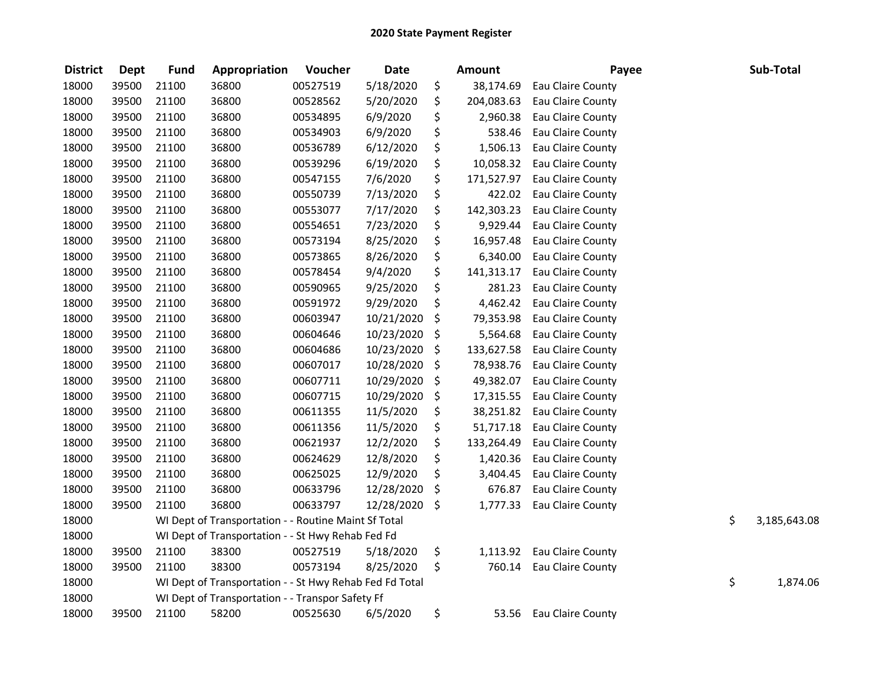# 2020 State Payment Register

| District | Dept | Fund | Appropriation | Voucher | Date | Amount | Payee | Sub-Total |
|---|---|---|---|---|---|---|---|---|
| 18000 | 39500 | 21100 | 36800 | 00527519 | 5/18/2020 | $ 38,174.69 | Eau Claire County | |
| 18000 | 39500 | 21100 | 36800 | 00528562 | 5/20/2020 | $ 204,083.63 | Eau Claire County | |
| 18000 | 39500 | 21100 | 36800 | 00534895 | 6/9/2020 | $ 2,960.38 | Eau Claire County | |
| 18000 | 39500 | 21100 | 36800 | 00534903 | 6/9/2020 | $ 538.46 | Eau Claire County | |
| 18000 | 39500 | 21100 | 36800 | 00536789 | 6/12/2020 | $ 1,506.13 | Eau Claire County | |
| 18000 | 39500 | 21100 | 36800 | 00539296 | 6/19/2020 | $ 10,058.32 | Eau Claire County | |
| 18000 | 39500 | 21100 | 36800 | 00547155 | 7/6/2020 | $ 171,527.97 | Eau Claire County | |
| 18000 | 39500 | 21100 | 36800 | 00550739 | 7/13/2020 | $ 422.02 | Eau Claire County | |
| 18000 | 39500 | 21100 | 36800 | 00553077 | 7/17/2020 | $ 142,303.23 | Eau Claire County | |
| 18000 | 39500 | 21100 | 36800 | 00554651 | 7/23/2020 | $ 9,929.44 | Eau Claire County | |
| 18000 | 39500 | 21100 | 36800 | 00573194 | 8/25/2020 | $ 16,957.48 | Eau Claire County | |
| 18000 | 39500 | 21100 | 36800 | 00573865 | 8/26/2020 | $ 6,340.00 | Eau Claire County | |
| 18000 | 39500 | 21100 | 36800 | 00578454 | 9/4/2020 | $ 141,313.17 | Eau Claire County | |
| 18000 | 39500 | 21100 | 36800 | 00590965 | 9/25/2020 | $ 281.23 | Eau Claire County | |
| 18000 | 39500 | 21100 | 36800 | 00591972 | 9/29/2020 | $ 4,462.42 | Eau Claire County | |
| 18000 | 39500 | 21100 | 36800 | 00603947 | 10/21/2020 | $ 79,353.98 | Eau Claire County | |
| 18000 | 39500 | 21100 | 36800 | 00604646 | 10/23/2020 | $ 5,564.68 | Eau Claire County | |
| 18000 | 39500 | 21100 | 36800 | 00604686 | 10/23/2020 | $ 133,627.58 | Eau Claire County | |
| 18000 | 39500 | 21100 | 36800 | 00607017 | 10/28/2020 | $ 78,938.76 | Eau Claire County | |
| 18000 | 39500 | 21100 | 36800 | 00607711 | 10/29/2020 | $ 49,382.07 | Eau Claire County | |
| 18000 | 39500 | 21100 | 36800 | 00607715 | 10/29/2020 | $ 17,315.55 | Eau Claire County | |
| 18000 | 39500 | 21100 | 36800 | 00611355 | 11/5/2020 | $ 38,251.82 | Eau Claire County | |
| 18000 | 39500 | 21100 | 36800 | 00611356 | 11/5/2020 | $ 51,717.18 | Eau Claire County | |
| 18000 | 39500 | 21100 | 36800 | 00621937 | 12/2/2020 | $ 133,264.49 | Eau Claire County | |
| 18000 | 39500 | 21100 | 36800 | 00624629 | 12/8/2020 | $ 1,420.36 | Eau Claire County | |
| 18000 | 39500 | 21100 | 36800 | 00625025 | 12/9/2020 | $ 3,404.45 | Eau Claire County | |
| 18000 | 39500 | 21100 | 36800 | 00633796 | 12/28/2020 | $ 676.87 | Eau Claire County | |
| 18000 | 39500 | 21100 | 36800 | 00633797 | 12/28/2020 | $ 1,777.33 | Eau Claire County | |
| 18000 | | WI Dept of Transportation - - Routine Maint Sf Total | | | | | | $ 3,185,643.08 |
| 18000 | | WI Dept of Transportation - - St Hwy Rehab Fed Fd | | | | | | |
| 18000 | 39500 | 21100 | 38300 | 00527519 | 5/18/2020 | $ 1,113.92 | Eau Claire County | |
| 18000 | 39500 | 21100 | 38300 | 00573194 | 8/25/2020 | $ 760.14 | Eau Claire County | |
| 18000 | | WI Dept of Transportation - - St Hwy Rehab Fed Fd Total | | | | | | $ 1,874.06 |
| 18000 | | WI Dept of Transportation - - Transpor Safety Ff | | | | | | |
| 18000 | 39500 | 21100 | 58200 | 00525630 | 6/5/2020 | $ 53.56 | Eau Claire County | |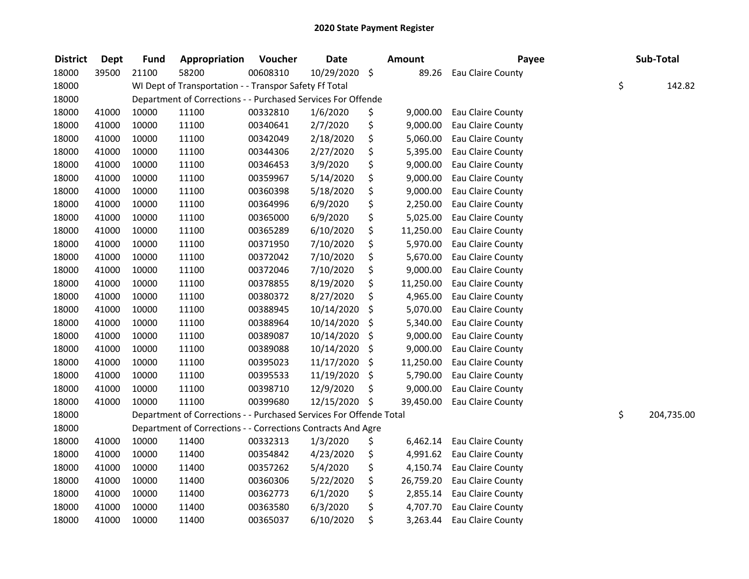# 2020 State Payment Register

| District | Dept | Fund | Appropriation | Voucher | Date | Amount | Payee | Sub-Total |
|---|---|---|---|---|---|---|---|---|
| 18000 | 39500 | 21100 | 58200 | 00608310 | 10/29/2020 | $ 89.26 | Eau Claire County | |
| 18000 | | WI Dept of Transportation - - Transpor Safety Ff Total | | | | | | $ 142.82 |
| 18000 | | Department of Corrections - - Purchased Services For Offende | | | | | | |
| 18000 | 41000 | 10000 | 11100 | 00332810 | 1/6/2020 | $ 9,000.00 | Eau Claire County | |
| 18000 | 41000 | 10000 | 11100 | 00340641 | 2/7/2020 | $ 9,000.00 | Eau Claire County | |
| 18000 | 41000 | 10000 | 11100 | 00342049 | 2/18/2020 | $ 5,060.00 | Eau Claire County | |
| 18000 | 41000 | 10000 | 11100 | 00344306 | 2/27/2020 | $ 5,395.00 | Eau Claire County | |
| 18000 | 41000 | 10000 | 11100 | 00346453 | 3/9/2020 | $ 9,000.00 | Eau Claire County | |
| 18000 | 41000 | 10000 | 11100 | 00359967 | 5/14/2020 | $ 9,000.00 | Eau Claire County | |
| 18000 | 41000 | 10000 | 11100 | 00360398 | 5/18/2020 | $ 9,000.00 | Eau Claire County | |
| 18000 | 41000 | 10000 | 11100 | 00364996 | 6/9/2020 | $ 2,250.00 | Eau Claire County | |
| 18000 | 41000 | 10000 | 11100 | 00365000 | 6/9/2020 | $ 5,025.00 | Eau Claire County | |
| 18000 | 41000 | 10000 | 11100 | 00365289 | 6/10/2020 | $ 11,250.00 | Eau Claire County | |
| 18000 | 41000 | 10000 | 11100 | 00371950 | 7/10/2020 | $ 5,970.00 | Eau Claire County | |
| 18000 | 41000 | 10000 | 11100 | 00372042 | 7/10/2020 | $ 5,670.00 | Eau Claire County | |
| 18000 | 41000 | 10000 | 11100 | 00372046 | 7/10/2020 | $ 9,000.00 | Eau Claire County | |
| 18000 | 41000 | 10000 | 11100 | 00378855 | 8/19/2020 | $ 11,250.00 | Eau Claire County | |
| 18000 | 41000 | 10000 | 11100 | 00380372 | 8/27/2020 | $ 4,965.00 | Eau Claire County | |
| 18000 | 41000 | 10000 | 11100 | 00388945 | 10/14/2020 | $ 5,070.00 | Eau Claire County | |
| 18000 | 41000 | 10000 | 11100 | 00388964 | 10/14/2020 | $ 5,340.00 | Eau Claire County | |
| 18000 | 41000 | 10000 | 11100 | 00389087 | 10/14/2020 | $ 9,000.00 | Eau Claire County | |
| 18000 | 41000 | 10000 | 11100 | 00389088 | 10/14/2020 | $ 9,000.00 | Eau Claire County | |
| 18000 | 41000 | 10000 | 11100 | 00395023 | 11/17/2020 | $ 11,250.00 | Eau Claire County | |
| 18000 | 41000 | 10000 | 11100 | 00395533 | 11/19/2020 | $ 5,790.00 | Eau Claire County | |
| 18000 | 41000 | 10000 | 11100 | 00398710 | 12/9/2020 | $ 9,000.00 | Eau Claire County | |
| 18000 | 41000 | 10000 | 11100 | 00399680 | 12/15/2020 | $ 39,450.00 | Eau Claire County | |
| 18000 | | Department of Corrections - - Purchased Services For Offende Total | | | | | | $ 204,735.00 |
| 18000 | | Department of Corrections - - Corrections Contracts And Agre | | | | | | |
| 18000 | 41000 | 10000 | 11400 | 00332313 | 1/3/2020 | $ 6,462.14 | Eau Claire County | |
| 18000 | 41000 | 10000 | 11400 | 00354842 | 4/23/2020 | $ 4,991.62 | Eau Claire County | |
| 18000 | 41000 | 10000 | 11400 | 00357262 | 5/4/2020 | $ 4,150.74 | Eau Claire County | |
| 18000 | 41000 | 10000 | 11400 | 00360306 | 5/22/2020 | $ 26,759.20 | Eau Claire County | |
| 18000 | 41000 | 10000 | 11400 | 00362773 | 6/1/2020 | $ 2,855.14 | Eau Claire County | |
| 18000 | 41000 | 10000 | 11400 | 00363580 | 6/3/2020 | $ 4,707.70 | Eau Claire County | |
| 18000 | 41000 | 10000 | 11400 | 00365037 | 6/10/2020 | $ 3,263.44 | Eau Claire County | |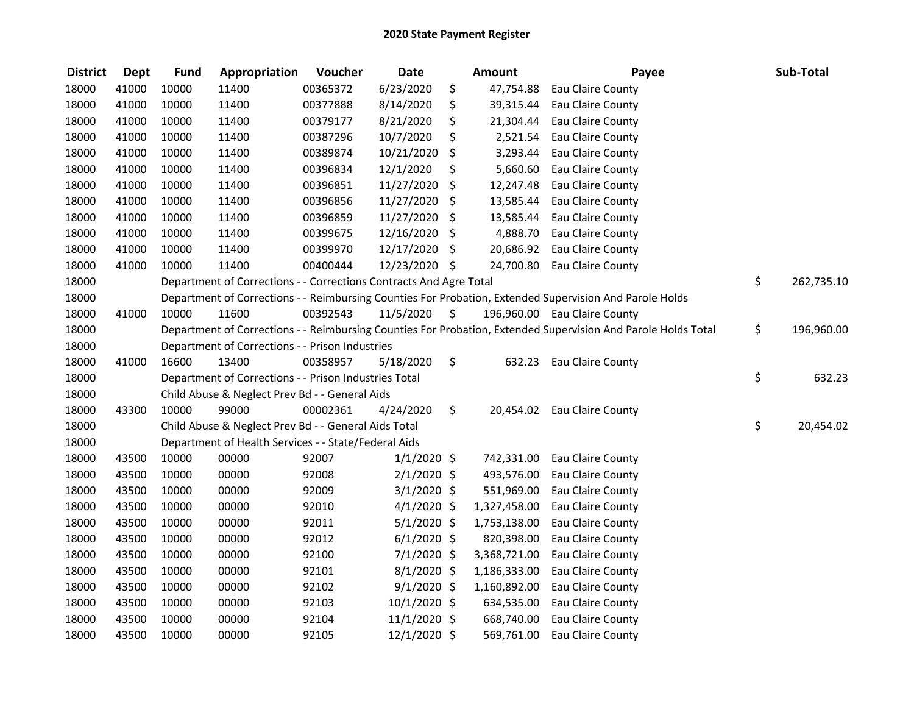# 2020 State Payment Register

| District | Dept | Fund | Appropriation | Voucher | Date | Amount | Payee | Sub-Total |
|---|---|---|---|---|---|---|---|---|
| 18000 | 41000 | 10000 | 11400 | 00365372 | 6/23/2020 | $ 47,754.88 | Eau Claire County | |
| 18000 | 41000 | 10000 | 11400 | 00377888 | 8/14/2020 | $ 39,315.44 | Eau Claire County | |
| 18000 | 41000 | 10000 | 11400 | 00379177 | 8/21/2020 | $ 21,304.44 | Eau Claire County | |
| 18000 | 41000 | 10000 | 11400 | 00387296 | 10/7/2020 | $ 2,521.54 | Eau Claire County | |
| 18000 | 41000 | 10000 | 11400 | 00389874 | 10/21/2020 | $ 3,293.44 | Eau Claire County | |
| 18000 | 41000 | 10000 | 11400 | 00396834 | 12/1/2020 | $ 5,660.60 | Eau Claire County | |
| 18000 | 41000 | 10000 | 11400 | 00396851 | 11/27/2020 | $ 12,247.48 | Eau Claire County | |
| 18000 | 41000 | 10000 | 11400 | 00396856 | 11/27/2020 | $ 13,585.44 | Eau Claire County | |
| 18000 | 41000 | 10000 | 11400 | 00396859 | 11/27/2020 | $ 13,585.44 | Eau Claire County | |
| 18000 | 41000 | 10000 | 11400 | 00399675 | 12/16/2020 | $ 4,888.70 | Eau Claire County | |
| 18000 | 41000 | 10000 | 11400 | 00399970 | 12/17/2020 | $ 20,686.92 | Eau Claire County | |
| 18000 | 41000 | 10000 | 11400 | 00400444 | 12/23/2020 | $ 24,700.80 | Eau Claire County | |
| 18000 | | Department of Corrections - - Corrections Contracts And Agre Total | | | | | | $ 262,735.10 |
| 18000 | | Department of Corrections - - Reimbursing Counties For Probation, Extended Supervision And Parole Holds | | | | | | |
| 18000 | 41000 | 10000 | 11600 | 00392543 | 11/5/2020 | $ 196,960.00 | Eau Claire County | |
| 18000 | | Department of Corrections - - Reimbursing Counties For Probation, Extended Supervision And Parole Holds Total | | | | | | $ 196,960.00 |
| 18000 | | Department of Corrections - - Prison Industries | | | | | | |
| 18000 | 41000 | 16600 | 13400 | 00358957 | 5/18/2020 | $ 632.23 | Eau Claire County | |
| 18000 | | Department of Corrections - - Prison Industries Total | | | | | | $ 632.23 |
| 18000 | | Child Abuse & Neglect Prev Bd - - General Aids | | | | | | |
| 18000 | 43300 | 10000 | 99000 | 00002361 | 4/24/2020 | $ 20,454.02 | Eau Claire County | |
| 18000 | | Child Abuse & Neglect Prev Bd - - General Aids Total | | | | | | $ 20,454.02 |
| 18000 | | Department of Health Services - - State/Federal Aids | | | | | | |
| 18000 | 43500 | 10000 | 00000 | 92007 | 1/1/2020 | $ 742,331.00 | Eau Claire County | |
| 18000 | 43500 | 10000 | 00000 | 92008 | 2/1/2020 | $ 493,576.00 | Eau Claire County | |
| 18000 | 43500 | 10000 | 00000 | 92009 | 3/1/2020 | $ 551,969.00 | Eau Claire County | |
| 18000 | 43500 | 10000 | 00000 | 92010 | 4/1/2020 | $ 1,327,458.00 | Eau Claire County | |
| 18000 | 43500 | 10000 | 00000 | 92011 | 5/1/2020 | $ 1,753,138.00 | Eau Claire County | |
| 18000 | 43500 | 10000 | 00000 | 92012 | 6/1/2020 | $ 820,398.00 | Eau Claire County | |
| 18000 | 43500 | 10000 | 00000 | 92100 | 7/1/2020 | $ 3,368,721.00 | Eau Claire County | |
| 18000 | 43500 | 10000 | 00000 | 92101 | 8/1/2020 | $ 1,186,333.00 | Eau Claire County | |
| 18000 | 43500 | 10000 | 00000 | 92102 | 9/1/2020 | $ 1,160,892.00 | Eau Claire County | |
| 18000 | 43500 | 10000 | 00000 | 92103 | 10/1/2020 | $ 634,535.00 | Eau Claire County | |
| 18000 | 43500 | 10000 | 00000 | 92104 | 11/1/2020 | $ 668,740.00 | Eau Claire County | |
| 18000 | 43500 | 10000 | 00000 | 92105 | 12/1/2020 | $ 569,761.00 | Eau Claire County | |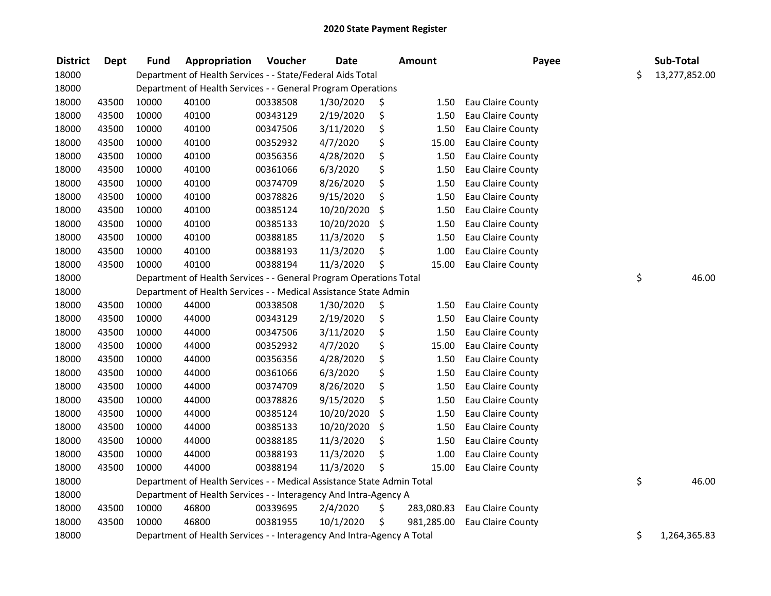# 2020 State Payment Register

| District | Dept | Fund | Appropriation | Voucher | Date | Amount | Payee | Sub-Total |
|---|---|---|---|---|---|---|---|---|
| 18000 | | Department of Health Services - - State/Federal Aids Total | | | | | | $ 13,277,852.00 |
| 18000 | | Department of Health Services - - General Program Operations | | | | | | |
| 18000 | 43500 | 10000 | 40100 | 00338508 | 1/30/2020 | $ 1.50 | Eau Claire County | |
| 18000 | 43500 | 10000 | 40100 | 00343129 | 2/19/2020 | $ 1.50 | Eau Claire County | |
| 18000 | 43500 | 10000 | 40100 | 00347506 | 3/11/2020 | $ 1.50 | Eau Claire County | |
| 18000 | 43500 | 10000 | 40100 | 00352932 | 4/7/2020 | $ 15.00 | Eau Claire County | |
| 18000 | 43500 | 10000 | 40100 | 00356356 | 4/28/2020 | $ 1.50 | Eau Claire County | |
| 18000 | 43500 | 10000 | 40100 | 00361066 | 6/3/2020 | $ 1.50 | Eau Claire County | |
| 18000 | 43500 | 10000 | 40100 | 00374709 | 8/26/2020 | $ 1.50 | Eau Claire County | |
| 18000 | 43500 | 10000 | 40100 | 00378826 | 9/15/2020 | $ 1.50 | Eau Claire County | |
| 18000 | 43500 | 10000 | 40100 | 00385124 | 10/20/2020 | $ 1.50 | Eau Claire County | |
| 18000 | 43500 | 10000 | 40100 | 00385133 | 10/20/2020 | $ 1.50 | Eau Claire County | |
| 18000 | 43500 | 10000 | 40100 | 00388185 | 11/3/2020 | $ 1.50 | Eau Claire County | |
| 18000 | 43500 | 10000 | 40100 | 00388193 | 11/3/2020 | $ 1.00 | Eau Claire County | |
| 18000 | 43500 | 10000 | 40100 | 00388194 | 11/3/2020 | $ 15.00 | Eau Claire County | |
| 18000 | | Department of Health Services - - General Program Operations Total | | | | | | $ 46.00 |
| 18000 | | Department of Health Services - - Medical Assistance State Admin | | | | | | |
| 18000 | 43500 | 10000 | 44000 | 00338508 | 1/30/2020 | $ 1.50 | Eau Claire County | |
| 18000 | 43500 | 10000 | 44000 | 00343129 | 2/19/2020 | $ 1.50 | Eau Claire County | |
| 18000 | 43500 | 10000 | 44000 | 00347506 | 3/11/2020 | $ 1.50 | Eau Claire County | |
| 18000 | 43500 | 10000 | 44000 | 00352932 | 4/7/2020 | $ 15.00 | Eau Claire County | |
| 18000 | 43500 | 10000 | 44000 | 00356356 | 4/28/2020 | $ 1.50 | Eau Claire County | |
| 18000 | 43500 | 10000 | 44000 | 00361066 | 6/3/2020 | $ 1.50 | Eau Claire County | |
| 18000 | 43500 | 10000 | 44000 | 00374709 | 8/26/2020 | $ 1.50 | Eau Claire County | |
| 18000 | 43500 | 10000 | 44000 | 00378826 | 9/15/2020 | $ 1.50 | Eau Claire County | |
| 18000 | 43500 | 10000 | 44000 | 00385124 | 10/20/2020 | $ 1.50 | Eau Claire County | |
| 18000 | 43500 | 10000 | 44000 | 00385133 | 10/20/2020 | $ 1.50 | Eau Claire County | |
| 18000 | 43500 | 10000 | 44000 | 00388185 | 11/3/2020 | $ 1.50 | Eau Claire County | |
| 18000 | 43500 | 10000 | 44000 | 00388193 | 11/3/2020 | $ 1.00 | Eau Claire County | |
| 18000 | 43500 | 10000 | 44000 | 00388194 | 11/3/2020 | $ 15.00 | Eau Claire County | |
| 18000 | | Department of Health Services - - Medical Assistance State Admin Total | | | | | | $ 46.00 |
| 18000 | | Department of Health Services - - Interagency And Intra-Agency A | | | | | | |
| 18000 | 43500 | 10000 | 46800 | 00339695 | 2/4/2020 | $ 283,080.83 | Eau Claire County | |
| 18000 | 43500 | 10000 | 46800 | 00381955 | 10/1/2020 | $ 981,285.00 | Eau Claire County | |
| 18000 | | Department of Health Services - - Interagency And Intra-Agency A Total | | | | | | $ 1,264,365.83 |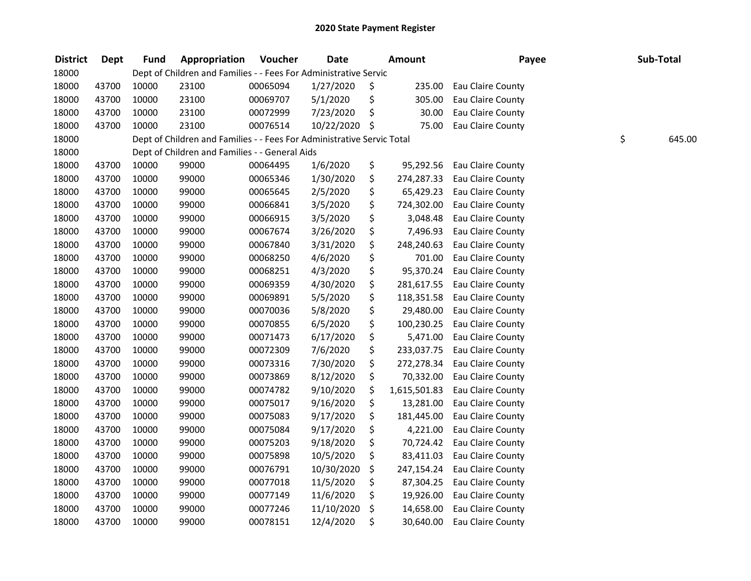# 2020 State Payment Register

| District | Dept | Fund | Appropriation | Voucher | Date | Amount | Payee | Sub-Total |
|---|---|---|---|---|---|---|---|---|
| 18000 | | Dept of Children and Families - - Fees For Administrative Servic | | | | | | |
| 18000 | 43700 | 10000 | 23100 | 00065094 | 1/27/2020 | $ 235.00 | Eau Claire County | |
| 18000 | 43700 | 10000 | 23100 | 00069707 | 5/1/2020 | $ 305.00 | Eau Claire County | |
| 18000 | 43700 | 10000 | 23100 | 00072999 | 7/23/2020 | $ 30.00 | Eau Claire County | |
| 18000 | 43700 | 10000 | 23100 | 00076514 | 10/22/2020 | $ 75.00 | Eau Claire County | |
| 18000 | | Dept of Children and Families - - Fees For Administrative Servic Total | | | | | | $ 645.00 |
| 18000 | | Dept of Children and Families - - General Aids | | | | | | |
| 18000 | 43700 | 10000 | 99000 | 00064495 | 1/6/2020 | $ 95,292.56 | Eau Claire County | |
| 18000 | 43700 | 10000 | 99000 | 00065346 | 1/30/2020 | $ 274,287.33 | Eau Claire County | |
| 18000 | 43700 | 10000 | 99000 | 00065645 | 2/5/2020 | $ 65,429.23 | Eau Claire County | |
| 18000 | 43700 | 10000 | 99000 | 00066841 | 3/5/2020 | $ 724,302.00 | Eau Claire County | |
| 18000 | 43700 | 10000 | 99000 | 00066915 | 3/5/2020 | $ 3,048.48 | Eau Claire County | |
| 18000 | 43700 | 10000 | 99000 | 00067674 | 3/26/2020 | $ 7,496.93 | Eau Claire County | |
| 18000 | 43700 | 10000 | 99000 | 00067840 | 3/31/2020 | $ 248,240.63 | Eau Claire County | |
| 18000 | 43700 | 10000 | 99000 | 00068250 | 4/6/2020 | $ 701.00 | Eau Claire County | |
| 18000 | 43700 | 10000 | 99000 | 00068251 | 4/3/2020 | $ 95,370.24 | Eau Claire County | |
| 18000 | 43700 | 10000 | 99000 | 00069359 | 4/30/2020 | $ 281,617.55 | Eau Claire County | |
| 18000 | 43700 | 10000 | 99000 | 00069891 | 5/5/2020 | $ 118,351.58 | Eau Claire County | |
| 18000 | 43700 | 10000 | 99000 | 00070036 | 5/8/2020 | $ 29,480.00 | Eau Claire County | |
| 18000 | 43700 | 10000 | 99000 | 00070855 | 6/5/2020 | $ 100,230.25 | Eau Claire County | |
| 18000 | 43700 | 10000 | 99000 | 00071473 | 6/17/2020 | $ 5,471.00 | Eau Claire County | |
| 18000 | 43700 | 10000 | 99000 | 00072309 | 7/6/2020 | $ 233,037.75 | Eau Claire County | |
| 18000 | 43700 | 10000 | 99000 | 00073316 | 7/30/2020 | $ 272,278.34 | Eau Claire County | |
| 18000 | 43700 | 10000 | 99000 | 00073869 | 8/12/2020 | $ 70,332.00 | Eau Claire County | |
| 18000 | 43700 | 10000 | 99000 | 00074782 | 9/10/2020 | $ 1,615,501.83 | Eau Claire County | |
| 18000 | 43700 | 10000 | 99000 | 00075017 | 9/16/2020 | $ 13,281.00 | Eau Claire County | |
| 18000 | 43700 | 10000 | 99000 | 00075083 | 9/17/2020 | $ 181,445.00 | Eau Claire County | |
| 18000 | 43700 | 10000 | 99000 | 00075084 | 9/17/2020 | $ 4,221.00 | Eau Claire County | |
| 18000 | 43700 | 10000 | 99000 | 00075203 | 9/18/2020 | $ 70,724.42 | Eau Claire County | |
| 18000 | 43700 | 10000 | 99000 | 00075898 | 10/5/2020 | $ 83,411.03 | Eau Claire County | |
| 18000 | 43700 | 10000 | 99000 | 00076791 | 10/30/2020 | $ 247,154.24 | Eau Claire County | |
| 18000 | 43700 | 10000 | 99000 | 00077018 | 11/5/2020 | $ 87,304.25 | Eau Claire County | |
| 18000 | 43700 | 10000 | 99000 | 00077149 | 11/6/2020 | $ 19,926.00 | Eau Claire County | |
| 18000 | 43700 | 10000 | 99000 | 00077246 | 11/10/2020 | $ 14,658.00 | Eau Claire County | |
| 18000 | 43700 | 10000 | 99000 | 00078151 | 12/4/2020 | $ 30,640.00 | Eau Claire County | |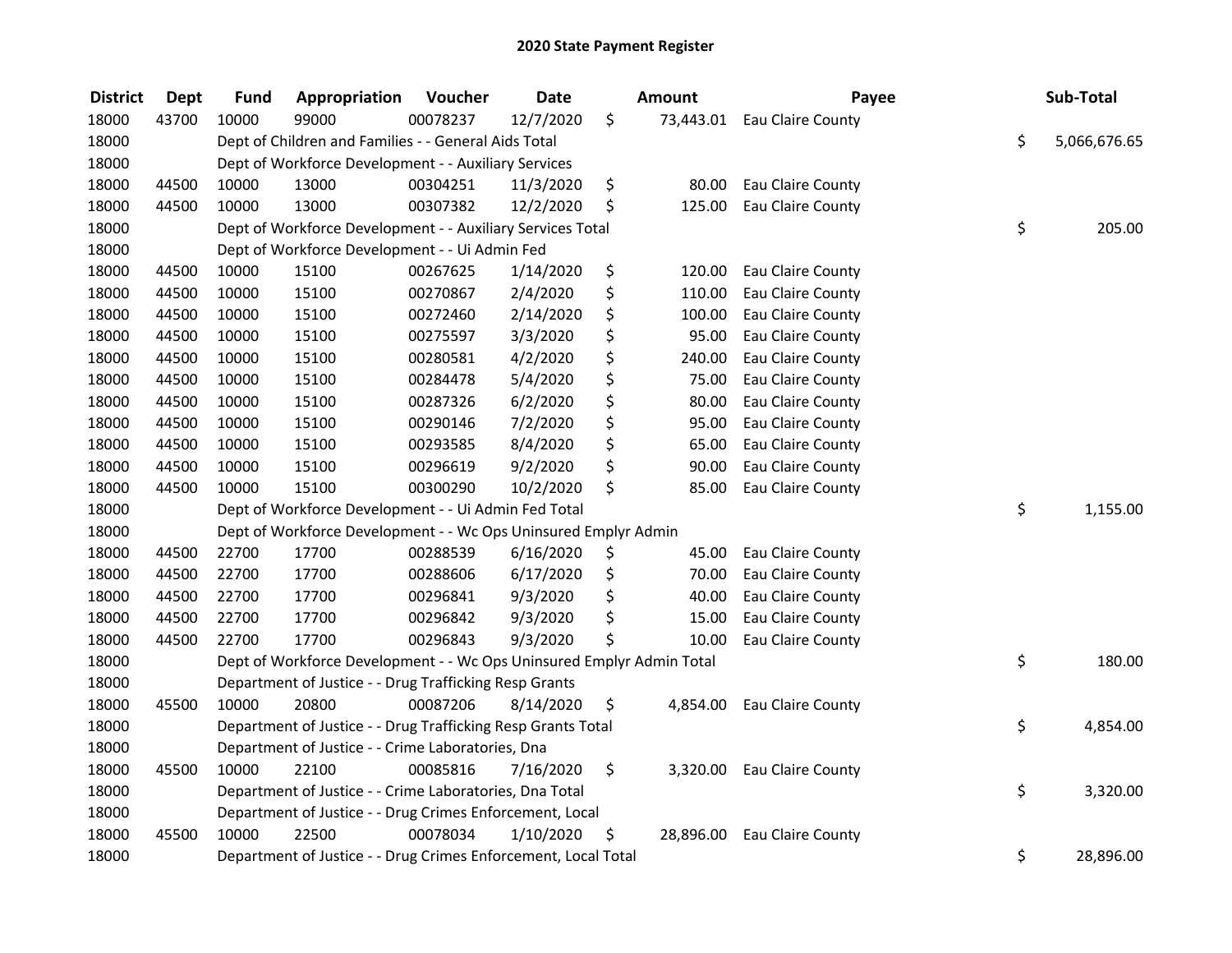# 2020 State Payment Register

| District | Dept | Fund | Appropriation | Voucher | Date | Amount | Payee | Sub-Total |
|---|---|---|---|---|---|---|---|---|
| 18000 | 43700 | 10000 | 99000 | 00078237 | 12/7/2020 | $ 73,443.01 | Eau Claire County | |
| 18000 | | Dept of Children and Families - - General Aids Total | | | | | | $ 5,066,676.65 |
| 18000 | | Dept of Workforce Development - - Auxiliary Services | | | | | | |
| 18000 | 44500 | 10000 | 13000 | 00304251 | 11/3/2020 | $ 80.00 | Eau Claire County | |
| 18000 | 44500 | 10000 | 13000 | 00307382 | 12/2/2020 | $ 125.00 | Eau Claire County | |
| 18000 | | Dept of Workforce Development - - Auxiliary Services Total | | | | | | $ 205.00 |
| 18000 | | Dept of Workforce Development - - Ui Admin Fed | | | | | | |
| 18000 | 44500 | 10000 | 15100 | 00267625 | 1/14/2020 | $ 120.00 | Eau Claire County | |
| 18000 | 44500 | 10000 | 15100 | 00270867 | 2/4/2020 | $ 110.00 | Eau Claire County | |
| 18000 | 44500 | 10000 | 15100 | 00272460 | 2/14/2020 | $ 100.00 | Eau Claire County | |
| 18000 | 44500 | 10000 | 15100 | 00275597 | 3/3/2020 | $ 95.00 | Eau Claire County | |
| 18000 | 44500 | 10000 | 15100 | 00280581 | 4/2/2020 | $ 240.00 | Eau Claire County | |
| 18000 | 44500 | 10000 | 15100 | 00284478 | 5/4/2020 | $ 75.00 | Eau Claire County | |
| 18000 | 44500 | 10000 | 15100 | 00287326 | 6/2/2020 | $ 80.00 | Eau Claire County | |
| 18000 | 44500 | 10000 | 15100 | 00290146 | 7/2/2020 | $ 95.00 | Eau Claire County | |
| 18000 | 44500 | 10000 | 15100 | 00293585 | 8/4/2020 | $ 65.00 | Eau Claire County | |
| 18000 | 44500 | 10000 | 15100 | 00296619 | 9/2/2020 | $ 90.00 | Eau Claire County | |
| 18000 | 44500 | 10000 | 15100 | 00300290 | 10/2/2020 | $ 85.00 | Eau Claire County | |
| 18000 | | Dept of Workforce Development - - Ui Admin Fed Total | | | | | | $ 1,155.00 |
| 18000 | | Dept of Workforce Development - - Wc Ops Uninsured Emplyr Admin | | | | | | |
| 18000 | 44500 | 22700 | 17700 | 00288539 | 6/16/2020 | $ 45.00 | Eau Claire County | |
| 18000 | 44500 | 22700 | 17700 | 00288606 | 6/17/2020 | $ 70.00 | Eau Claire County | |
| 18000 | 44500 | 22700 | 17700 | 00296841 | 9/3/2020 | $ 40.00 | Eau Claire County | |
| 18000 | 44500 | 22700 | 17700 | 00296842 | 9/3/2020 | $ 15.00 | Eau Claire County | |
| 18000 | 44500 | 22700 | 17700 | 00296843 | 9/3/2020 | $ 10.00 | Eau Claire County | |
| 18000 | | Dept of Workforce Development - - Wc Ops Uninsured Emplyr Admin Total | | | | | | $ 180.00 |
| 18000 | | Department of Justice - - Drug Trafficking Resp Grants | | | | | | |
| 18000 | 45500 | 10000 | 20800 | 00087206 | 8/14/2020 | $ 4,854.00 | Eau Claire County | |
| 18000 | | Department of Justice - - Drug Trafficking Resp Grants Total | | | | | | $ 4,854.00 |
| 18000 | | Department of Justice - - Crime Laboratories, Dna | | | | | | |
| 18000 | 45500 | 10000 | 22100 | 00085816 | 7/16/2020 | $ 3,320.00 | Eau Claire County | |
| 18000 | | Department of Justice - - Crime Laboratories, Dna Total | | | | | | $ 3,320.00 |
| 18000 | | Department of Justice - - Drug Crimes Enforcement, Local | | | | | | |
| 18000 | 45500 | 10000 | 22500 | 00078034 | 1/10/2020 | $ 28,896.00 | Eau Claire County | |
| 18000 | | Department of Justice - - Drug Crimes Enforcement, Local Total | | | | | | $ 28,896.00 |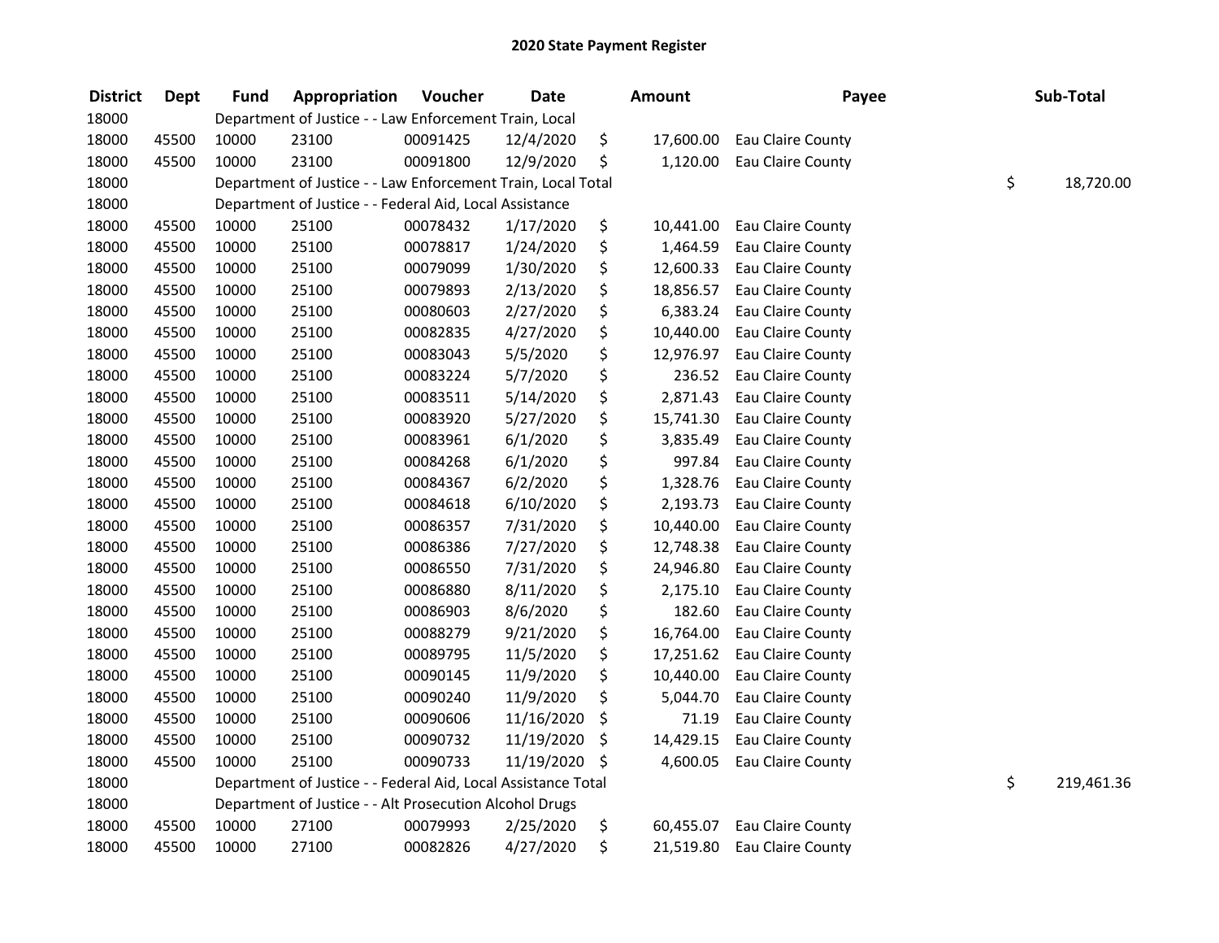# 2020 State Payment Register

| District | Dept | Fund | Appropriation | Voucher | Date | Amount | Payee | Sub-Total |
|---|---|---|---|---|---|---|---|---|
| 18000 | | Department of Justice - - Law Enforcement Train, Local | | | | | | |
| 18000 | 45500 | 10000 | 23100 | 00091425 | 12/4/2020 | $ 17,600.00 | Eau Claire County | |
| 18000 | 45500 | 10000 | 23100 | 00091800 | 12/9/2020 | $ 1,120.00 | Eau Claire County | |
| 18000 | | Department of Justice - - Law Enforcement Train, Local Total | | | | | | $ 18,720.00 |
| 18000 | | Department of Justice - - Federal Aid, Local Assistance | | | | | | |
| 18000 | 45500 | 10000 | 25100 | 00078432 | 1/17/2020 | $ 10,441.00 | Eau Claire County | |
| 18000 | 45500 | 10000 | 25100 | 00078817 | 1/24/2020 | $ 1,464.59 | Eau Claire County | |
| 18000 | 45500 | 10000 | 25100 | 00079099 | 1/30/2020 | $ 12,600.33 | Eau Claire County | |
| 18000 | 45500 | 10000 | 25100 | 00079893 | 2/13/2020 | $ 18,856.57 | Eau Claire County | |
| 18000 | 45500 | 10000 | 25100 | 00080603 | 2/27/2020 | $ 6,383.24 | Eau Claire County | |
| 18000 | 45500 | 10000 | 25100 | 00082835 | 4/27/2020 | $ 10,440.00 | Eau Claire County | |
| 18000 | 45500 | 10000 | 25100 | 00083043 | 5/5/2020 | $ 12,976.97 | Eau Claire County | |
| 18000 | 45500 | 10000 | 25100 | 00083224 | 5/7/2020 | $ 236.52 | Eau Claire County | |
| 18000 | 45500 | 10000 | 25100 | 00083511 | 5/14/2020 | $ 2,871.43 | Eau Claire County | |
| 18000 | 45500 | 10000 | 25100 | 00083920 | 5/27/2020 | $ 15,741.30 | Eau Claire County | |
| 18000 | 45500 | 10000 | 25100 | 00083961 | 6/1/2020 | $ 3,835.49 | Eau Claire County | |
| 18000 | 45500 | 10000 | 25100 | 00084268 | 6/1/2020 | $ 997.84 | Eau Claire County | |
| 18000 | 45500 | 10000 | 25100 | 00084367 | 6/2/2020 | $ 1,328.76 | Eau Claire County | |
| 18000 | 45500 | 10000 | 25100 | 00084618 | 6/10/2020 | $ 2,193.73 | Eau Claire County | |
| 18000 | 45500 | 10000 | 25100 | 00086357 | 7/31/2020 | $ 10,440.00 | Eau Claire County | |
| 18000 | 45500 | 10000 | 25100 | 00086386 | 7/27/2020 | $ 12,748.38 | Eau Claire County | |
| 18000 | 45500 | 10000 | 25100 | 00086550 | 7/31/2020 | $ 24,946.80 | Eau Claire County | |
| 18000 | 45500 | 10000 | 25100 | 00086880 | 8/11/2020 | $ 2,175.10 | Eau Claire County | |
| 18000 | 45500 | 10000 | 25100 | 00086903 | 8/6/2020 | $ 182.60 | Eau Claire County | |
| 18000 | 45500 | 10000 | 25100 | 00088279 | 9/21/2020 | $ 16,764.00 | Eau Claire County | |
| 18000 | 45500 | 10000 | 25100 | 00089795 | 11/5/2020 | $ 17,251.62 | Eau Claire County | |
| 18000 | 45500 | 10000 | 25100 | 00090145 | 11/9/2020 | $ 10,440.00 | Eau Claire County | |
| 18000 | 45500 | 10000 | 25100 | 00090240 | 11/9/2020 | $ 5,044.70 | Eau Claire County | |
| 18000 | 45500 | 10000 | 25100 | 00090606 | 11/16/2020 | $ 71.19 | Eau Claire County | |
| 18000 | 45500 | 10000 | 25100 | 00090732 | 11/19/2020 | $ 14,429.15 | Eau Claire County | |
| 18000 | 45500 | 10000 | 25100 | 00090733 | 11/19/2020 | $ 4,600.05 | Eau Claire County | |
| 18000 | | Department of Justice - - Federal Aid, Local Assistance Total | | | | | | $ 219,461.36 |
| 18000 | | Department of Justice - - Alt Prosecution Alcohol Drugs | | | | | | |
| 18000 | 45500 | 10000 | 27100 | 00079993 | 2/25/2020 | $ 60,455.07 | Eau Claire County | |
| 18000 | 45500 | 10000 | 27100 | 00082826 | 4/27/2020 | $ 21,519.80 | Eau Claire County | |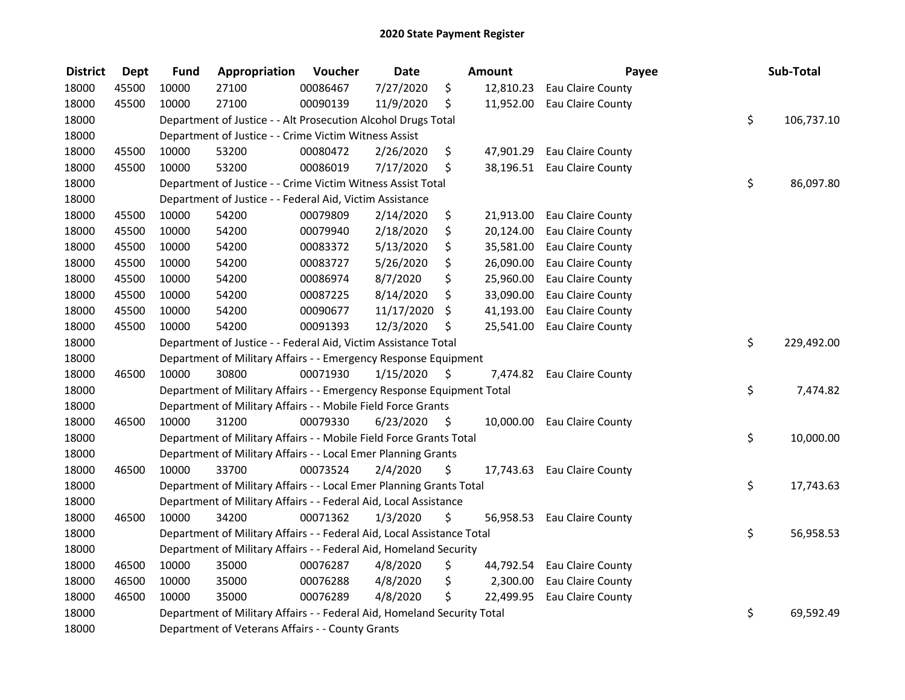# 2020 State Payment Register

| District | Dept | Fund | Appropriation | Voucher | Date | Amount | Payee | Sub-Total |
|---|---|---|---|---|---|---|---|---|
| 18000 | 45500 | 10000 | 27100 | 00086467 | 7/27/2020 | $ 12,810.23 | Eau Claire County | |
| 18000 | 45500 | 10000 | 27100 | 00090139 | 11/9/2020 | $ 11,952.00 | Eau Claire County | |
| 18000 | | Department of Justice - - Alt Prosecution Alcohol Drugs Total | | | | | | $ 106,737.10 |
| 18000 | | Department of Justice - - Crime Victim Witness Assist | | | | | | |
| 18000 | 45500 | 10000 | 53200 | 00080472 | 2/26/2020 | $ 47,901.29 | Eau Claire County | |
| 18000 | 45500 | 10000 | 53200 | 00086019 | 7/17/2020 | $ 38,196.51 | Eau Claire County | |
| 18000 | | Department of Justice - - Crime Victim Witness Assist Total | | | | | | $ 86,097.80 |
| 18000 | | Department of Justice - - Federal Aid, Victim Assistance | | | | | | |
| 18000 | 45500 | 10000 | 54200 | 00079809 | 2/14/2020 | $ 21,913.00 | Eau Claire County | |
| 18000 | 45500 | 10000 | 54200 | 00079940 | 2/18/2020 | $ 20,124.00 | Eau Claire County | |
| 18000 | 45500 | 10000 | 54200 | 00083372 | 5/13/2020 | $ 35,581.00 | Eau Claire County | |
| 18000 | 45500 | 10000 | 54200 | 00083727 | 5/26/2020 | $ 26,090.00 | Eau Claire County | |
| 18000 | 45500 | 10000 | 54200 | 00086974 | 8/7/2020 | $ 25,960.00 | Eau Claire County | |
| 18000 | 45500 | 10000 | 54200 | 00087225 | 8/14/2020 | $ 33,090.00 | Eau Claire County | |
| 18000 | 45500 | 10000 | 54200 | 00090677 | 11/17/2020 | $ 41,193.00 | Eau Claire County | |
| 18000 | 45500 | 10000 | 54200 | 00091393 | 12/3/2020 | $ 25,541.00 | Eau Claire County | |
| 18000 | | Department of Justice - - Federal Aid, Victim Assistance Total | | | | | | $ 229,492.00 |
| 18000 | | Department of Military Affairs - - Emergency Response Equipment | | | | | | |
| 18000 | 46500 | 10000 | 30800 | 00071930 | 1/15/2020 | $ 7,474.82 | Eau Claire County | |
| 18000 | | Department of Military Affairs - - Emergency Response Equipment Total | | | | | | $ 7,474.82 |
| 18000 | | Department of Military Affairs - - Mobile Field Force Grants | | | | | | |
| 18000 | 46500 | 10000 | 31200 | 00079330 | 6/23/2020 | $ 10,000.00 | Eau Claire County | |
| 18000 | | Department of Military Affairs - - Mobile Field Force Grants Total | | | | | | $ 10,000.00 |
| 18000 | | Department of Military Affairs - - Local Emer Planning Grants | | | | | | |
| 18000 | 46500 | 10000 | 33700 | 00073524 | 2/4/2020 | $ 17,743.63 | Eau Claire County | |
| 18000 | | Department of Military Affairs - - Local Emer Planning Grants Total | | | | | | $ 17,743.63 |
| 18000 | | Department of Military Affairs - - Federal Aid, Local Assistance | | | | | | |
| 18000 | 46500 | 10000 | 34200 | 00071362 | 1/3/2020 | $ 56,958.53 | Eau Claire County | |
| 18000 | | Department of Military Affairs - - Federal Aid, Local Assistance Total | | | | | | $ 56,958.53 |
| 18000 | | Department of Military Affairs - - Federal Aid, Homeland Security | | | | | | |
| 18000 | 46500 | 10000 | 35000 | 00076287 | 4/8/2020 | $ 44,792.54 | Eau Claire County | |
| 18000 | 46500 | 10000 | 35000 | 00076288 | 4/8/2020 | $ 2,300.00 | Eau Claire County | |
| 18000 | 46500 | 10000 | 35000 | 00076289 | 4/8/2020 | $ 22,499.95 | Eau Claire County | |
| 18000 | | Department of Military Affairs - - Federal Aid, Homeland Security Total | | | | | | $ 69,592.49 |
| 18000 | | Department of Veterans Affairs - - County Grants | | | | | | |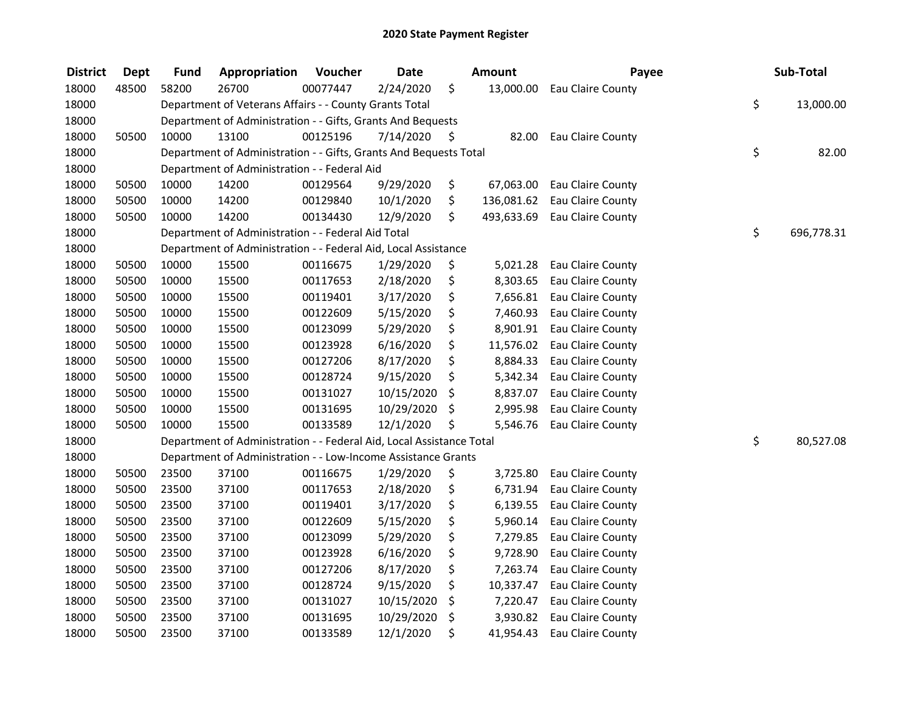# 2020 State Payment Register

| District | Dept | Fund | Appropriation | Voucher | Date | Amount | Payee | Sub-Total |
|---|---|---|---|---|---|---|---|---|
| 18000 | 48500 | 58200 | 26700 | 00077447 | 2/24/2020 | $ 13,000.00 | Eau Claire County | |
| 18000 | | Department of Veterans Affairs - - County Grants Total | | | | | | $ 13,000.00 |
| 18000 | | Department of Administration - - Gifts, Grants And Bequests | | | | | | |
| 18000 | 50500 | 10000 | 13100 | 00125196 | 7/14/2020 | $ 82.00 | Eau Claire County | |
| 18000 | | Department of Administration - - Gifts, Grants And Bequests Total | | | | | | $ 82.00 |
| 18000 | | Department of Administration - - Federal Aid | | | | | | |
| 18000 | 50500 | 10000 | 14200 | 00129564 | 9/29/2020 | $ 67,063.00 | Eau Claire County | |
| 18000 | 50500 | 10000 | 14200 | 00129840 | 10/1/2020 | $ 136,081.62 | Eau Claire County | |
| 18000 | 50500 | 10000 | 14200 | 00134430 | 12/9/2020 | $ 493,633.69 | Eau Claire County | |
| 18000 | | Department of Administration - - Federal Aid Total | | | | | | $ 696,778.31 |
| 18000 | | Department of Administration - - Federal Aid, Local Assistance | | | | | | |
| 18000 | 50500 | 10000 | 15500 | 00116675 | 1/29/2020 | $ 5,021.28 | Eau Claire County | |
| 18000 | 50500 | 10000 | 15500 | 00117653 | 2/18/2020 | $ 8,303.65 | Eau Claire County | |
| 18000 | 50500 | 10000 | 15500 | 00119401 | 3/17/2020 | $ 7,656.81 | Eau Claire County | |
| 18000 | 50500 | 10000 | 15500 | 00122609 | 5/15/2020 | $ 7,460.93 | Eau Claire County | |
| 18000 | 50500 | 10000 | 15500 | 00123099 | 5/29/2020 | $ 8,901.91 | Eau Claire County | |
| 18000 | 50500 | 10000 | 15500 | 00123928 | 6/16/2020 | $ 11,576.02 | Eau Claire County | |
| 18000 | 50500 | 10000 | 15500 | 00127206 | 8/17/2020 | $ 8,884.33 | Eau Claire County | |
| 18000 | 50500 | 10000 | 15500 | 00128724 | 9/15/2020 | $ 5,342.34 | Eau Claire County | |
| 18000 | 50500 | 10000 | 15500 | 00131027 | 10/15/2020 | $ 8,837.07 | Eau Claire County | |
| 18000 | 50500 | 10000 | 15500 | 00131695 | 10/29/2020 | $ 2,995.98 | Eau Claire County | |
| 18000 | 50500 | 10000 | 15500 | 00133589 | 12/1/2020 | $ 5,546.76 | Eau Claire County | |
| 18000 | | Department of Administration - - Federal Aid, Local Assistance Total | | | | | | $ 80,527.08 |
| 18000 | | Department of Administration - - Low-Income Assistance Grants | | | | | | |
| 18000 | 50500 | 23500 | 37100 | 00116675 | 1/29/2020 | $ 3,725.80 | Eau Claire County | |
| 18000 | 50500 | 23500 | 37100 | 00117653 | 2/18/2020 | $ 6,731.94 | Eau Claire County | |
| 18000 | 50500 | 23500 | 37100 | 00119401 | 3/17/2020 | $ 6,139.55 | Eau Claire County | |
| 18000 | 50500 | 23500 | 37100 | 00122609 | 5/15/2020 | $ 5,960.14 | Eau Claire County | |
| 18000 | 50500 | 23500 | 37100 | 00123099 | 5/29/2020 | $ 7,279.85 | Eau Claire County | |
| 18000 | 50500 | 23500 | 37100 | 00123928 | 6/16/2020 | $ 9,728.90 | Eau Claire County | |
| 18000 | 50500 | 23500 | 37100 | 00127206 | 8/17/2020 | $ 7,263.74 | Eau Claire County | |
| 18000 | 50500 | 23500 | 37100 | 00128724 | 9/15/2020 | $ 10,337.47 | Eau Claire County | |
| 18000 | 50500 | 23500 | 37100 | 00131027 | 10/15/2020 | $ 7,220.47 | Eau Claire County | |
| 18000 | 50500 | 23500 | 37100 | 00131695 | 10/29/2020 | $ 3,930.82 | Eau Claire County | |
| 18000 | 50500 | 23500 | 37100 | 00133589 | 12/1/2020 | $ 41,954.43 | Eau Claire County | |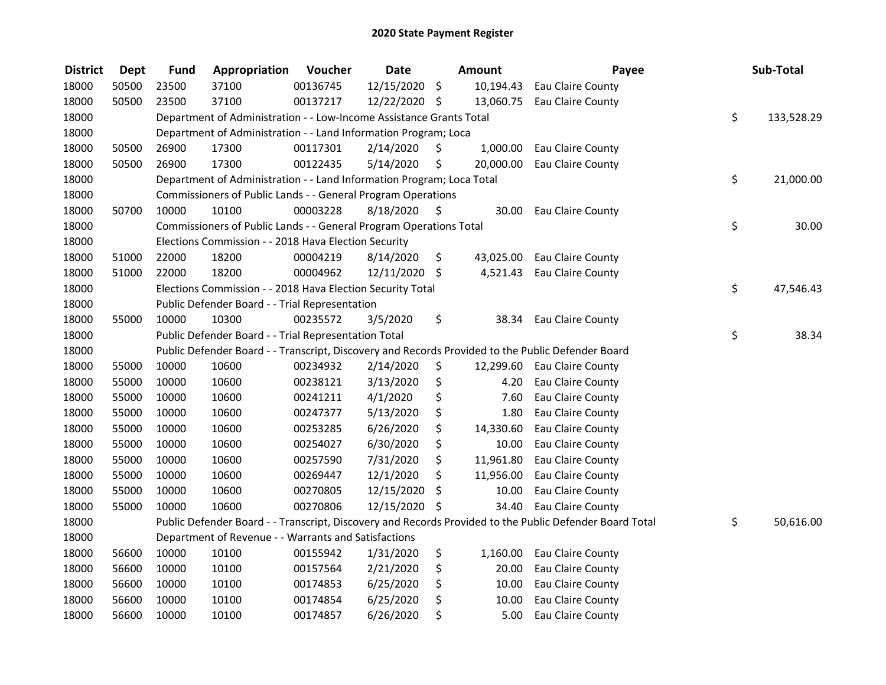## 2020 State Payment Register

| District | Dept | Fund | Appropriation | Voucher | Date | Amount | Payee | Sub-Total |
|---|---|---|---|---|---|---|---|---|
| 18000 | 50500 | 23500 | 37100 | 00136745 | 12/15/2020 | $ 10,194.43 | Eau Claire County | |
| 18000 | 50500 | 23500 | 37100 | 00137217 | 12/22/2020 | $ 13,060.75 | Eau Claire County | |
| 18000 | | Department of Administration - - Low-Income Assistance Grants Total | | | | | | $ 133,528.29 |
| 18000 | | Department of Administration - - Land Information Program; Loca | | | | | | |
| 18000 | 50500 | 26900 | 17300 | 00117301 | 2/14/2020 | $ 1,000.00 | Eau Claire County | |
| 18000 | 50500 | 26900 | 17300 | 00122435 | 5/14/2020 | $ 20,000.00 | Eau Claire County | |
| 18000 | | Department of Administration - - Land Information Program; Loca Total | | | | | | $ 21,000.00 |
| 18000 | | Commissioners of Public Lands - - General Program Operations | | | | | | |
| 18000 | 50700 | 10000 | 10100 | 00003228 | 8/18/2020 | $ 30.00 | Eau Claire County | |
| 18000 | | Commissioners of Public Lands - - General Program Operations Total | | | | | | $ 30.00 |
| 18000 | | Elections Commission - - 2018 Hava Election Security | | | | | | |
| 18000 | 51000 | 22000 | 18200 | 00004219 | 8/14/2020 | $ 43,025.00 | Eau Claire County | |
| 18000 | 51000 | 22000 | 18200 | 00004962 | 12/11/2020 | $ 4,521.43 | Eau Claire County | |
| 18000 | | Elections Commission - - 2018 Hava Election Security Total | | | | | | $ 47,546.43 |
| 18000 | | Public Defender Board - - Trial Representation | | | | | | |
| 18000 | 55000 | 10000 | 10300 | 00235572 | 3/5/2020 | $ 38.34 | Eau Claire County | |
| 18000 | | Public Defender Board - - Trial Representation Total | | | | | | $ 38.34 |
| 18000 | | Public Defender Board - - Transcript, Discovery and Records Provided to the Public Defender Board | | | | | | |
| 18000 | 55000 | 10000 | 10600 | 00234932 | 2/14/2020 | $ 12,299.60 | Eau Claire County | |
| 18000 | 55000 | 10000 | 10600 | 00238121 | 3/13/2020 | $ 4.20 | Eau Claire County | |
| 18000 | 55000 | 10000 | 10600 | 00241211 | 4/1/2020 | $ 7.60 | Eau Claire County | |
| 18000 | 55000 | 10000 | 10600 | 00247377 | 5/13/2020 | $ 1.80 | Eau Claire County | |
| 18000 | 55000 | 10000 | 10600 | 00253285 | 6/26/2020 | $ 14,330.60 | Eau Claire County | |
| 18000 | 55000 | 10000 | 10600 | 00254027 | 6/30/2020 | $ 10.00 | Eau Claire County | |
| 18000 | 55000 | 10000 | 10600 | 00257590 | 7/31/2020 | $ 11,961.80 | Eau Claire County | |
| 18000 | 55000 | 10000 | 10600 | 00269447 | 12/1/2020 | $ 11,956.00 | Eau Claire County | |
| 18000 | 55000 | 10000 | 10600 | 00270805 | 12/15/2020 | $ 10.00 | Eau Claire County | |
| 18000 | 55000 | 10000 | 10600 | 00270806 | 12/15/2020 | $ 34.40 | Eau Claire County | |
| 18000 | | Public Defender Board - - Transcript, Discovery and Records Provided to the Public Defender Board Total | | | | | | $ 50,616.00 |
| 18000 | | Department of Revenue - - Warrants and Satisfactions | | | | | | |
| 18000 | 56600 | 10000 | 10100 | 00155942 | 1/31/2020 | $ 1,160.00 | Eau Claire County | |
| 18000 | 56600 | 10000 | 10100 | 00157564 | 2/21/2020 | $ 20.00 | Eau Claire County | |
| 18000 | 56600 | 10000 | 10100 | 00174853 | 6/25/2020 | $ 10.00 | Eau Claire County | |
| 18000 | 56600 | 10000 | 10100 | 00174854 | 6/25/2020 | $ 10.00 | Eau Claire County | |
| 18000 | 56600 | 10000 | 10100 | 00174857 | 6/26/2020 | $ 5.00 | Eau Claire County | |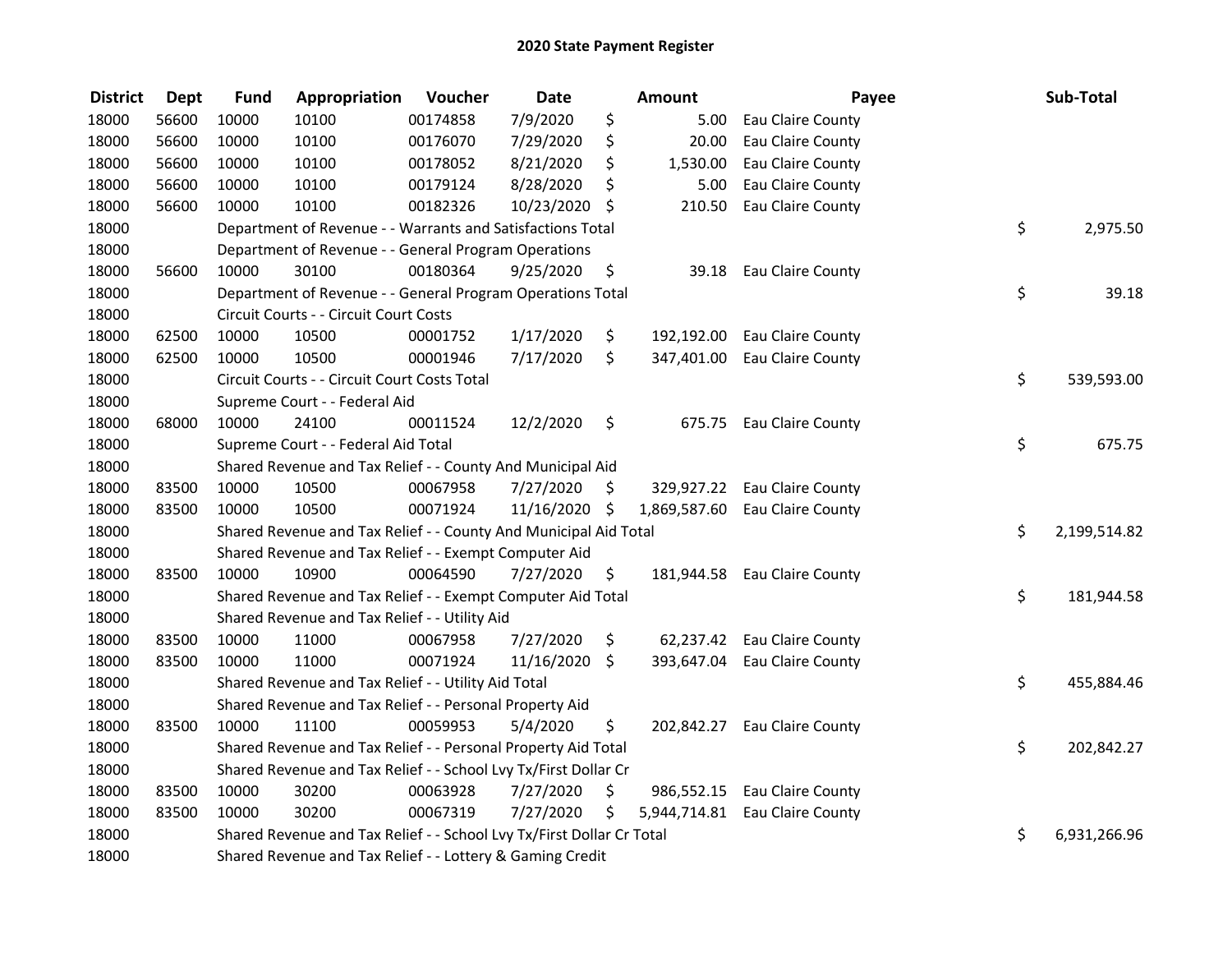# 2020 State Payment Register

| District | Dept | Fund | Appropriation | Voucher | Date | Amount | Payee | Sub-Total |
|---|---|---|---|---|---|---|---|---|
| 18000 | 56600 | 10000 | 10100 | 00174858 | 7/9/2020 | $ 5.00 | Eau Claire County | |
| 18000 | 56600 | 10000 | 10100 | 00176070 | 7/29/2020 | $ 20.00 | Eau Claire County | |
| 18000 | 56600 | 10000 | 10100 | 00178052 | 8/21/2020 | $ 1,530.00 | Eau Claire County | |
| 18000 | 56600 | 10000 | 10100 | 00179124 | 8/28/2020 | $ 5.00 | Eau Claire County | |
| 18000 | 56600 | 10000 | 10100 | 00182326 | 10/23/2020 | $ 210.50 | Eau Claire County | |
| 18000 | | Department of Revenue - - Warrants and Satisfactions Total | | | | | | $ 2,975.50 |
| 18000 | | Department of Revenue - - General Program Operations | | | | | | |
| 18000 | 56600 | 10000 | 30100 | 00180364 | 9/25/2020 | $ 39.18 | Eau Claire County | |
| 18000 | | Department of Revenue - - General Program Operations Total | | | | | | $ 39.18 |
| 18000 | | Circuit Courts - - Circuit Court Costs | | | | | | |
| 18000 | 62500 | 10000 | 10500 | 00001752 | 1/17/2020 | $ 192,192.00 | Eau Claire County | |
| 18000 | 62500 | 10000 | 10500 | 00001946 | 7/17/2020 | $ 347,401.00 | Eau Claire County | |
| 18000 | | Circuit Courts - - Circuit Court Costs Total | | | | | | $ 539,593.00 |
| 18000 | | Supreme Court - - Federal Aid | | | | | | |
| 18000 | 68000 | 10000 | 24100 | 00011524 | 12/2/2020 | $ 675.75 | Eau Claire County | |
| 18000 | | Supreme Court - - Federal Aid Total | | | | | | $ 675.75 |
| 18000 | | Shared Revenue and Tax Relief - - County And Municipal Aid | | | | | | |
| 18000 | 83500 | 10000 | 10500 | 00067958 | 7/27/2020 | $ 329,927.22 | Eau Claire County | |
| 18000 | 83500 | 10000 | 10500 | 00071924 | 11/16/2020 | $ 1,869,587.60 | Eau Claire County | |
| 18000 | | Shared Revenue and Tax Relief - - County And Municipal Aid Total | | | | | | $ 2,199,514.82 |
| 18000 | | Shared Revenue and Tax Relief - - Exempt Computer Aid | | | | | | |
| 18000 | 83500 | 10000 | 10900 | 00064590 | 7/27/2020 | $ 181,944.58 | Eau Claire County | |
| 18000 | | Shared Revenue and Tax Relief - - Exempt Computer Aid Total | | | | | | $ 181,944.58 |
| 18000 | | Shared Revenue and Tax Relief - - Utility Aid | | | | | | |
| 18000 | 83500 | 10000 | 11000 | 00067958 | 7/27/2020 | $ 62,237.42 | Eau Claire County | |
| 18000 | 83500 | 10000 | 11000 | 00071924 | 11/16/2020 | $ 393,647.04 | Eau Claire County | |
| 18000 | | Shared Revenue and Tax Relief - - Utility Aid Total | | | | | | $ 455,884.46 |
| 18000 | | Shared Revenue and Tax Relief - - Personal Property Aid | | | | | | |
| 18000 | 83500 | 10000 | 11100 | 00059953 | 5/4/2020 | $ 202,842.27 | Eau Claire County | |
| 18000 | | Shared Revenue and Tax Relief - - Personal Property Aid Total | | | | | | $ 202,842.27 |
| 18000 | | Shared Revenue and Tax Relief - - School Lvy Tx/First Dollar Cr | | | | | | |
| 18000 | 83500 | 10000 | 30200 | 00063928 | 7/27/2020 | $ 986,552.15 | Eau Claire County | |
| 18000 | 83500 | 10000 | 30200 | 00067319 | 7/27/2020 | $ 5,944,714.81 | Eau Claire County | |
| 18000 | | Shared Revenue and Tax Relief - - School Lvy Tx/First Dollar Cr Total | | | | | | $ 6,931,266.96 |
| 18000 | | Shared Revenue and Tax Relief - - Lottery & Gaming Credit | | | | | | |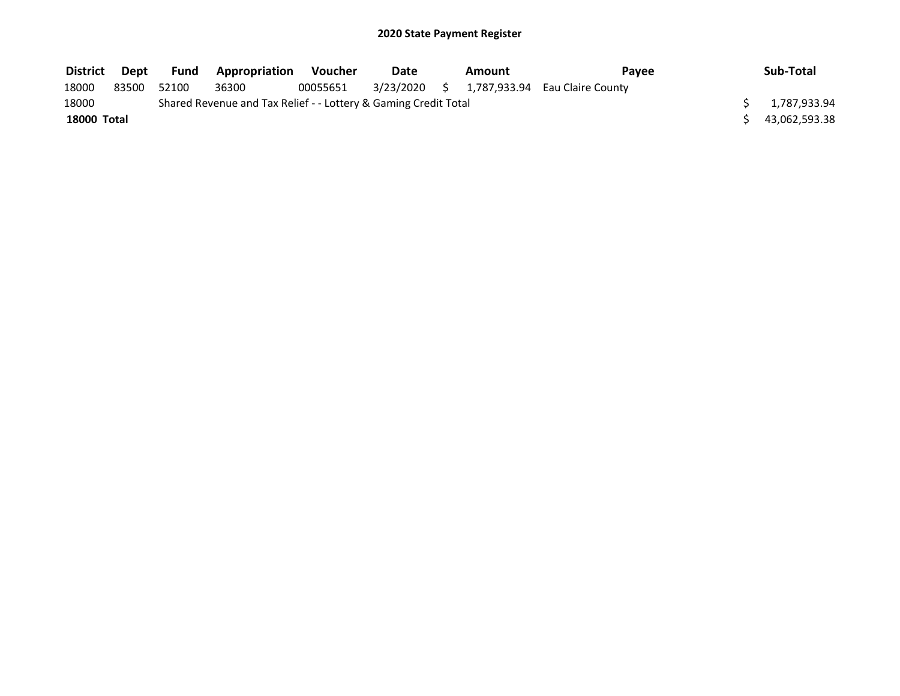**2020 State Payment Register**

| District | Dept | Fund | Appropriation | Voucher | Date | Amount | Payee | Sub-Total |
|---|---|---|---|---|---|---|---|---|
| 18000 | 83500 | 52100 | 36300 | 00055651 | 3/23/2020 | $ 1,787,933.94 | Eau Claire County | |
| 18000 | | Shared Revenue and Tax Relief - - Lottery & Gaming Credit Total | | | | | | $ 1,787,933.94 |
| **18000 Total** | | | | | | | | $ 43,062,593.38 |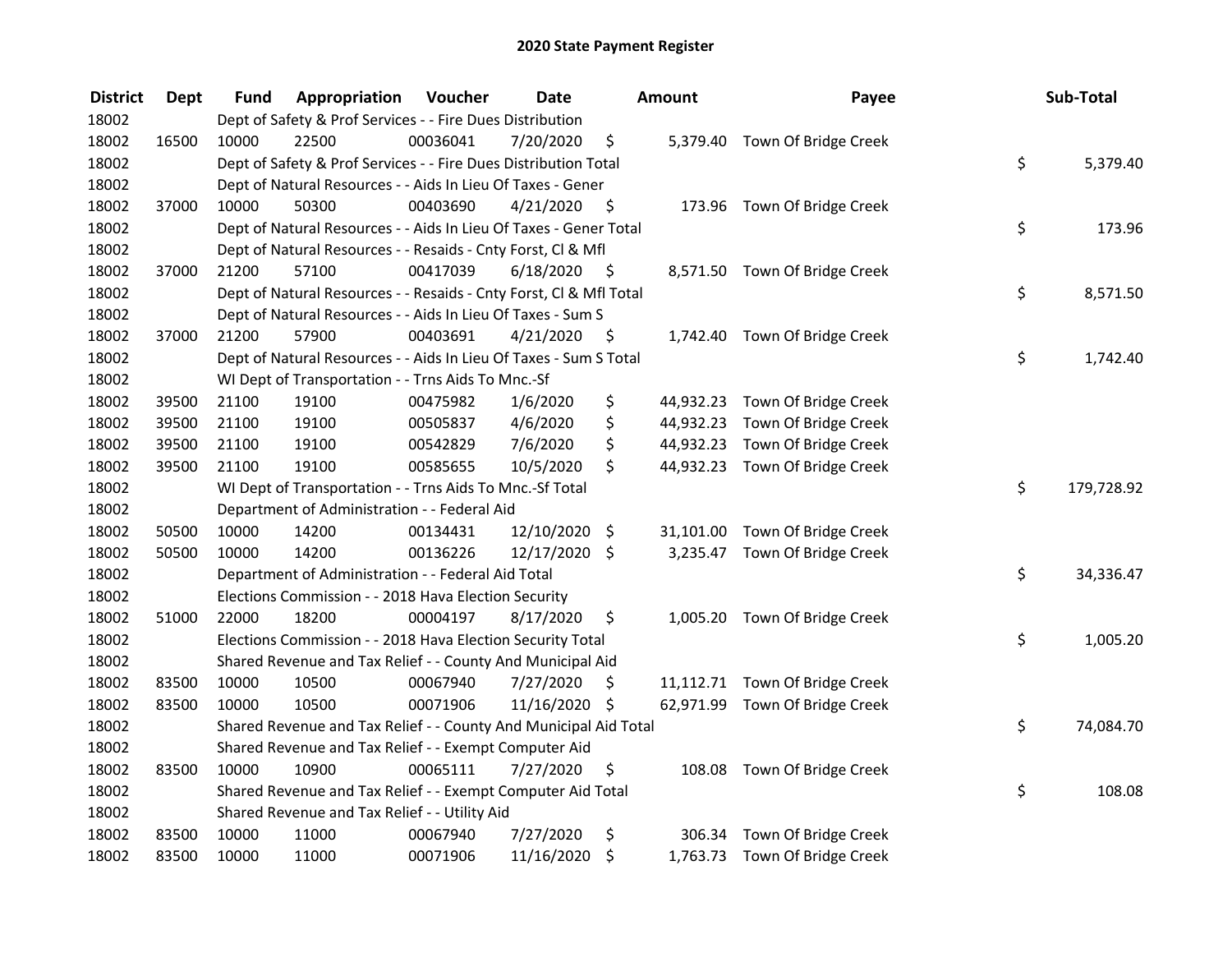## 2020 State Payment Register

| District | Dept | Fund | Appropriation | Voucher | Date | Amount | Payee | Sub-Total |
|---|---|---|---|---|---|---|---|---|
| 18002 | | Dept of Safety & Prof Services - - Fire Dues Distribution | | | | | | |
| 18002 | 16500 | 10000 | 22500 | 00036041 | 7/20/2020 | $ 5,379.40 | Town Of Bridge Creek | |
| 18002 | | Dept of Safety & Prof Services - - Fire Dues Distribution Total | | | | | | $ 5,379.40 |
| 18002 | | Dept of Natural Resources - - Aids In Lieu Of Taxes - Gener | | | | | | |
| 18002 | 37000 | 10000 | 50300 | 00403690 | 4/21/2020 | $ 173.96 | Town Of Bridge Creek | |
| 18002 | | Dept of Natural Resources - - Aids In Lieu Of Taxes - Gener Total | | | | | | $ 173.96 |
| 18002 | | Dept of Natural Resources - - Resaids - Cnty Forst, Cl & Mfl | | | | | | |
| 18002 | 37000 | 21200 | 57100 | 00417039 | 6/18/2020 | $ 8,571.50 | Town Of Bridge Creek | |
| 18002 | | Dept of Natural Resources - - Resaids - Cnty Forst, Cl & Mfl Total | | | | | | $ 8,571.50 |
| 18002 | | Dept of Natural Resources - - Aids In Lieu Of Taxes - Sum S | | | | | | |
| 18002 | 37000 | 21200 | 57900 | 00403691 | 4/21/2020 | $ 1,742.40 | Town Of Bridge Creek | |
| 18002 | | Dept of Natural Resources - - Aids In Lieu Of Taxes - Sum S Total | | | | | | $ 1,742.40 |
| 18002 | | WI Dept of Transportation - - Trns Aids To Mnc.-Sf | | | | | | |
| 18002 | 39500 | 21100 | 19100 | 00475982 | 1/6/2020 | $ 44,932.23 | Town Of Bridge Creek | |
| 18002 | 39500 | 21100 | 19100 | 00505837 | 4/6/2020 | $ 44,932.23 | Town Of Bridge Creek | |
| 18002 | 39500 | 21100 | 19100 | 00542829 | 7/6/2020 | $ 44,932.23 | Town Of Bridge Creek | |
| 18002 | 39500 | 21100 | 19100 | 00585655 | 10/5/2020 | $ 44,932.23 | Town Of Bridge Creek | |
| 18002 | | WI Dept of Transportation - - Trns Aids To Mnc.-Sf Total | | | | | | $ 179,728.92 |
| 18002 | | Department of Administration - - Federal Aid | | | | | | |
| 18002 | 50500 | 10000 | 14200 | 00134431 | 12/10/2020 | $ 31,101.00 | Town Of Bridge Creek | |
| 18002 | 50500 | 10000 | 14200 | 00136226 | 12/17/2020 | $ 3,235.47 | Town Of Bridge Creek | |
| 18002 | | Department of Administration - - Federal Aid Total | | | | | | $ 34,336.47 |
| 18002 | | Elections Commission - - 2018 Hava Election Security | | | | | | |
| 18002 | 51000 | 22000 | 18200 | 00004197 | 8/17/2020 | $ 1,005.20 | Town Of Bridge Creek | |
| 18002 | | Elections Commission - - 2018 Hava Election Security Total | | | | | | $ 1,005.20 |
| 18002 | | Shared Revenue and Tax Relief - - County And Municipal Aid | | | | | | |
| 18002 | 83500 | 10000 | 10500 | 00067940 | 7/27/2020 | $ 11,112.71 | Town Of Bridge Creek | |
| 18002 | 83500 | 10000 | 10500 | 00071906 | 11/16/2020 | $ 62,971.99 | Town Of Bridge Creek | |
| 18002 | | Shared Revenue and Tax Relief - - County And Municipal Aid Total | | | | | | $ 74,084.70 |
| 18002 | | Shared Revenue and Tax Relief - - Exempt Computer Aid | | | | | | |
| 18002 | 83500 | 10000 | 10900 | 00065111 | 7/27/2020 | $ 108.08 | Town Of Bridge Creek | |
| 18002 | | Shared Revenue and Tax Relief - - Exempt Computer Aid Total | | | | | | $ 108.08 |
| 18002 | | Shared Revenue and Tax Relief - - Utility Aid | | | | | | |
| 18002 | 83500 | 10000 | 11000 | 00067940 | 7/27/2020 | $ 306.34 | Town Of Bridge Creek | |
| 18002 | 83500 | 10000 | 11000 | 00071906 | 11/16/2020 | $ 1,763.73 | Town Of Bridge Creek | |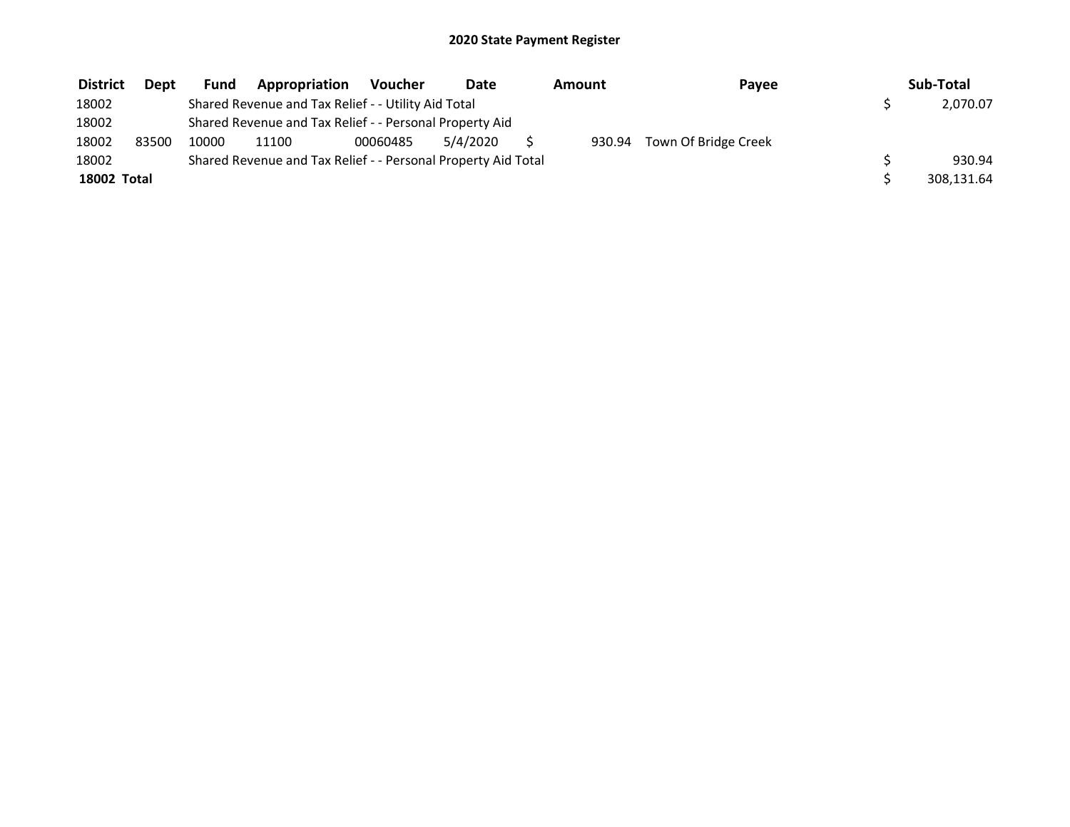# 2020 State Payment Register

| District | Dept | Fund | Appropriation | Voucher | Date | Amount | Payee | Sub-Total |
|---|---|---|---|---|---|---|---|---|
| 18002 | | Shared Revenue and Tax Relief - - Utility Aid Total | | | | | | $ 2,070.07 |
| 18002 | | Shared Revenue and Tax Relief - - Personal Property Aid | | | | | | |
| 18002 | 83500 | 10000 | 11100 | 00060485 | 5/4/2020 | $ 930.94 | Town Of Bridge Creek | |
| 18002 | | Shared Revenue and Tax Relief - - Personal Property Aid Total | | | | | | $ 930.94 |
| **18002 Total** | | | | | | | | $ 308,131.64 |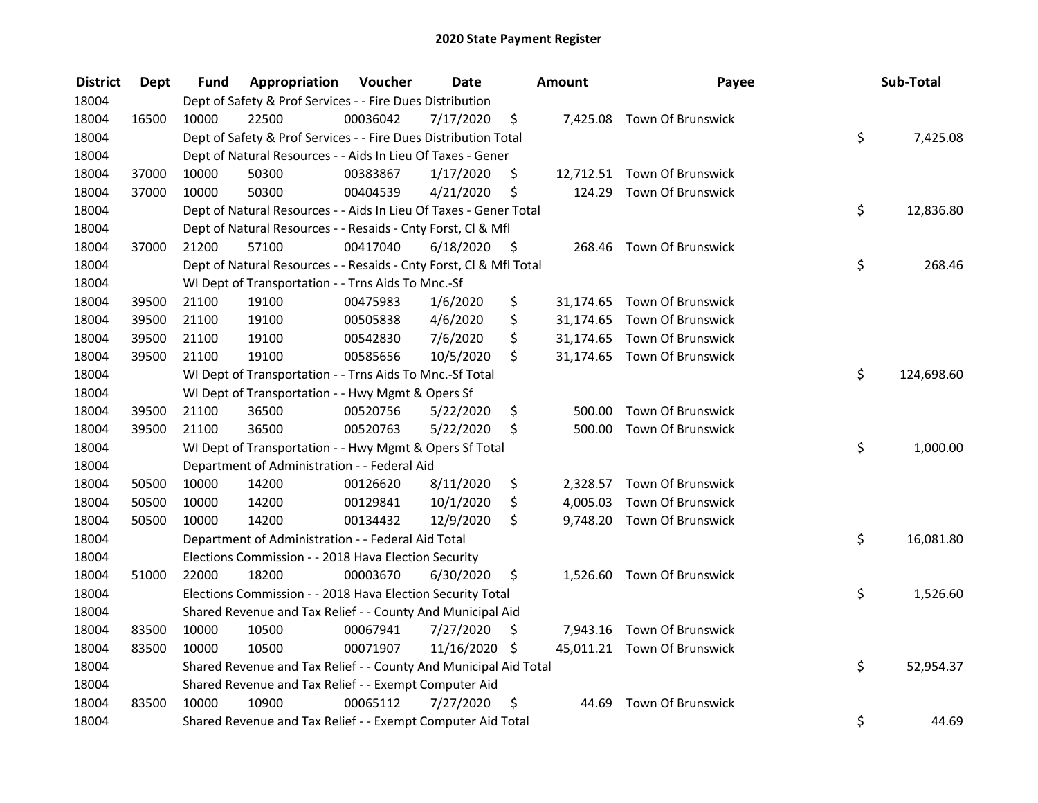# 2020 State Payment Register

| District | Dept | Fund | Appropriation | Voucher | Date | Amount | Payee | Sub-Total |
|---|---|---|---|---|---|---|---|---|
| 18004 | | Dept of Safety & Prof Services - - Fire Dues Distribution | | | | | | |
| 18004 | 16500 | 10000 | 22500 | 00036042 | 7/17/2020 | $ 7,425.08 | Town Of Brunswick | |
| 18004 | | Dept of Safety & Prof Services - - Fire Dues Distribution Total | | | | | | $ 7,425.08 |
| 18004 | | Dept of Natural Resources - - Aids In Lieu Of Taxes - Gener | | | | | | |
| 18004 | 37000 | 10000 | 50300 | 00383867 | 1/17/2020 | $ 12,712.51 | Town Of Brunswick | |
| 18004 | 37000 | 10000 | 50300 | 00404539 | 4/21/2020 | $ 124.29 | Town Of Brunswick | |
| 18004 | | Dept of Natural Resources - - Aids In Lieu Of Taxes - Gener Total | | | | | | $ 12,836.80 |
| 18004 | | Dept of Natural Resources - - Resaids - Cnty Forst, Cl & Mfl | | | | | | |
| 18004 | 37000 | 21200 | 57100 | 00417040 | 6/18/2020 | $ 268.46 | Town Of Brunswick | |
| 18004 | | Dept of Natural Resources - - Resaids - Cnty Forst, Cl & Mfl Total | | | | | | $ 268.46 |
| 18004 | | WI Dept of Transportation - - Trns Aids To Mnc.-Sf | | | | | | |
| 18004 | 39500 | 21100 | 19100 | 00475983 | 1/6/2020 | $ 31,174.65 | Town Of Brunswick | |
| 18004 | 39500 | 21100 | 19100 | 00505838 | 4/6/2020 | $ 31,174.65 | Town Of Brunswick | |
| 18004 | 39500 | 21100 | 19100 | 00542830 | 7/6/2020 | $ 31,174.65 | Town Of Brunswick | |
| 18004 | 39500 | 21100 | 19100 | 00585656 | 10/5/2020 | $ 31,174.65 | Town Of Brunswick | |
| 18004 | | WI Dept of Transportation - - Trns Aids To Mnc.-Sf Total | | | | | | $ 124,698.60 |
| 18004 | | WI Dept of Transportation - - Hwy Mgmt & Opers Sf | | | | | | |
| 18004 | 39500 | 21100 | 36500 | 00520756 | 5/22/2020 | $ 500.00 | Town Of Brunswick | |
| 18004 | 39500 | 21100 | 36500 | 00520763 | 5/22/2020 | $ 500.00 | Town Of Brunswick | |
| 18004 | | WI Dept of Transportation - - Hwy Mgmt & Opers Sf Total | | | | | | $ 1,000.00 |
| 18004 | | Department of Administration - - Federal Aid | | | | | | |
| 18004 | 50500 | 10000 | 14200 | 00126620 | 8/11/2020 | $ 2,328.57 | Town Of Brunswick | |
| 18004 | 50500 | 10000 | 14200 | 00129841 | 10/1/2020 | $ 4,005.03 | Town Of Brunswick | |
| 18004 | 50500 | 10000 | 14200 | 00134432 | 12/9/2020 | $ 9,748.20 | Town Of Brunswick | |
| 18004 | | Department of Administration - - Federal Aid Total | | | | | | $ 16,081.80 |
| 18004 | | Elections Commission - - 2018 Hava Election Security | | | | | | |
| 18004 | 51000 | 22000 | 18200 | 00003670 | 6/30/2020 | $ 1,526.60 | Town Of Brunswick | |
| 18004 | | Elections Commission - - 2018 Hava Election Security Total | | | | | | $ 1,526.60 |
| 18004 | | Shared Revenue and Tax Relief - - County And Municipal Aid | | | | | | |
| 18004 | 83500 | 10000 | 10500 | 00067941 | 7/27/2020 | $ 7,943.16 | Town Of Brunswick | |
| 18004 | 83500 | 10000 | 10500 | 00071907 | 11/16/2020 | $ 45,011.21 | Town Of Brunswick | |
| 18004 | | Shared Revenue and Tax Relief - - County And Municipal Aid Total | | | | | | $ 52,954.37 |
| 18004 | | Shared Revenue and Tax Relief - - Exempt Computer Aid | | | | | | |
| 18004 | 83500 | 10000 | 10900 | 00065112 | 7/27/2020 | $ 44.69 | Town Of Brunswick | |
| 18004 | | Shared Revenue and Tax Relief - - Exempt Computer Aid Total | | | | | | $ 44.69 |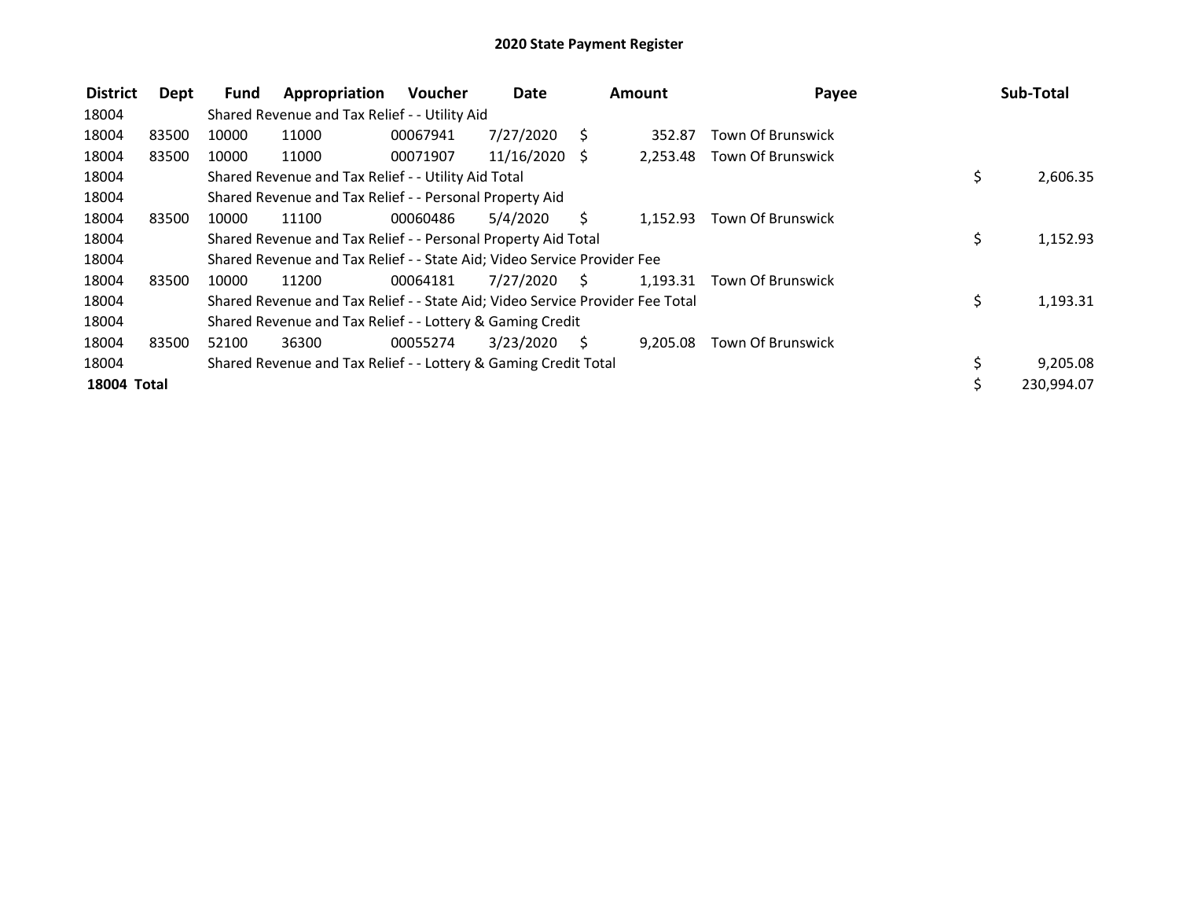# 2020 State Payment Register

| District | Dept | Fund | Appropriation | Voucher | Date | Amount | Payee | Sub-Total |
|---|---|---|---|---|---|---|---|---|
| 18004 | | Shared Revenue and Tax Relief - - Utility Aid | | | | | | |
| 18004 | 83500 | 10000 | 11000 | 00067941 | 7/27/2020 | $ 352.87 | Town Of Brunswick | |
| 18004 | 83500 | 10000 | 11000 | 00071907 | 11/16/2020 | $ 2,253.48 | Town Of Brunswick | |
| 18004 | | Shared Revenue and Tax Relief - - Utility Aid Total | | | | | | $ 2,606.35 |
| 18004 | | Shared Revenue and Tax Relief - - Personal Property Aid | | | | | | |
| 18004 | 83500 | 10000 | 11100 | 00060486 | 5/4/2020 | $ 1,152.93 | Town Of Brunswick | |
| 18004 | | Shared Revenue and Tax Relief - - Personal Property Aid Total | | | | | | $ 1,152.93 |
| 18004 | | Shared Revenue and Tax Relief - - State Aid; Video Service Provider Fee | | | | | | |
| 18004 | 83500 | 10000 | 11200 | 00064181 | 7/27/2020 | $ 1,193.31 | Town Of Brunswick | |
| 18004 | | Shared Revenue and Tax Relief - - State Aid; Video Service Provider Fee Total | | | | | | $ 1,193.31 |
| 18004 | | Shared Revenue and Tax Relief - - Lottery & Gaming Credit | | | | | | |
| 18004 | 83500 | 52100 | 36300 | 00055274 | 3/23/2020 | $ 9,205.08 | Town Of Brunswick | |
| 18004 | | Shared Revenue and Tax Relief - - Lottery & Gaming Credit Total | | | | | | $ 9,205.08 |
| **18004 Total** | | | | | | | | $ 230,994.07 |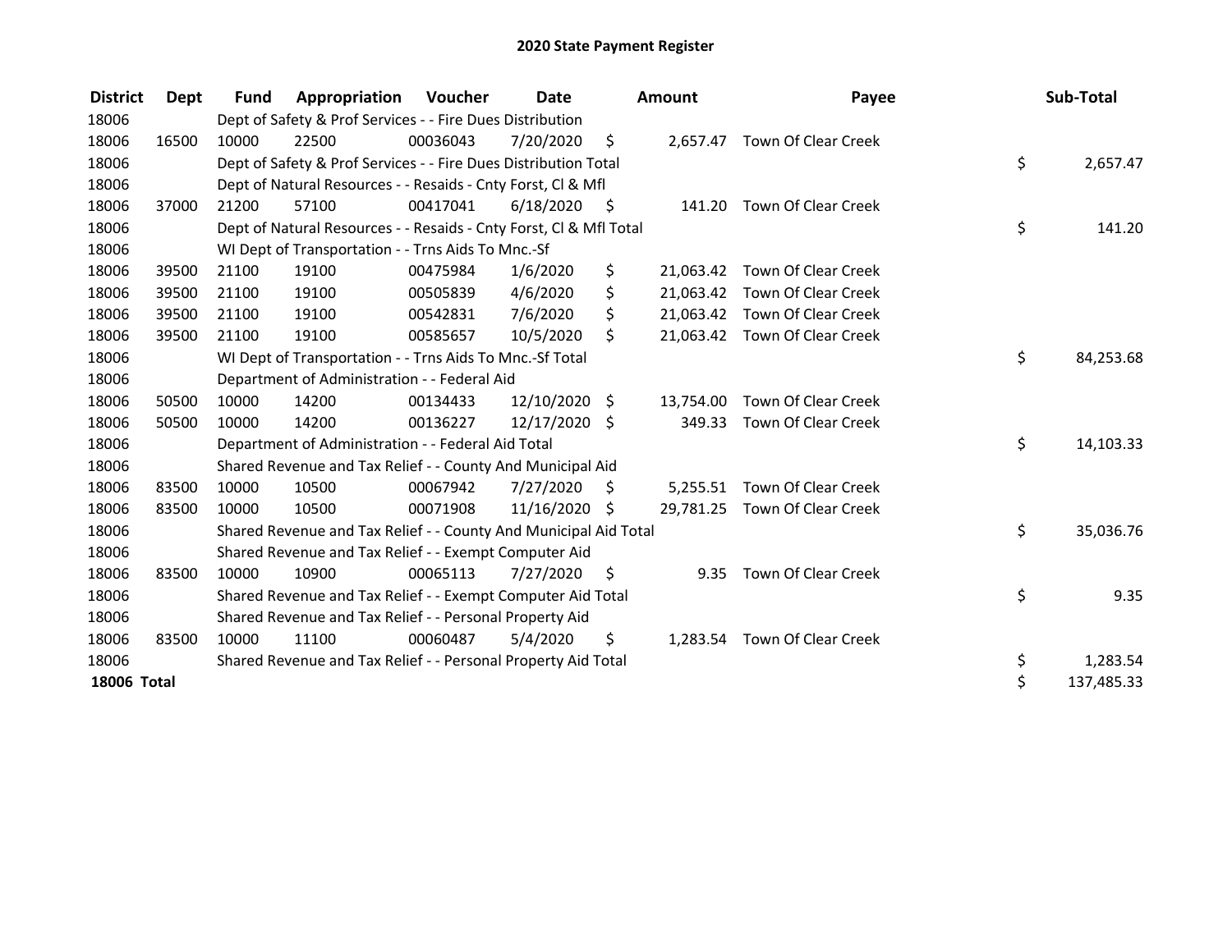# 2020 State Payment Register

| District | Dept | Fund | Appropriation | Voucher | Date | Amount | Payee | Sub-Total |
|---|---|---|---|---|---|---|---|---|
| 18006 | | Dept of Safety & Prof Services - - Fire Dues Distribution | | | | | | |
| 18006 | 16500 | 10000 | 22500 | 00036043 | 7/20/2020 | $ 2,657.47 | Town Of Clear Creek | |
| 18006 | | Dept of Safety & Prof Services - - Fire Dues Distribution Total | | | | | | $ 2,657.47 |
| 18006 | | Dept of Natural Resources - - Resaids - Cnty Forst, Cl & Mfl | | | | | | |
| 18006 | 37000 | 21200 | 57100 | 00417041 | 6/18/2020 | $ 141.20 | Town Of Clear Creek | |
| 18006 | | Dept of Natural Resources - - Resaids - Cnty Forst, Cl & Mfl Total | | | | | | $ 141.20 |
| 18006 | | WI Dept of Transportation - - Trns Aids To Mnc.-Sf | | | | | | |
| 18006 | 39500 | 21100 | 19100 | 00475984 | 1/6/2020 | $ 21,063.42 | Town Of Clear Creek | |
| 18006 | 39500 | 21100 | 19100 | 00505839 | 4/6/2020 | $ 21,063.42 | Town Of Clear Creek | |
| 18006 | 39500 | 21100 | 19100 | 00542831 | 7/6/2020 | $ 21,063.42 | Town Of Clear Creek | |
| 18006 | 39500 | 21100 | 19100 | 00585657 | 10/5/2020 | $ 21,063.42 | Town Of Clear Creek | |
| 18006 | | WI Dept of Transportation - - Trns Aids To Mnc.-Sf Total | | | | | | $ 84,253.68 |
| 18006 | | Department of Administration - - Federal Aid | | | | | | |
| 18006 | 50500 | 10000 | 14200 | 00134433 | 12/10/2020 | $ 13,754.00 | Town Of Clear Creek | |
| 18006 | 50500 | 10000 | 14200 | 00136227 | 12/17/2020 | $ 349.33 | Town Of Clear Creek | |
| 18006 | | Department of Administration - - Federal Aid Total | | | | | | $ 14,103.33 |
| 18006 | | Shared Revenue and Tax Relief - - County And Municipal Aid | | | | | | |
| 18006 | 83500 | 10000 | 10500 | 00067942 | 7/27/2020 | $ 5,255.51 | Town Of Clear Creek | |
| 18006 | 83500 | 10000 | 10500 | 00071908 | 11/16/2020 | $ 29,781.25 | Town Of Clear Creek | |
| 18006 | | Shared Revenue and Tax Relief - - County And Municipal Aid Total | | | | | | $ 35,036.76 |
| 18006 | | Shared Revenue and Tax Relief - - Exempt Computer Aid | | | | | | |
| 18006 | 83500 | 10000 | 10900 | 00065113 | 7/27/2020 | $ 9.35 | Town Of Clear Creek | |
| 18006 | | Shared Revenue and Tax Relief - - Exempt Computer Aid Total | | | | | | $ 9.35 |
| 18006 | | Shared Revenue and Tax Relief - - Personal Property Aid | | | | | | |
| 18006 | 83500 | 10000 | 11100 | 00060487 | 5/4/2020 | $ 1,283.54 | Town Of Clear Creek | |
| 18006 | | Shared Revenue and Tax Relief - - Personal Property Aid Total | | | | | | $ 1,283.54 |
| **18006 Total** | | | | | | | | $ 137,485.33 |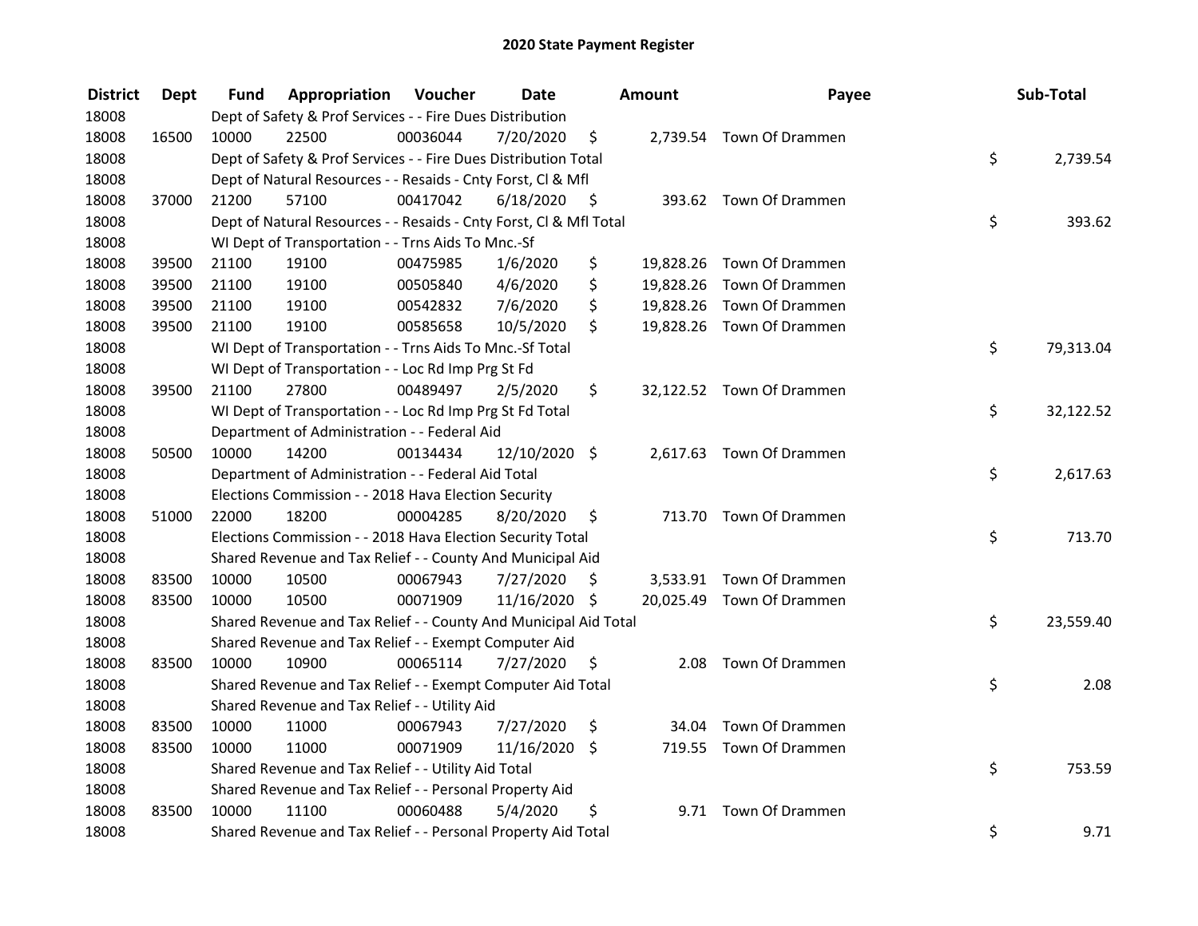# 2020 State Payment Register

| District | Dept | Fund | Appropriation | Voucher | Date | Amount | Payee | Sub-Total |
|---|---|---|---|---|---|---|---|---|
| 18008 | | Dept of Safety & Prof Services - - Fire Dues Distribution | | | | | | |
| 18008 | 16500 | 10000 | 22500 | 00036044 | 7/20/2020 | $ 2,739.54 | Town Of Drammen | |
| 18008 | | Dept of Safety & Prof Services - - Fire Dues Distribution Total | | | | | | $ 2,739.54 |
| 18008 | | Dept of Natural Resources - - Resaids - Cnty Forst, Cl & Mfl | | | | | | |
| 18008 | 37000 | 21200 | 57100 | 00417042 | 6/18/2020 | $ 393.62 | Town Of Drammen | |
| 18008 | | Dept of Natural Resources - - Resaids - Cnty Forst, Cl & Mfl Total | | | | | | $ 393.62 |
| 18008 | | WI Dept of Transportation - - Trns Aids To Mnc.-Sf | | | | | | |
| 18008 | 39500 | 21100 | 19100 | 00475985 | 1/6/2020 | $ 19,828.26 | Town Of Drammen | |
| 18008 | 39500 | 21100 | 19100 | 00505840 | 4/6/2020 | $ 19,828.26 | Town Of Drammen | |
| 18008 | 39500 | 21100 | 19100 | 00542832 | 7/6/2020 | $ 19,828.26 | Town Of Drammen | |
| 18008 | 39500 | 21100 | 19100 | 00585658 | 10/5/2020 | $ 19,828.26 | Town Of Drammen | |
| 18008 | | WI Dept of Transportation - - Trns Aids To Mnc.-Sf Total | | | | | | $ 79,313.04 |
| 18008 | | WI Dept of Transportation - - Loc Rd Imp Prg St Fd | | | | | | |
| 18008 | 39500 | 21100 | 27800 | 00489497 | 2/5/2020 | $ 32,122.52 | Town Of Drammen | |
| 18008 | | WI Dept of Transportation - - Loc Rd Imp Prg St Fd Total | | | | | | $ 32,122.52 |
| 18008 | | Department of Administration - - Federal Aid | | | | | | |
| 18008 | 50500 | 10000 | 14200 | 00134434 | 12/10/2020 | $ 2,617.63 | Town Of Drammen | |
| 18008 | | Department of Administration - - Federal Aid Total | | | | | | $ 2,617.63 |
| 18008 | | Elections Commission - - 2018 Hava Election Security | | | | | | |
| 18008 | 51000 | 22000 | 18200 | 00004285 | 8/20/2020 | $ 713.70 | Town Of Drammen | |
| 18008 | | Elections Commission - - 2018 Hava Election Security Total | | | | | | $ 713.70 |
| 18008 | | Shared Revenue and Tax Relief - - County And Municipal Aid | | | | | | |
| 18008 | 83500 | 10000 | 10500 | 00067943 | 7/27/2020 | $ 3,533.91 | Town Of Drammen | |
| 18008 | 83500 | 10000 | 10500 | 00071909 | 11/16/2020 | $ 20,025.49 | Town Of Drammen | |
| 18008 | | Shared Revenue and Tax Relief - - County And Municipal Aid Total | | | | | | $ 23,559.40 |
| 18008 | | Shared Revenue and Tax Relief - - Exempt Computer Aid | | | | | | |
| 18008 | 83500 | 10000 | 10900 | 00065114 | 7/27/2020 | $ 2.08 | Town Of Drammen | |
| 18008 | | Shared Revenue and Tax Relief - - Exempt Computer Aid Total | | | | | | $ 2.08 |
| 18008 | | Shared Revenue and Tax Relief - - Utility Aid | | | | | | |
| 18008 | 83500 | 10000 | 11000 | 00067943 | 7/27/2020 | $ 34.04 | Town Of Drammen | |
| 18008 | 83500 | 10000 | 11000 | 00071909 | 11/16/2020 | $ 719.55 | Town Of Drammen | |
| 18008 | | Shared Revenue and Tax Relief - - Utility Aid Total | | | | | | $ 753.59 |
| 18008 | | Shared Revenue and Tax Relief - - Personal Property Aid | | | | | | |
| 18008 | 83500 | 10000 | 11100 | 00060488 | 5/4/2020 | $ 9.71 | Town Of Drammen | |
| 18008 | | Shared Revenue and Tax Relief - - Personal Property Aid Total | | | | | | $ 9.71 |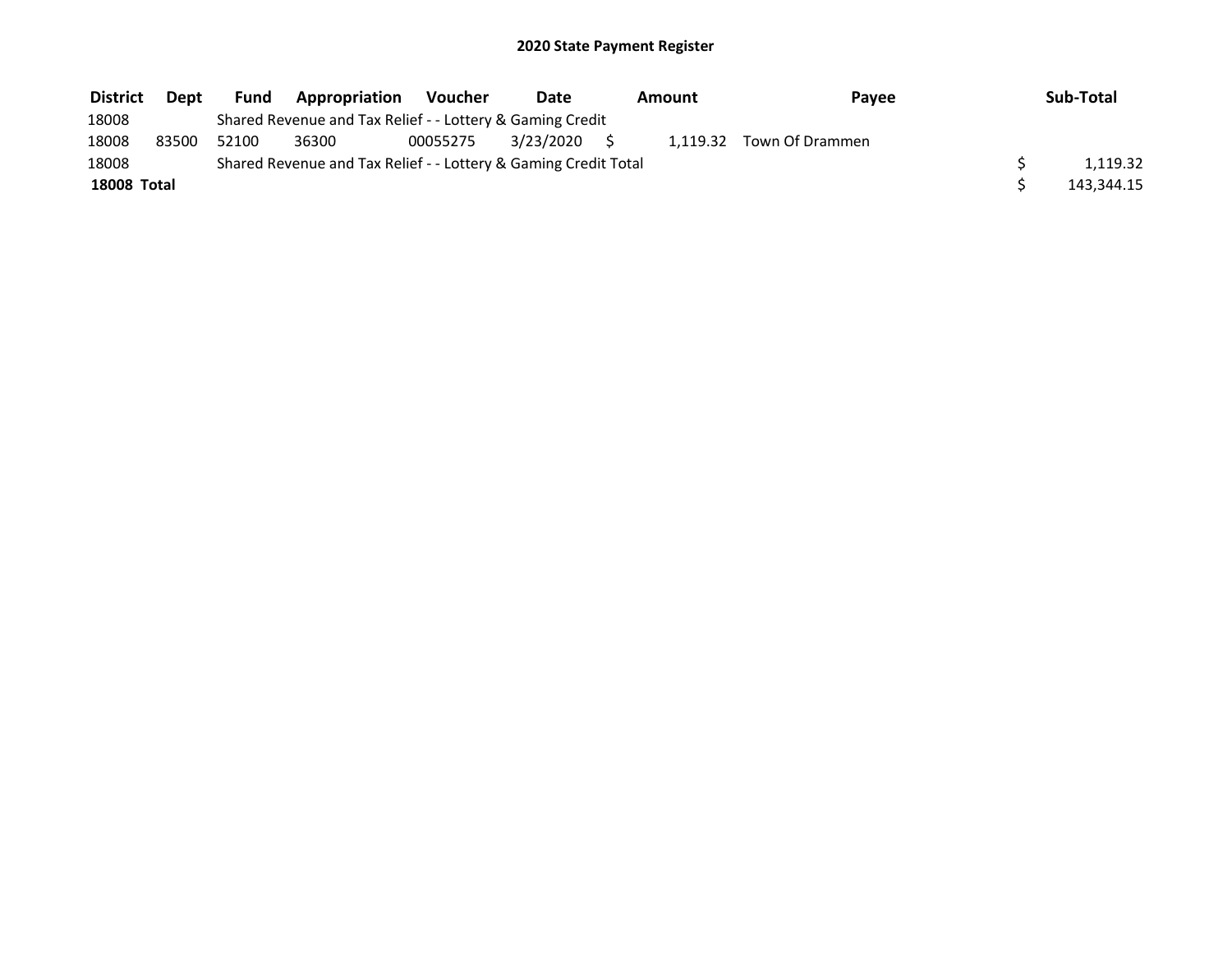**2020 State Payment Register**

| District | Dept | Fund | Appropriation | Voucher | Date | Amount | Payee | Sub-Total |
|---|---|---|---|---|---|---|---|---|
| 18008 | | Shared Revenue and Tax Relief - - Lottery & Gaming Credit | | | | | | |
| 18008 | 83500 | 52100 | 36300 | 00055275 | 3/23/2020 | $ 1,119.32 | Town Of Drammen | |
| 18008 | | Shared Revenue and Tax Relief - - Lottery & Gaming Credit Total | | | | | | $ 1,119.32 |
| **18008 Total** | | | | | | | | $ 143,344.15 |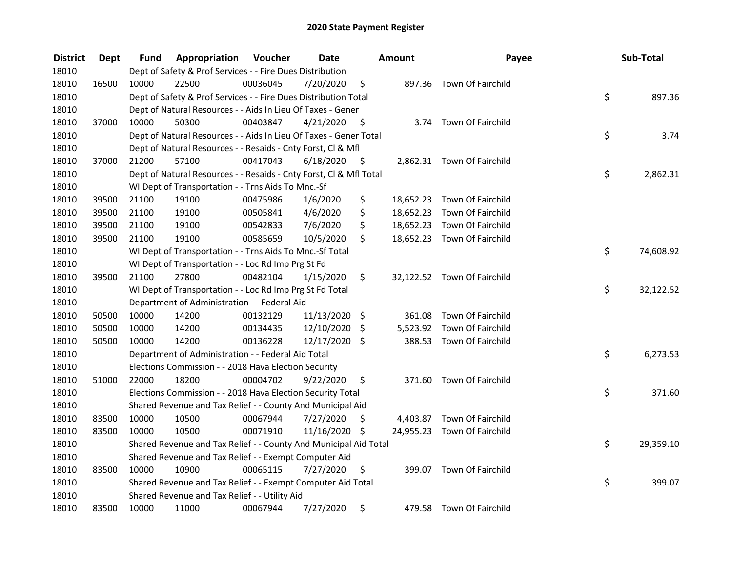## 2020 State Payment Register

| District | Dept | Fund | Appropriation | Voucher | Date | Amount | Payee | Sub-Total |
|---|---|---|---|---|---|---|---|---|
| 18010 | | Dept of Safety & Prof Services - - Fire Dues Distribution | | | | | | |
| 18010 | 16500 | 10000 | 22500 | 00036045 | 7/20/2020 | $ 897.36 | Town Of Fairchild | |
| 18010 | | Dept of Safety & Prof Services - - Fire Dues Distribution Total | | | | | | $ 897.36 |
| 18010 | | Dept of Natural Resources - - Aids In Lieu Of Taxes - Gener | | | | | | |
| 18010 | 37000 | 10000 | 50300 | 00403847 | 4/21/2020 | $ 3.74 | Town Of Fairchild | |
| 18010 | | Dept of Natural Resources - - Aids In Lieu Of Taxes - Gener Total | | | | | | $ 3.74 |
| 18010 | | Dept of Natural Resources - - Resaids - Cnty Forst, Cl & Mfl | | | | | | |
| 18010 | 37000 | 21200 | 57100 | 00417043 | 6/18/2020 | $ 2,862.31 | Town Of Fairchild | |
| 18010 | | Dept of Natural Resources - - Resaids - Cnty Forst, Cl & Mfl Total | | | | | | $ 2,862.31 |
| 18010 | | WI Dept of Transportation - - Trns Aids To Mnc.-Sf | | | | | | |
| 18010 | 39500 | 21100 | 19100 | 00475986 | 1/6/2020 | $ 18,652.23 | Town Of Fairchild | |
| 18010 | 39500 | 21100 | 19100 | 00505841 | 4/6/2020 | $ 18,652.23 | Town Of Fairchild | |
| 18010 | 39500 | 21100 | 19100 | 00542833 | 7/6/2020 | $ 18,652.23 | Town Of Fairchild | |
| 18010 | 39500 | 21100 | 19100 | 00585659 | 10/5/2020 | $ 18,652.23 | Town Of Fairchild | |
| 18010 | | WI Dept of Transportation - - Trns Aids To Mnc.-Sf Total | | | | | | $ 74,608.92 |
| 18010 | | WI Dept of Transportation - - Loc Rd Imp Prg St Fd | | | | | | |
| 18010 | 39500 | 21100 | 27800 | 00482104 | 1/15/2020 | $ 32,122.52 | Town Of Fairchild | |
| 18010 | | WI Dept of Transportation - - Loc Rd Imp Prg St Fd Total | | | | | | $ 32,122.52 |
| 18010 | | Department of Administration - - Federal Aid | | | | | | |
| 18010 | 50500 | 10000 | 14200 | 00132129 | 11/13/2020 | $ 361.08 | Town Of Fairchild | |
| 18010 | 50500 | 10000 | 14200 | 00134435 | 12/10/2020 | $ 5,523.92 | Town Of Fairchild | |
| 18010 | 50500 | 10000 | 14200 | 00136228 | 12/17/2020 | $ 388.53 | Town Of Fairchild | |
| 18010 | | Department of Administration - - Federal Aid Total | | | | | | $ 6,273.53 |
| 18010 | | Elections Commission - - 2018 Hava Election Security | | | | | | |
| 18010 | 51000 | 22000 | 18200 | 00004702 | 9/22/2020 | $ 371.60 | Town Of Fairchild | |
| 18010 | | Elections Commission - - 2018 Hava Election Security Total | | | | | | $ 371.60 |
| 18010 | | Shared Revenue and Tax Relief - - County And Municipal Aid | | | | | | |
| 18010 | 83500 | 10000 | 10500 | 00067944 | 7/27/2020 | $ 4,403.87 | Town Of Fairchild | |
| 18010 | 83500 | 10000 | 10500 | 00071910 | 11/16/2020 | $ 24,955.23 | Town Of Fairchild | |
| 18010 | | Shared Revenue and Tax Relief - - County And Municipal Aid Total | | | | | | $ 29,359.10 |
| 18010 | | Shared Revenue and Tax Relief - - Exempt Computer Aid | | | | | | |
| 18010 | 83500 | 10000 | 10900 | 00065115 | 7/27/2020 | $ 399.07 | Town Of Fairchild | |
| 18010 | | Shared Revenue and Tax Relief - - Exempt Computer Aid Total | | | | | | $ 399.07 |
| 18010 | | Shared Revenue and Tax Relief - - Utility Aid | | | | | | |
| 18010 | 83500 | 10000 | 11000 | 00067944 | 7/27/2020 | $ 479.58 | Town Of Fairchild | |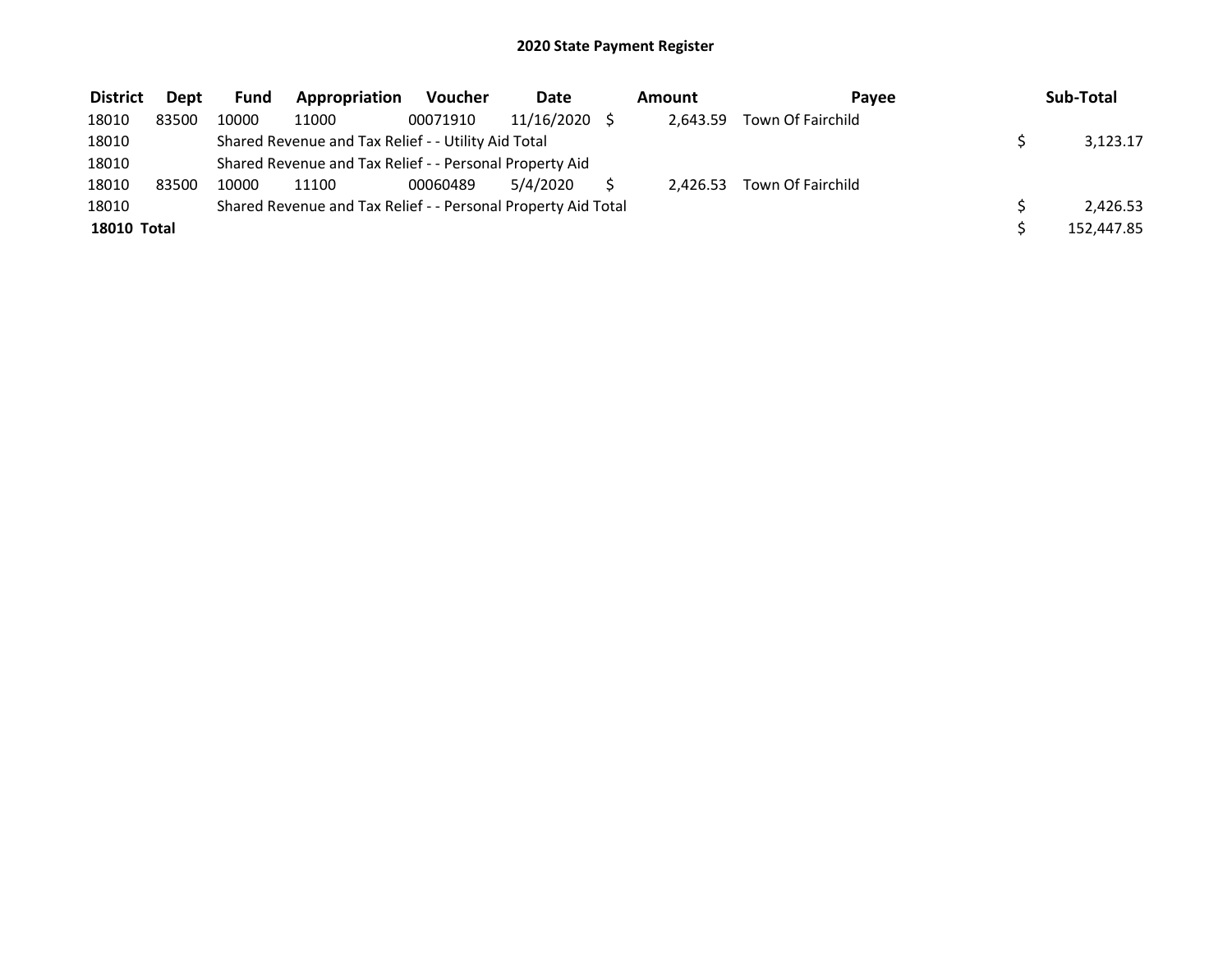# 2020 State Payment Register

| District | Dept | Fund | Appropriation | Voucher | Date | Amount | Payee | Sub-Total |
|---|---|---|---|---|---|---|---|---|
| 18010 | 83500 | 10000 | 11000 | 00071910 | 11/16/2020 | $ 2,643.59 | Town Of Fairchild | |
| 18010 | | Shared Revenue and Tax Relief - - Utility Aid Total | | | | | | $ 3,123.17 |
| 18010 | | Shared Revenue and Tax Relief - - Personal Property Aid | | | | | | |
| 18010 | 83500 | 10000 | 11100 | 00060489 | 5/4/2020 | $ 2,426.53 | Town Of Fairchild | |
| 18010 | | Shared Revenue and Tax Relief - - Personal Property Aid Total | | | | | | $ 2,426.53 |
| **18010 Total** | | | | | | | | $ 152,447.85 |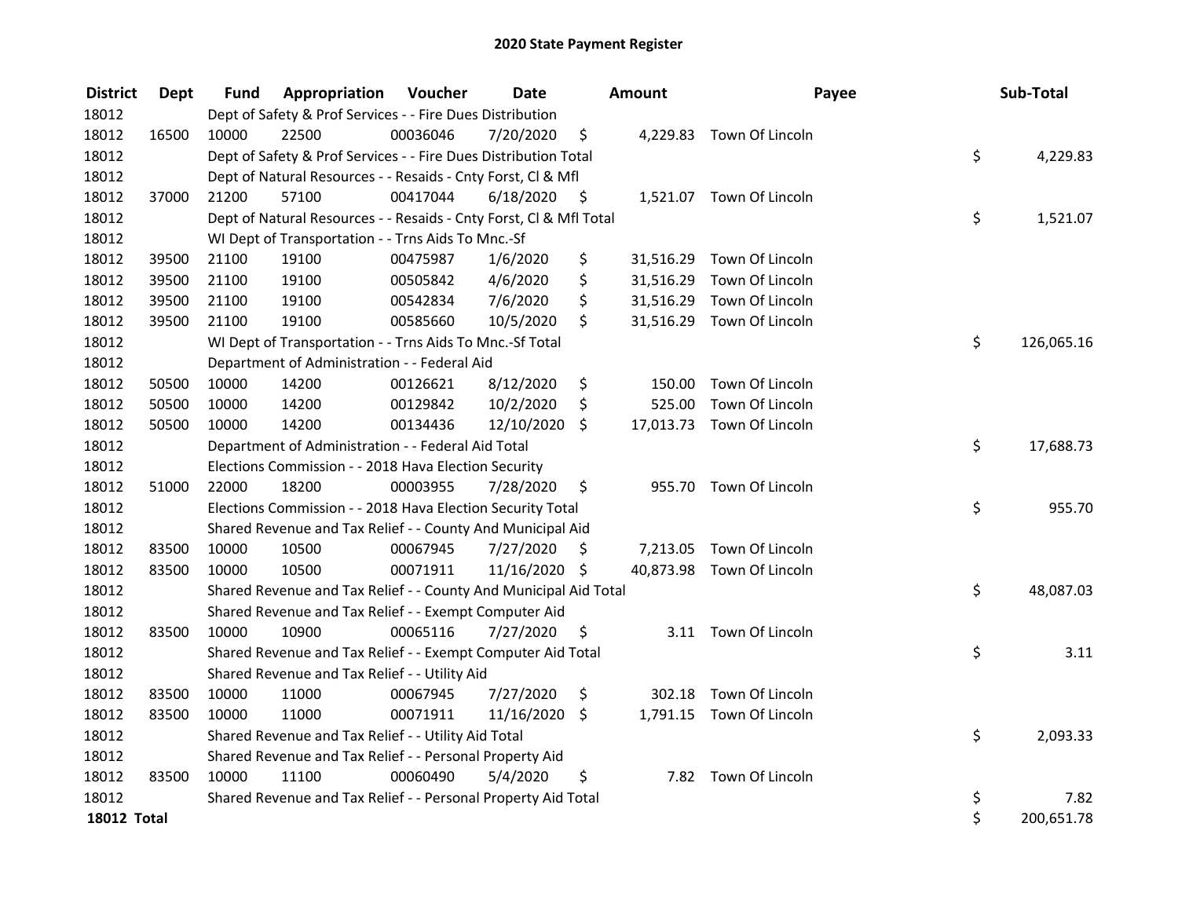## 2020 State Payment Register

| District | Dept | Fund | Appropriation | Voucher | Date | Amount | Payee | Sub-Total |
|---|---|---|---|---|---|---|---|---|
| 18012 | | Dept of Safety & Prof Services - - Fire Dues Distribution | | | | | | |
| 18012 | 16500 | 10000 | 22500 | 00036046 | 7/20/2020 | $ 4,229.83 | Town Of Lincoln | |
| 18012 | | Dept of Safety & Prof Services - - Fire Dues Distribution Total | | | | | | $ 4,229.83 |
| 18012 | | Dept of Natural Resources - - Resaids - Cnty Forst, Cl & Mfl | | | | | | |
| 18012 | 37000 | 21200 | 57100 | 00417044 | 6/18/2020 | $ 1,521.07 | Town Of Lincoln | |
| 18012 | | Dept of Natural Resources - - Resaids - Cnty Forst, Cl & Mfl Total | | | | | | $ 1,521.07 |
| 18012 | | WI Dept of Transportation - - Trns Aids To Mnc.-Sf | | | | | | |
| 18012 | 39500 | 21100 | 19100 | 00475987 | 1/6/2020 | $ 31,516.29 | Town Of Lincoln | |
| 18012 | 39500 | 21100 | 19100 | 00505842 | 4/6/2020 | $ 31,516.29 | Town Of Lincoln | |
| 18012 | 39500 | 21100 | 19100 | 00542834 | 7/6/2020 | $ 31,516.29 | Town Of Lincoln | |
| 18012 | 39500 | 21100 | 19100 | 00585660 | 10/5/2020 | $ 31,516.29 | Town Of Lincoln | |
| 18012 | | WI Dept of Transportation - - Trns Aids To Mnc.-Sf Total | | | | | | $ 126,065.16 |
| 18012 | | Department of Administration - - Federal Aid | | | | | | |
| 18012 | 50500 | 10000 | 14200 | 00126621 | 8/12/2020 | $ 150.00 | Town Of Lincoln | |
| 18012 | 50500 | 10000 | 14200 | 00129842 | 10/2/2020 | $ 525.00 | Town Of Lincoln | |
| 18012 | 50500 | 10000 | 14200 | 00134436 | 12/10/2020 | $ 17,013.73 | Town Of Lincoln | |
| 18012 | | Department of Administration - - Federal Aid Total | | | | | | $ 17,688.73 |
| 18012 | | Elections Commission - - 2018 Hava Election Security | | | | | | |
| 18012 | 51000 | 22000 | 18200 | 00003955 | 7/28/2020 | $ 955.70 | Town Of Lincoln | |
| 18012 | | Elections Commission - - 2018 Hava Election Security Total | | | | | | $ 955.70 |
| 18012 | | Shared Revenue and Tax Relief - - County And Municipal Aid | | | | | | |
| 18012 | 83500 | 10000 | 10500 | 00067945 | 7/27/2020 | $ 7,213.05 | Town Of Lincoln | |
| 18012 | 83500 | 10000 | 10500 | 00071911 | 11/16/2020 | $ 40,873.98 | Town Of Lincoln | |
| 18012 | | Shared Revenue and Tax Relief - - County And Municipal Aid Total | | | | | | $ 48,087.03 |
| 18012 | | Shared Revenue and Tax Relief - - Exempt Computer Aid | | | | | | |
| 18012 | 83500 | 10000 | 10900 | 00065116 | 7/27/2020 | $ 3.11 | Town Of Lincoln | |
| 18012 | | Shared Revenue and Tax Relief - - Exempt Computer Aid Total | | | | | | $ 3.11 |
| 18012 | | Shared Revenue and Tax Relief - - Utility Aid | | | | | | |
| 18012 | 83500 | 10000 | 11000 | 00067945 | 7/27/2020 | $ 302.18 | Town Of Lincoln | |
| 18012 | 83500 | 10000 | 11000 | 00071911 | 11/16/2020 | $ 1,791.15 | Town Of Lincoln | |
| 18012 | | Shared Revenue and Tax Relief - - Utility Aid Total | | | | | | $ 2,093.33 |
| 18012 | | Shared Revenue and Tax Relief - - Personal Property Aid | | | | | | |
| 18012 | 83500 | 10000 | 11100 | 00060490 | 5/4/2020 | $ 7.82 | Town Of Lincoln | |
| 18012 | | Shared Revenue and Tax Relief - - Personal Property Aid Total | | | | | | $ 7.82 |
| **18012 Total** | | | | | | | | $ 200,651.78 |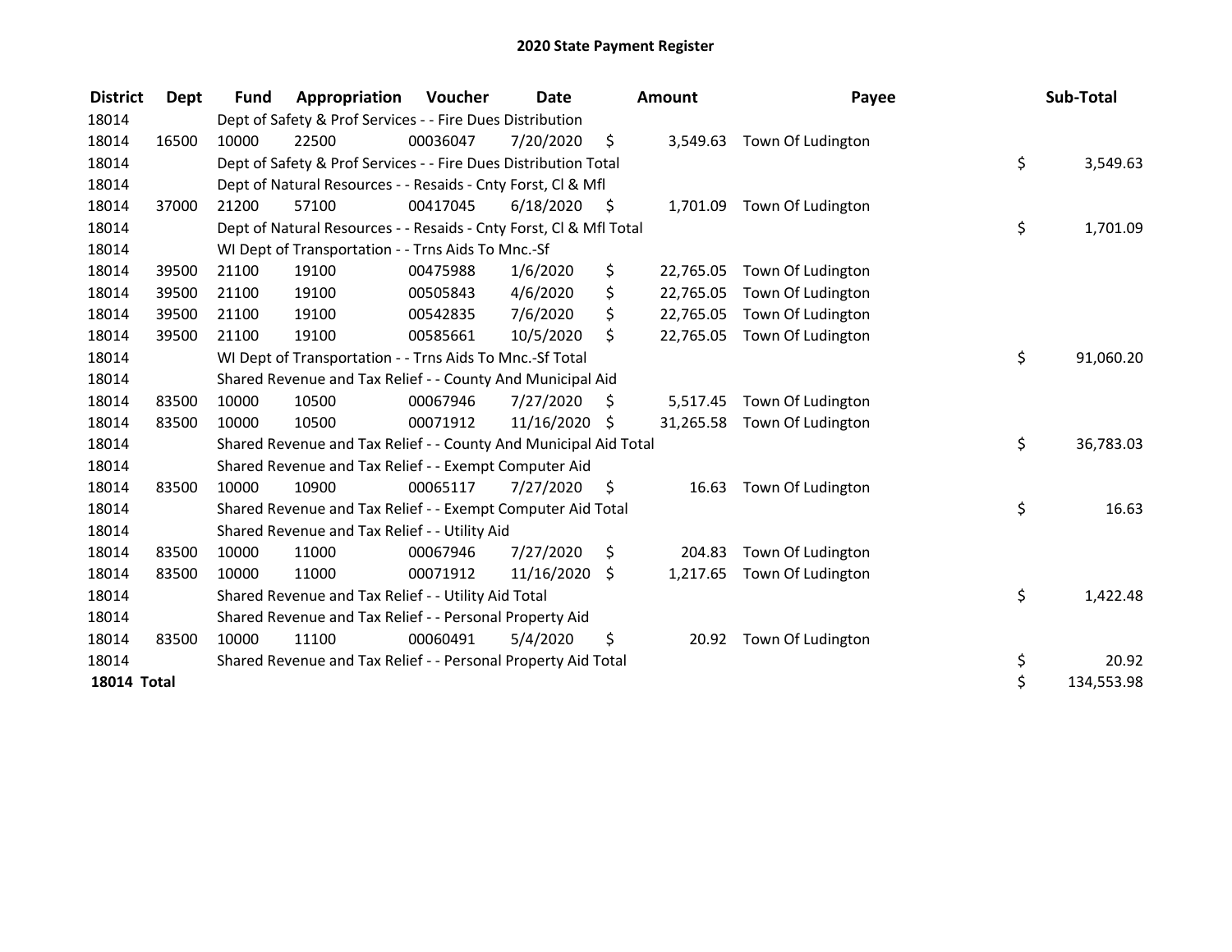# 2020 State Payment Register

| District | Dept | Fund | Appropriation | Voucher | Date | Amount | Payee | Sub-Total |
|---|---|---|---|---|---|---|---|---|
| 18014 | | Dept of Safety & Prof Services - - Fire Dues Distribution | | | | | | |
| 18014 | 16500 | 10000 | 22500 | 00036047 | 7/20/2020 | $ 3,549.63 | Town Of Ludington | |
| 18014 | | Dept of Safety & Prof Services - - Fire Dues Distribution Total | | | | | | $ 3,549.63 |
| 18014 | | Dept of Natural Resources - - Resaids - Cnty Forst, Cl & Mfl | | | | | | |
| 18014 | 37000 | 21200 | 57100 | 00417045 | 6/18/2020 | $ 1,701.09 | Town Of Ludington | |
| 18014 | | Dept of Natural Resources - - Resaids - Cnty Forst, Cl & Mfl Total | | | | | | $ 1,701.09 |
| 18014 | | WI Dept of Transportation - - Trns Aids To Mnc.-Sf | | | | | | |
| 18014 | 39500 | 21100 | 19100 | 00475988 | 1/6/2020 | $ 22,765.05 | Town Of Ludington | |
| 18014 | 39500 | 21100 | 19100 | 00505843 | 4/6/2020 | $ 22,765.05 | Town Of Ludington | |
| 18014 | 39500 | 21100 | 19100 | 00542835 | 7/6/2020 | $ 22,765.05 | Town Of Ludington | |
| 18014 | 39500 | 21100 | 19100 | 00585661 | 10/5/2020 | $ 22,765.05 | Town Of Ludington | |
| 18014 | | WI Dept of Transportation - - Trns Aids To Mnc.-Sf Total | | | | | | $ 91,060.20 |
| 18014 | | Shared Revenue and Tax Relief - - County And Municipal Aid | | | | | | |
| 18014 | 83500 | 10000 | 10500 | 00067946 | 7/27/2020 | $ 5,517.45 | Town Of Ludington | |
| 18014 | 83500 | 10000 | 10500 | 00071912 | 11/16/2020 | $ 31,265.58 | Town Of Ludington | |
| 18014 | | Shared Revenue and Tax Relief - - County And Municipal Aid Total | | | | | | $ 36,783.03 |
| 18014 | | Shared Revenue and Tax Relief - - Exempt Computer Aid | | | | | | |
| 18014 | 83500 | 10000 | 10900 | 00065117 | 7/27/2020 | $ 16.63 | Town Of Ludington | |
| 18014 | | Shared Revenue and Tax Relief - - Exempt Computer Aid Total | | | | | | $ 16.63 |
| 18014 | | Shared Revenue and Tax Relief - - Utility Aid | | | | | | |
| 18014 | 83500 | 10000 | 11000 | 00067946 | 7/27/2020 | $ 204.83 | Town Of Ludington | |
| 18014 | 83500 | 10000 | 11000 | 00071912 | 11/16/2020 | $ 1,217.65 | Town Of Ludington | |
| 18014 | | Shared Revenue and Tax Relief - - Utility Aid Total | | | | | | $ 1,422.48 |
| 18014 | | Shared Revenue and Tax Relief - - Personal Property Aid | | | | | | |
| 18014 | 83500 | 10000 | 11100 | 00060491 | 5/4/2020 | $ 20.92 | Town Of Ludington | |
| 18014 | | Shared Revenue and Tax Relief - - Personal Property Aid Total | | | | | | $ 20.92 |
| **18014 Total** | | | | | | | | $ 134,553.98 |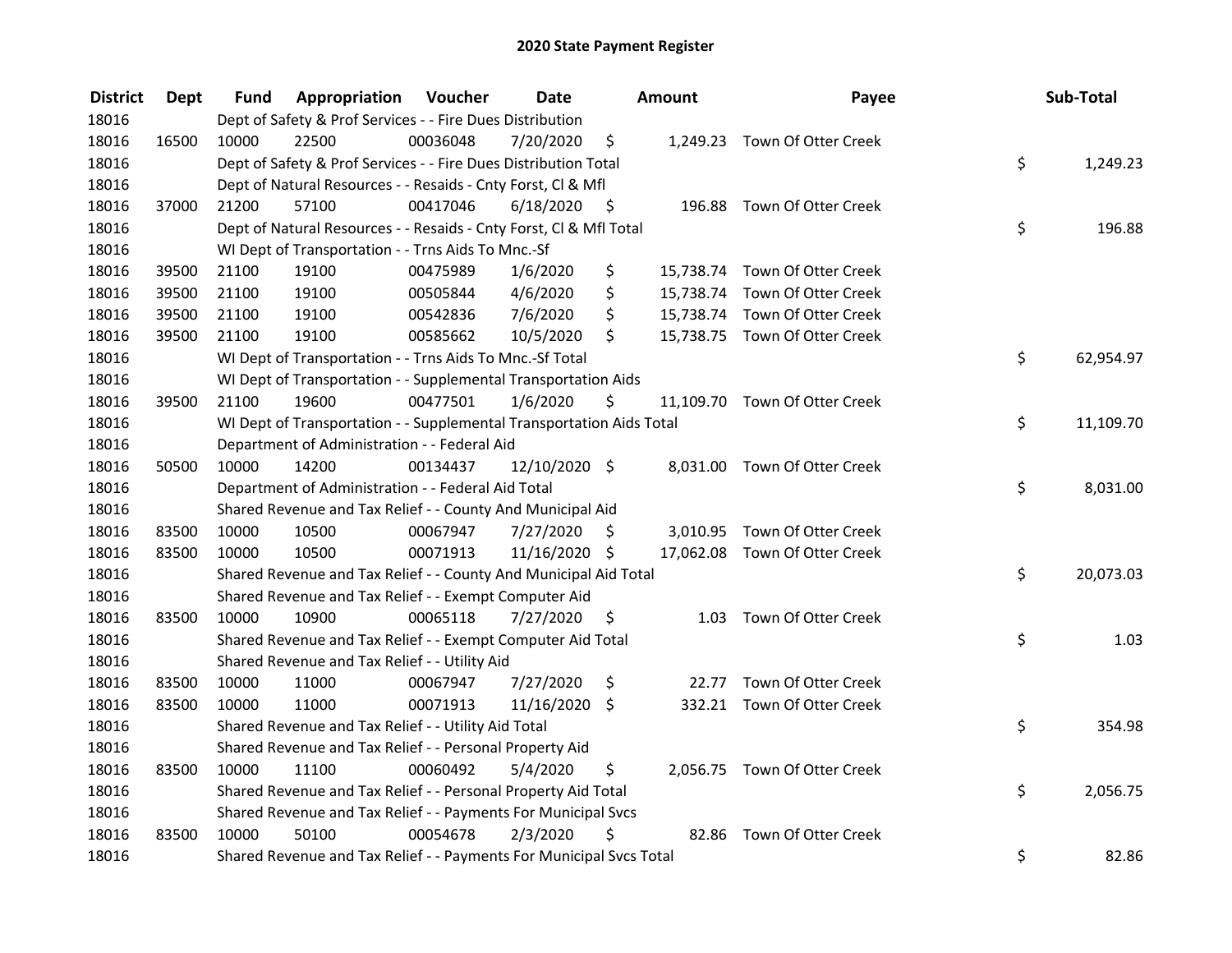# 2020 State Payment Register

| District | Dept | Fund | Appropriation | Voucher | Date | Amount | Payee | Sub-Total |
|---|---|---|---|---|---|---|---|---|
| 18016 | | Dept of Safety & Prof Services - - Fire Dues Distribution | | | | | | |
| 18016 | 16500 | 10000 | 22500 | 00036048 | 7/20/2020 | $ 1,249.23 | Town Of Otter Creek | |
| 18016 | | Dept of Safety & Prof Services - - Fire Dues Distribution Total | | | | | | $ 1,249.23 |
| 18016 | | Dept of Natural Resources - - Resaids - Cnty Forst, Cl & Mfl | | | | | | |
| 18016 | 37000 | 21200 | 57100 | 00417046 | 6/18/2020 | $ 196.88 | Town Of Otter Creek | |
| 18016 | | Dept of Natural Resources - - Resaids - Cnty Forst, Cl & Mfl Total | | | | | | $ 196.88 |
| 18016 | | WI Dept of Transportation - - Trns Aids To Mnc.-Sf | | | | | | |
| 18016 | 39500 | 21100 | 19100 | 00475989 | 1/6/2020 | $ 15,738.74 | Town Of Otter Creek | |
| 18016 | 39500 | 21100 | 19100 | 00505844 | 4/6/2020 | $ 15,738.74 | Town Of Otter Creek | |
| 18016 | 39500 | 21100 | 19100 | 00542836 | 7/6/2020 | $ 15,738.74 | Town Of Otter Creek | |
| 18016 | 39500 | 21100 | 19100 | 00585662 | 10/5/2020 | $ 15,738.75 | Town Of Otter Creek | |
| 18016 | | WI Dept of Transportation - - Trns Aids To Mnc.-Sf Total | | | | | | $ 62,954.97 |
| 18016 | | WI Dept of Transportation - - Supplemental Transportation Aids | | | | | | |
| 18016 | 39500 | 21100 | 19600 | 00477501 | 1/6/2020 | $ 11,109.70 | Town Of Otter Creek | |
| 18016 | | WI Dept of Transportation - - Supplemental Transportation Aids Total | | | | | | $ 11,109.70 |
| 18016 | | Department of Administration - - Federal Aid | | | | | | |
| 18016 | 50500 | 10000 | 14200 | 00134437 | 12/10/2020 | $ 8,031.00 | Town Of Otter Creek | |
| 18016 | | Department of Administration - - Federal Aid Total | | | | | | $ 8,031.00 |
| 18016 | | Shared Revenue and Tax Relief - - County And Municipal Aid | | | | | | |
| 18016 | 83500 | 10000 | 10500 | 00067947 | 7/27/2020 | $ 3,010.95 | Town Of Otter Creek | |
| 18016 | 83500 | 10000 | 10500 | 00071913 | 11/16/2020 | $ 17,062.08 | Town Of Otter Creek | |
| 18016 | | Shared Revenue and Tax Relief - - County And Municipal Aid Total | | | | | | $ 20,073.03 |
| 18016 | | Shared Revenue and Tax Relief - - Exempt Computer Aid | | | | | | |
| 18016 | 83500 | 10000 | 10900 | 00065118 | 7/27/2020 | $ 1.03 | Town Of Otter Creek | |
| 18016 | | Shared Revenue and Tax Relief - - Exempt Computer Aid Total | | | | | | $ 1.03 |
| 18016 | | Shared Revenue and Tax Relief - - Utility Aid | | | | | | |
| 18016 | 83500 | 10000 | 11000 | 00067947 | 7/27/2020 | $ 22.77 | Town Of Otter Creek | |
| 18016 | 83500 | 10000 | 11000 | 00071913 | 11/16/2020 | $ 332.21 | Town Of Otter Creek | |
| 18016 | | Shared Revenue and Tax Relief - - Utility Aid Total | | | | | | $ 354.98 |
| 18016 | | Shared Revenue and Tax Relief - - Personal Property Aid | | | | | | |
| 18016 | 83500 | 10000 | 11100 | 00060492 | 5/4/2020 | $ 2,056.75 | Town Of Otter Creek | |
| 18016 | | Shared Revenue and Tax Relief - - Personal Property Aid Total | | | | | | $ 2,056.75 |
| 18016 | | Shared Revenue and Tax Relief - - Payments For Municipal Svcs | | | | | | |
| 18016 | 83500 | 10000 | 50100 | 00054678 | 2/3/2020 | $ 82.86 | Town Of Otter Creek | |
| 18016 | | Shared Revenue and Tax Relief - - Payments For Municipal Svcs Total | | | | | | $ 82.86 |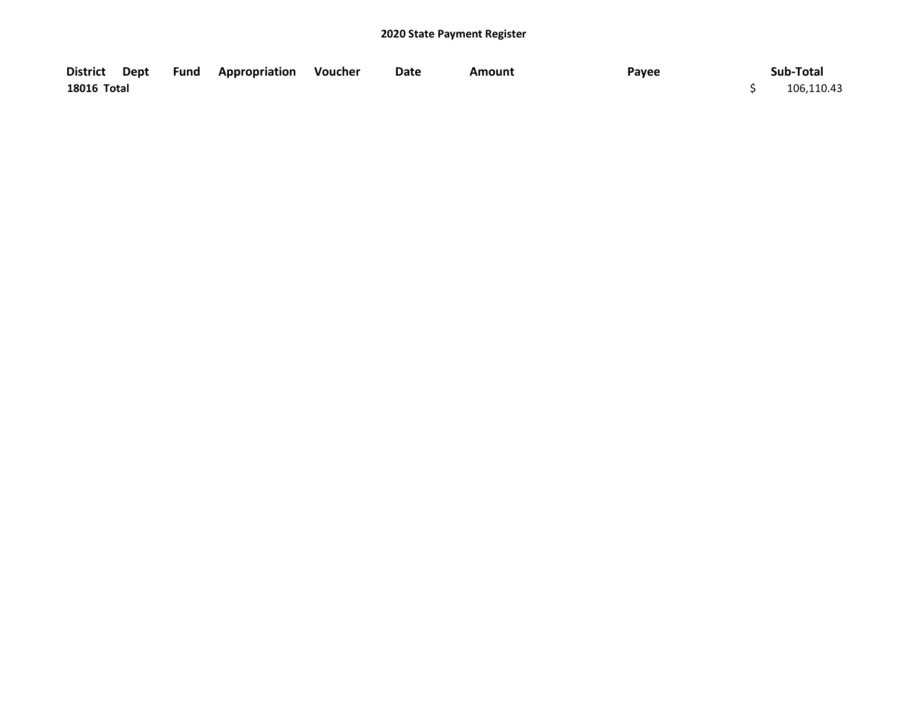## 2020 State Payment Register

| District | Dept | Fund | Appropriation | Voucher | Date | Amount | Payee | Sub-Total |
|---|---|---|---|---|---|---|---|---|
| 18016 Total | | | | | | | | $ 106,110.43 |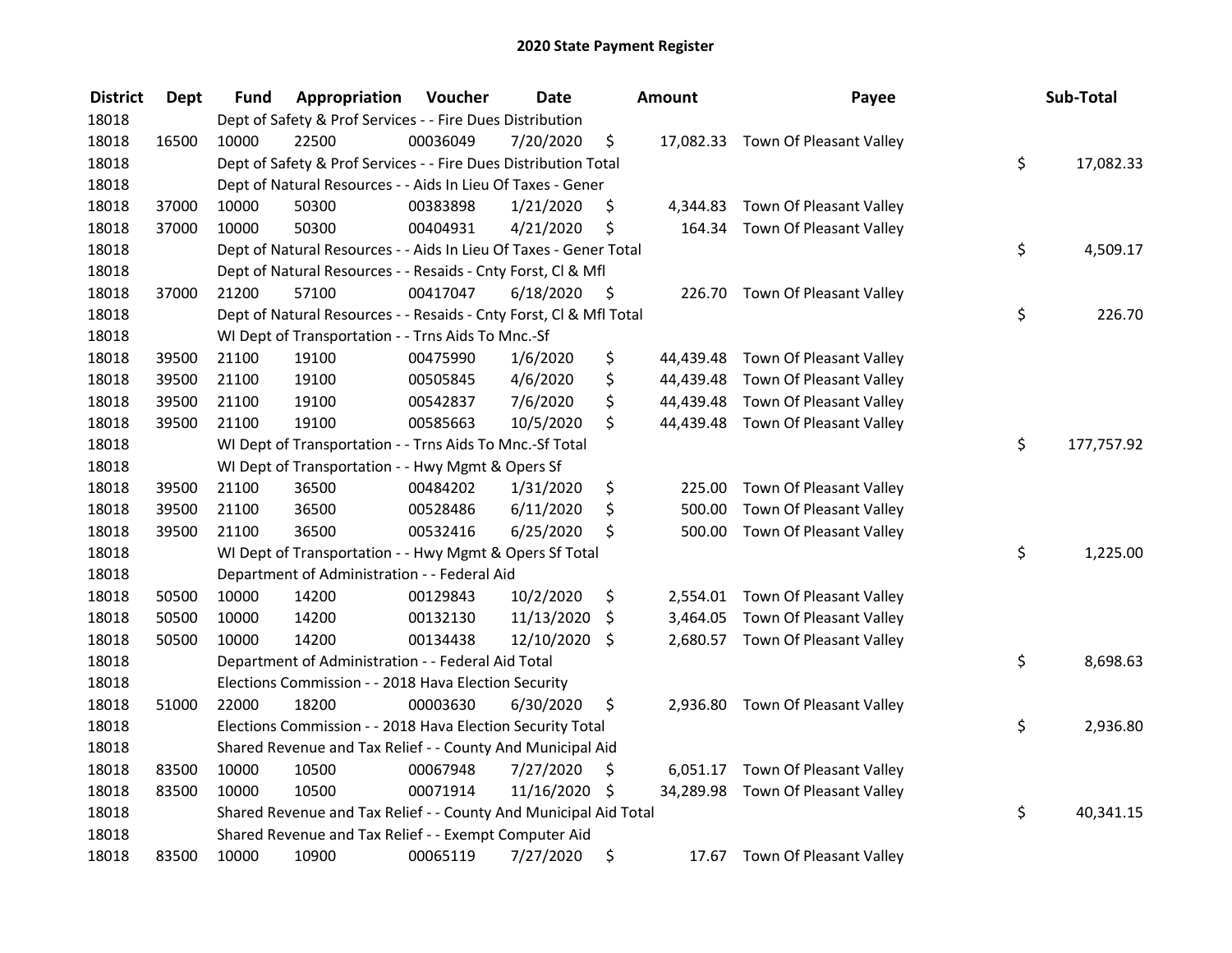# 2020 State Payment Register

| District | Dept | Fund | Appropriation | Voucher | Date | Amount | Payee | Sub-Total |
|---|---|---|---|---|---|---|---|---|
| 18018 | | Dept of Safety & Prof Services - - Fire Dues Distribution | | | | | | |
| 18018 | 16500 | 10000 | 22500 | 00036049 | 7/20/2020 | $ 17,082.33 | Town Of Pleasant Valley | |
| 18018 | | Dept of Safety & Prof Services - - Fire Dues Distribution Total | | | | | | $ 17,082.33 |
| 18018 | | Dept of Natural Resources - - Aids In Lieu Of Taxes - Gener | | | | | | |
| 18018 | 37000 | 10000 | 50300 | 00383898 | 1/21/2020 | $ 4,344.83 | Town Of Pleasant Valley | |
| 18018 | 37000 | 10000 | 50300 | 00404931 | 4/21/2020 | $ 164.34 | Town Of Pleasant Valley | |
| 18018 | | Dept of Natural Resources - - Aids In Lieu Of Taxes - Gener Total | | | | | | $ 4,509.17 |
| 18018 | | Dept of Natural Resources - - Resaids - Cnty Forst, Cl & Mfl | | | | | | |
| 18018 | 37000 | 21200 | 57100 | 00417047 | 6/18/2020 | $ 226.70 | Town Of Pleasant Valley | |
| 18018 | | Dept of Natural Resources - - Resaids - Cnty Forst, Cl & Mfl Total | | | | | | $ 226.70 |
| 18018 | | WI Dept of Transportation - - Trns Aids To Mnc.-Sf | | | | | | |
| 18018 | 39500 | 21100 | 19100 | 00475990 | 1/6/2020 | $ 44,439.48 | Town Of Pleasant Valley | |
| 18018 | 39500 | 21100 | 19100 | 00505845 | 4/6/2020 | $ 44,439.48 | Town Of Pleasant Valley | |
| 18018 | 39500 | 21100 | 19100 | 00542837 | 7/6/2020 | $ 44,439.48 | Town Of Pleasant Valley | |
| 18018 | 39500 | 21100 | 19100 | 00585663 | 10/5/2020 | $ 44,439.48 | Town Of Pleasant Valley | |
| 18018 | | WI Dept of Transportation - - Trns Aids To Mnc.-Sf Total | | | | | | $ 177,757.92 |
| 18018 | | WI Dept of Transportation - - Hwy Mgmt & Opers Sf | | | | | | |
| 18018 | 39500 | 21100 | 36500 | 00484202 | 1/31/2020 | $ 225.00 | Town Of Pleasant Valley | |
| 18018 | 39500 | 21100 | 36500 | 00528486 | 6/11/2020 | $ 500.00 | Town Of Pleasant Valley | |
| 18018 | 39500 | 21100 | 36500 | 00532416 | 6/25/2020 | $ 500.00 | Town Of Pleasant Valley | |
| 18018 | | WI Dept of Transportation - - Hwy Mgmt & Opers Sf Total | | | | | | $ 1,225.00 |
| 18018 | | Department of Administration - - Federal Aid | | | | | | |
| 18018 | 50500 | 10000 | 14200 | 00129843 | 10/2/2020 | $ 2,554.01 | Town Of Pleasant Valley | |
| 18018 | 50500 | 10000 | 14200 | 00132130 | 11/13/2020 | $ 3,464.05 | Town Of Pleasant Valley | |
| 18018 | 50500 | 10000 | 14200 | 00134438 | 12/10/2020 | $ 2,680.57 | Town Of Pleasant Valley | |
| 18018 | | Department of Administration - - Federal Aid Total | | | | | | $ 8,698.63 |
| 18018 | | Elections Commission - - 2018 Hava Election Security | | | | | | |
| 18018 | 51000 | 22000 | 18200 | 00003630 | 6/30/2020 | $ 2,936.80 | Town Of Pleasant Valley | |
| 18018 | | Elections Commission - - 2018 Hava Election Security Total | | | | | | $ 2,936.80 |
| 18018 | | Shared Revenue and Tax Relief - - County And Municipal Aid | | | | | | |
| 18018 | 83500 | 10000 | 10500 | 00067948 | 7/27/2020 | $ 6,051.17 | Town Of Pleasant Valley | |
| 18018 | 83500 | 10000 | 10500 | 00071914 | 11/16/2020 | $ 34,289.98 | Town Of Pleasant Valley | |
| 18018 | | Shared Revenue and Tax Relief - - County And Municipal Aid Total | | | | | | $ 40,341.15 |
| 18018 | | Shared Revenue and Tax Relief - - Exempt Computer Aid | | | | | | |
| 18018 | 83500 | 10000 | 10900 | 00065119 | 7/27/2020 | $ 17.67 | Town Of Pleasant Valley | |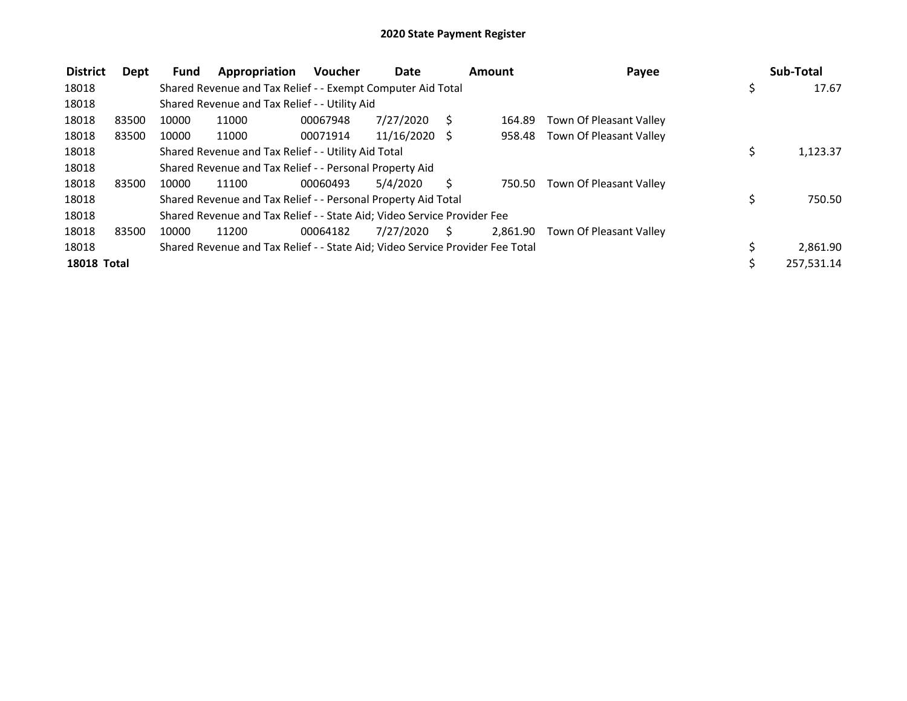# 2020 State Payment Register

| District | Dept | Fund | Appropriation | Voucher | Date | Amount | Payee | Sub-Total |
|---|---|---|---|---|---|---|---|---|
| 18018 | | Shared Revenue and Tax Relief - - Exempt Computer Aid Total | | | | | | $ 17.67 |
| 18018 | | Shared Revenue and Tax Relief - - Utility Aid | | | | | | |
| 18018 | 83500 | 10000 | 11000 | 00067948 | 7/27/2020 | $ 164.89 | Town Of Pleasant Valley | |
| 18018 | 83500 | 10000 | 11000 | 00071914 | 11/16/2020 | $ 958.48 | Town Of Pleasant Valley | |
| 18018 | | Shared Revenue and Tax Relief - - Utility Aid Total | | | | | | $ 1,123.37 |
| 18018 | | Shared Revenue and Tax Relief - - Personal Property Aid | | | | | | |
| 18018 | 83500 | 10000 | 11100 | 00060493 | 5/4/2020 | $ 750.50 | Town Of Pleasant Valley | |
| 18018 | | Shared Revenue and Tax Relief - - Personal Property Aid Total | | | | | | $ 750.50 |
| 18018 | | Shared Revenue and Tax Relief - - State Aid; Video Service Provider Fee | | | | | | |
| 18018 | 83500 | 10000 | 11200 | 00064182 | 7/27/2020 | $ 2,861.90 | Town Of Pleasant Valley | |
| 18018 | | Shared Revenue and Tax Relief - - State Aid; Video Service Provider Fee Total | | | | | | $ 2,861.90 |
| **18018 Total** | | | | | | | | $ 257,531.14 |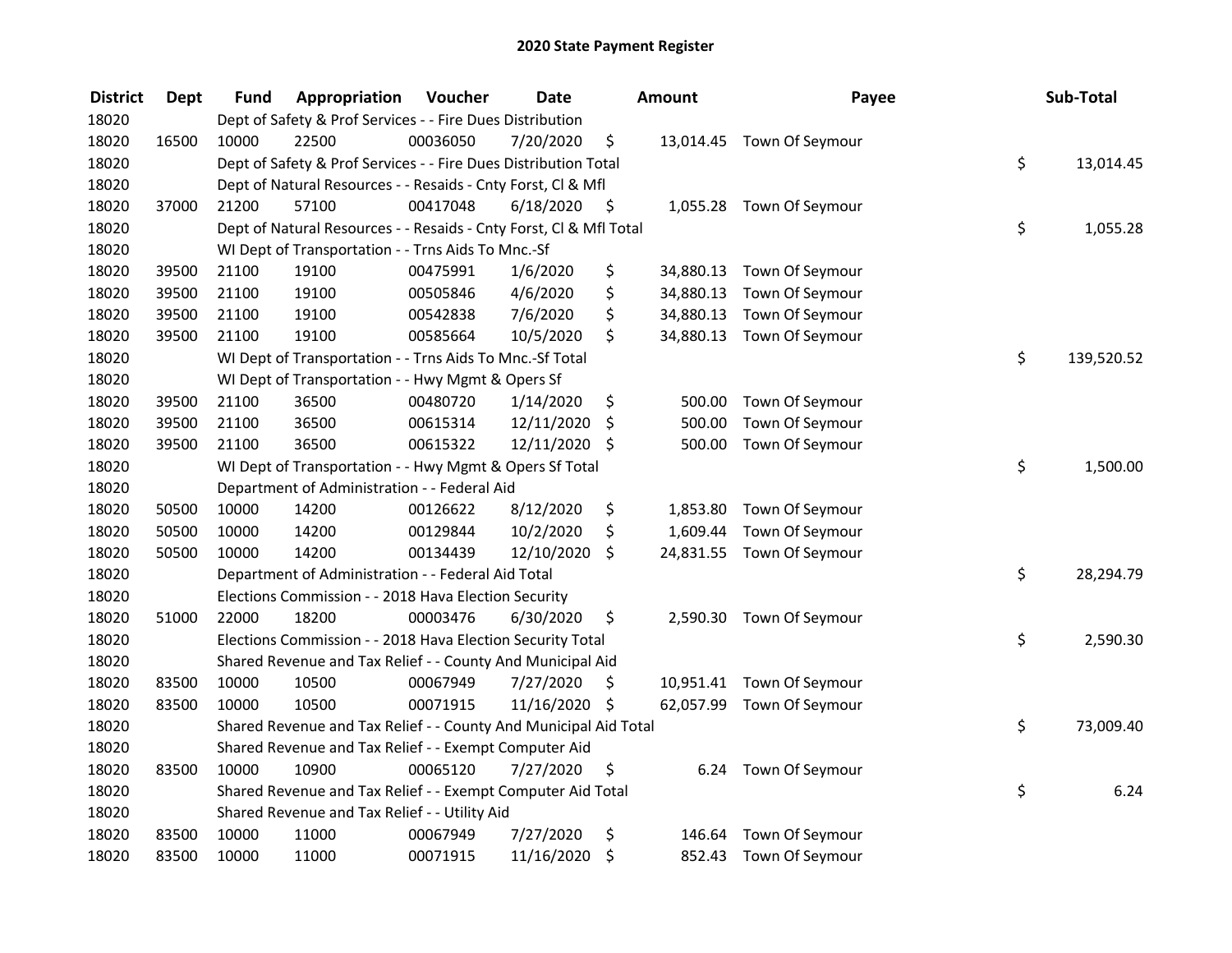# 2020 State Payment Register

| District | Dept | Fund | Appropriation | Voucher | Date | Amount | Payee | Sub-Total |
|---|---|---|---|---|---|---|---|---|
| 18020 | | Dept of Safety & Prof Services - - Fire Dues Distribution | | | | | | |
| 18020 | 16500 | 10000 | 22500 | 00036050 | 7/20/2020 | $ 13,014.45 | Town Of Seymour | |
| 18020 | | Dept of Safety & Prof Services - - Fire Dues Distribution Total | | | | | | $ 13,014.45 |
| 18020 | | Dept of Natural Resources - - Resaids - Cnty Forst, Cl & Mfl | | | | | | |
| 18020 | 37000 | 21200 | 57100 | 00417048 | 6/18/2020 | $ 1,055.28 | Town Of Seymour | |
| 18020 | | Dept of Natural Resources - - Resaids - Cnty Forst, Cl & Mfl Total | | | | | | $ 1,055.28 |
| 18020 | | WI Dept of Transportation - - Trns Aids To Mnc.-Sf | | | | | | |
| 18020 | 39500 | 21100 | 19100 | 00475991 | 1/6/2020 | $ 34,880.13 | Town Of Seymour | |
| 18020 | 39500 | 21100 | 19100 | 00505846 | 4/6/2020 | $ 34,880.13 | Town Of Seymour | |
| 18020 | 39500 | 21100 | 19100 | 00542838 | 7/6/2020 | $ 34,880.13 | Town Of Seymour | |
| 18020 | 39500 | 21100 | 19100 | 00585664 | 10/5/2020 | $ 34,880.13 | Town Of Seymour | |
| 18020 | | WI Dept of Transportation - - Trns Aids To Mnc.-Sf Total | | | | | | $ 139,520.52 |
| 18020 | | WI Dept of Transportation - - Hwy Mgmt & Opers Sf | | | | | | |
| 18020 | 39500 | 21100 | 36500 | 00480720 | 1/14/2020 | $ 500.00 | Town Of Seymour | |
| 18020 | 39500 | 21100 | 36500 | 00615314 | 12/11/2020 | $ 500.00 | Town Of Seymour | |
| 18020 | 39500 | 21100 | 36500 | 00615322 | 12/11/2020 | $ 500.00 | Town Of Seymour | |
| 18020 | | WI Dept of Transportation - - Hwy Mgmt & Opers Sf Total | | | | | | $ 1,500.00 |
| 18020 | | Department of Administration - - Federal Aid | | | | | | |
| 18020 | 50500 | 10000 | 14200 | 00126622 | 8/12/2020 | $ 1,853.80 | Town Of Seymour | |
| 18020 | 50500 | 10000 | 14200 | 00129844 | 10/2/2020 | $ 1,609.44 | Town Of Seymour | |
| 18020 | 50500 | 10000 | 14200 | 00134439 | 12/10/2020 | $ 24,831.55 | Town Of Seymour | |
| 18020 | | Department of Administration - - Federal Aid Total | | | | | | $ 28,294.79 |
| 18020 | | Elections Commission - - 2018 Hava Election Security | | | | | | |
| 18020 | 51000 | 22000 | 18200 | 00003476 | 6/30/2020 | $ 2,590.30 | Town Of Seymour | |
| 18020 | | Elections Commission - - 2018 Hava Election Security Total | | | | | | $ 2,590.30 |
| 18020 | | Shared Revenue and Tax Relief - - County And Municipal Aid | | | | | | |
| 18020 | 83500 | 10000 | 10500 | 00067949 | 7/27/2020 | $ 10,951.41 | Town Of Seymour | |
| 18020 | 83500 | 10000 | 10500 | 00071915 | 11/16/2020 | $ 62,057.99 | Town Of Seymour | |
| 18020 | | Shared Revenue and Tax Relief - - County And Municipal Aid Total | | | | | | $ 73,009.40 |
| 18020 | | Shared Revenue and Tax Relief - - Exempt Computer Aid | | | | | | |
| 18020 | 83500 | 10000 | 10900 | 00065120 | 7/27/2020 | $ 6.24 | Town Of Seymour | |
| 18020 | | Shared Revenue and Tax Relief - - Exempt Computer Aid Total | | | | | | $ 6.24 |
| 18020 | | Shared Revenue and Tax Relief - - Utility Aid | | | | | | |
| 18020 | 83500 | 10000 | 11000 | 00067949 | 7/27/2020 | $ 146.64 | Town Of Seymour | |
| 18020 | 83500 | 10000 | 11000 | 00071915 | 11/16/2020 | $ 852.43 | Town Of Seymour | |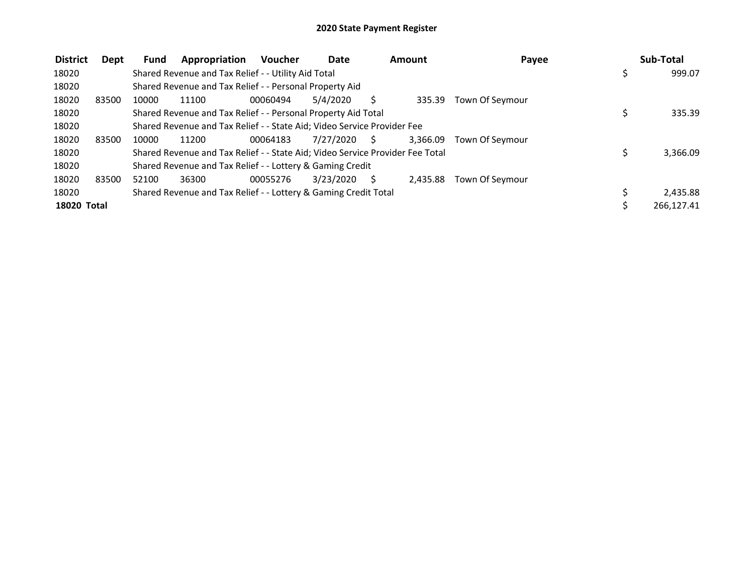# 2020 State Payment Register

| District | Dept | Fund | Appropriation | Voucher | Date | Amount | Payee | Sub-Total |
|---|---|---|---|---|---|---|---|---|
| 18020 | | Shared Revenue and Tax Relief - - Utility Aid Total | | | | | | $ 999.07 |
| 18020 | | Shared Revenue and Tax Relief - - Personal Property Aid | | | | | | |
| 18020 | 83500 | 10000 | 11100 | 00060494 | 5/4/2020 | $ 335.39 | Town Of Seymour | |
| 18020 | | Shared Revenue and Tax Relief - - Personal Property Aid Total | | | | | | $ 335.39 |
| 18020 | | Shared Revenue and Tax Relief - - State Aid; Video Service Provider Fee | | | | | | |
| 18020 | 83500 | 10000 | 11200 | 00064183 | 7/27/2020 | $ 3,366.09 | Town Of Seymour | |
| 18020 | | Shared Revenue and Tax Relief - - State Aid; Video Service Provider Fee Total | | | | | | $ 3,366.09 |
| 18020 | | Shared Revenue and Tax Relief - - Lottery & Gaming Credit | | | | | | |
| 18020 | 83500 | 52100 | 36300 | 00055276 | 3/23/2020 | $ 2,435.88 | Town Of Seymour | |
| 18020 | | Shared Revenue and Tax Relief - - Lottery & Gaming Credit Total | | | | | | $ 2,435.88 |
| **18020 Total** | | | | | | | | $ 266,127.41 |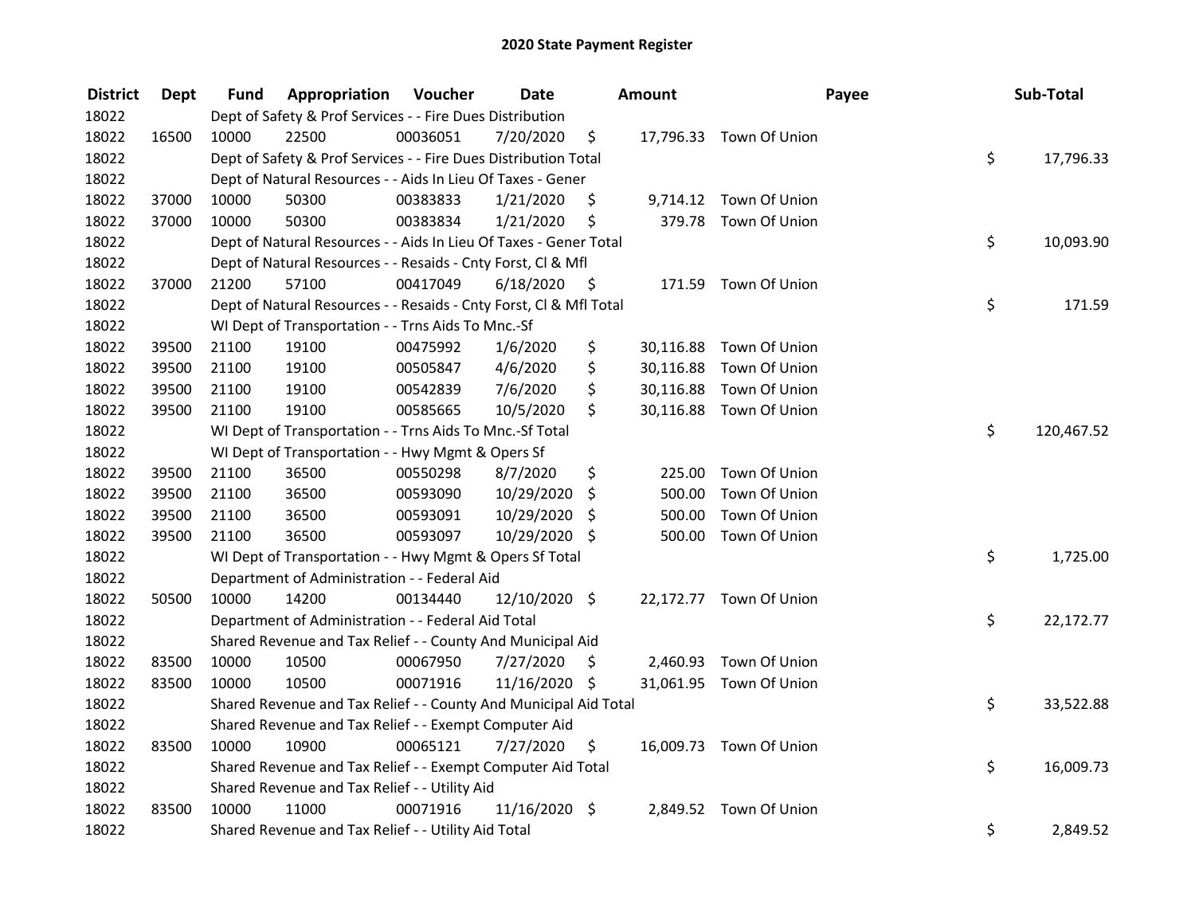# 2020 State Payment Register

| District | Dept | Fund | Appropriation | Voucher | Date | Amount | Payee | Sub-Total |
|---|---|---|---|---|---|---|---|---|
| 18022 | | | Dept of Safety & Prof Services - - Fire Dues Distribution | | | | | |
| 18022 | 16500 | 10000 | 22500 | 00036051 | 7/20/2020 | $ 17,796.33 | Town Of Union | |
| 18022 | | | Dept of Safety & Prof Services - - Fire Dues Distribution Total | | | | | $ 17,796.33 |
| 18022 | | | Dept of Natural Resources - - Aids In Lieu Of Taxes - Gener | | | | | |
| 18022 | 37000 | 10000 | 50300 | 00383833 | 1/21/2020 | $ 9,714.12 | Town Of Union | |
| 18022 | 37000 | 10000 | 50300 | 00383834 | 1/21/2020 | $ 379.78 | Town Of Union | |
| 18022 | | | Dept of Natural Resources - - Aids In Lieu Of Taxes - Gener Total | | | | | $ 10,093.90 |
| 18022 | | | Dept of Natural Resources - - Resaids - Cnty Forst, Cl & Mfl | | | | | |
| 18022 | 37000 | 21200 | 57100 | 00417049 | 6/18/2020 | $ 171.59 | Town Of Union | |
| 18022 | | | Dept of Natural Resources - - Resaids - Cnty Forst, Cl & Mfl Total | | | | | $ 171.59 |
| 18022 | | | WI Dept of Transportation - - Trns Aids To Mnc.-Sf | | | | | |
| 18022 | 39500 | 21100 | 19100 | 00475992 | 1/6/2020 | $ 30,116.88 | Town Of Union | |
| 18022 | 39500 | 21100 | 19100 | 00505847 | 4/6/2020 | $ 30,116.88 | Town Of Union | |
| 18022 | 39500 | 21100 | 19100 | 00542839 | 7/6/2020 | $ 30,116.88 | Town Of Union | |
| 18022 | 39500 | 21100 | 19100 | 00585665 | 10/5/2020 | $ 30,116.88 | Town Of Union | |
| 18022 | | | WI Dept of Transportation - - Trns Aids To Mnc.-Sf Total | | | | | $ 120,467.52 |
| 18022 | | | WI Dept of Transportation - - Hwy Mgmt & Opers Sf | | | | | |
| 18022 | 39500 | 21100 | 36500 | 00550298 | 8/7/2020 | $ 225.00 | Town Of Union | |
| 18022 | 39500 | 21100 | 36500 | 00593090 | 10/29/2020 | $ 500.00 | Town Of Union | |
| 18022 | 39500 | 21100 | 36500 | 00593091 | 10/29/2020 | $ 500.00 | Town Of Union | |
| 18022 | 39500 | 21100 | 36500 | 00593097 | 10/29/2020 | $ 500.00 | Town Of Union | |
| 18022 | | | WI Dept of Transportation - - Hwy Mgmt & Opers Sf Total | | | | | $ 1,725.00 |
| 18022 | | | Department of Administration - - Federal Aid | | | | | |
| 18022 | 50500 | 10000 | 14200 | 00134440 | 12/10/2020 | $ 22,172.77 | Town Of Union | |
| 18022 | | | Department of Administration - - Federal Aid Total | | | | | $ 22,172.77 |
| 18022 | | | Shared Revenue and Tax Relief - - County And Municipal Aid | | | | | |
| 18022 | 83500 | 10000 | 10500 | 00067950 | 7/27/2020 | $ 2,460.93 | Town Of Union | |
| 18022 | 83500 | 10000 | 10500 | 00071916 | 11/16/2020 | $ 31,061.95 | Town Of Union | |
| 18022 | | | Shared Revenue and Tax Relief - - County And Municipal Aid Total | | | | | $ 33,522.88 |
| 18022 | | | Shared Revenue and Tax Relief - - Exempt Computer Aid | | | | | |
| 18022 | 83500 | 10000 | 10900 | 00065121 | 7/27/2020 | $ 16,009.73 | Town Of Union | |
| 18022 | | | Shared Revenue and Tax Relief - - Exempt Computer Aid Total | | | | | $ 16,009.73 |
| 18022 | | | Shared Revenue and Tax Relief - - Utility Aid | | | | | |
| 18022 | 83500 | 10000 | 11000 | 00071916 | 11/16/2020 | $ 2,849.52 | Town Of Union | |
| 18022 | | | Shared Revenue and Tax Relief - - Utility Aid Total | | | | | $ 2,849.52 |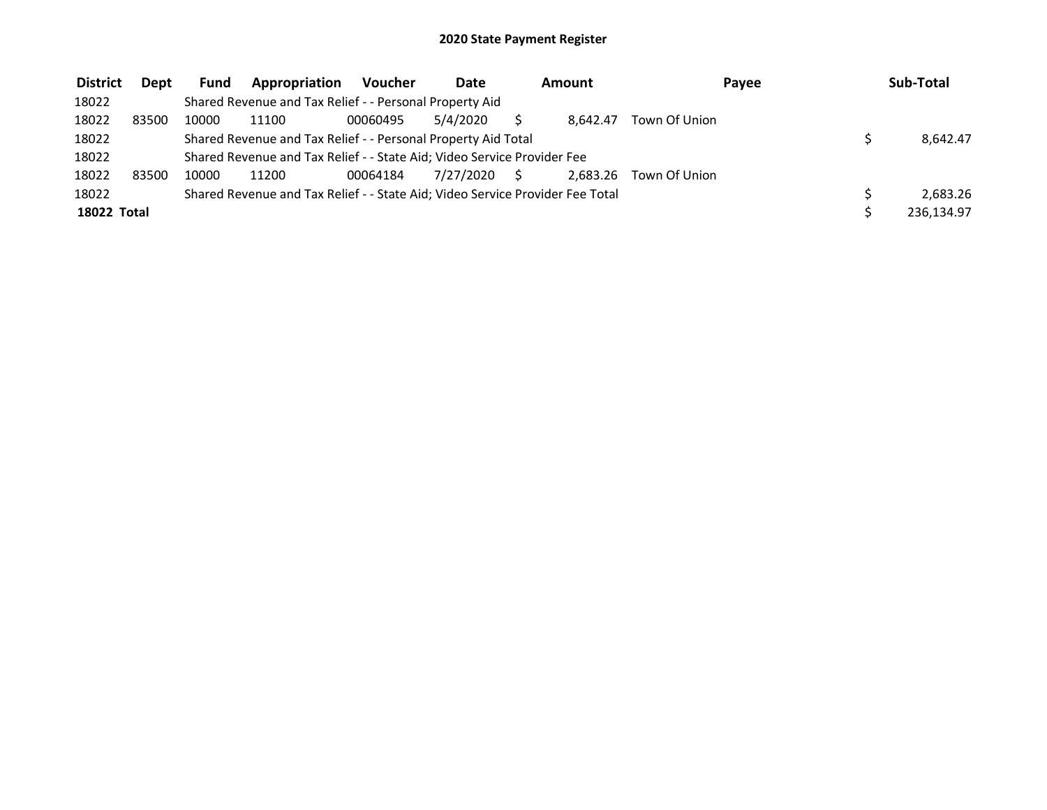# 2020 State Payment Register

| District | Dept | Fund | Appropriation | Voucher | Date | Amount | Payee | Sub-Total |
| --- | --- | --- | --- | --- | --- | --- | --- | --- |
| 18022 | | Shared Revenue and Tax Relief - - Personal Property Aid | | | | | | |
| 18022 | 83500 | 10000 | 11100 | 00060495 | 5/4/2020 | $ 8,642.47 | Town Of Union | |
| 18022 | | Shared Revenue and Tax Relief - - Personal Property Aid Total | | | | | | $ 8,642.47 |
| 18022 | | Shared Revenue and Tax Relief - - State Aid; Video Service Provider Fee | | | | | | |
| 18022 | 83500 | 10000 | 11200 | 00064184 | 7/27/2020 | $ 2,683.26 | Town Of Union | |
| 18022 | | Shared Revenue and Tax Relief - - State Aid; Video Service Provider Fee Total | | | | | | $ 2,683.26 |
| **18022 Total** | | | | | | | | $ 236,134.97 |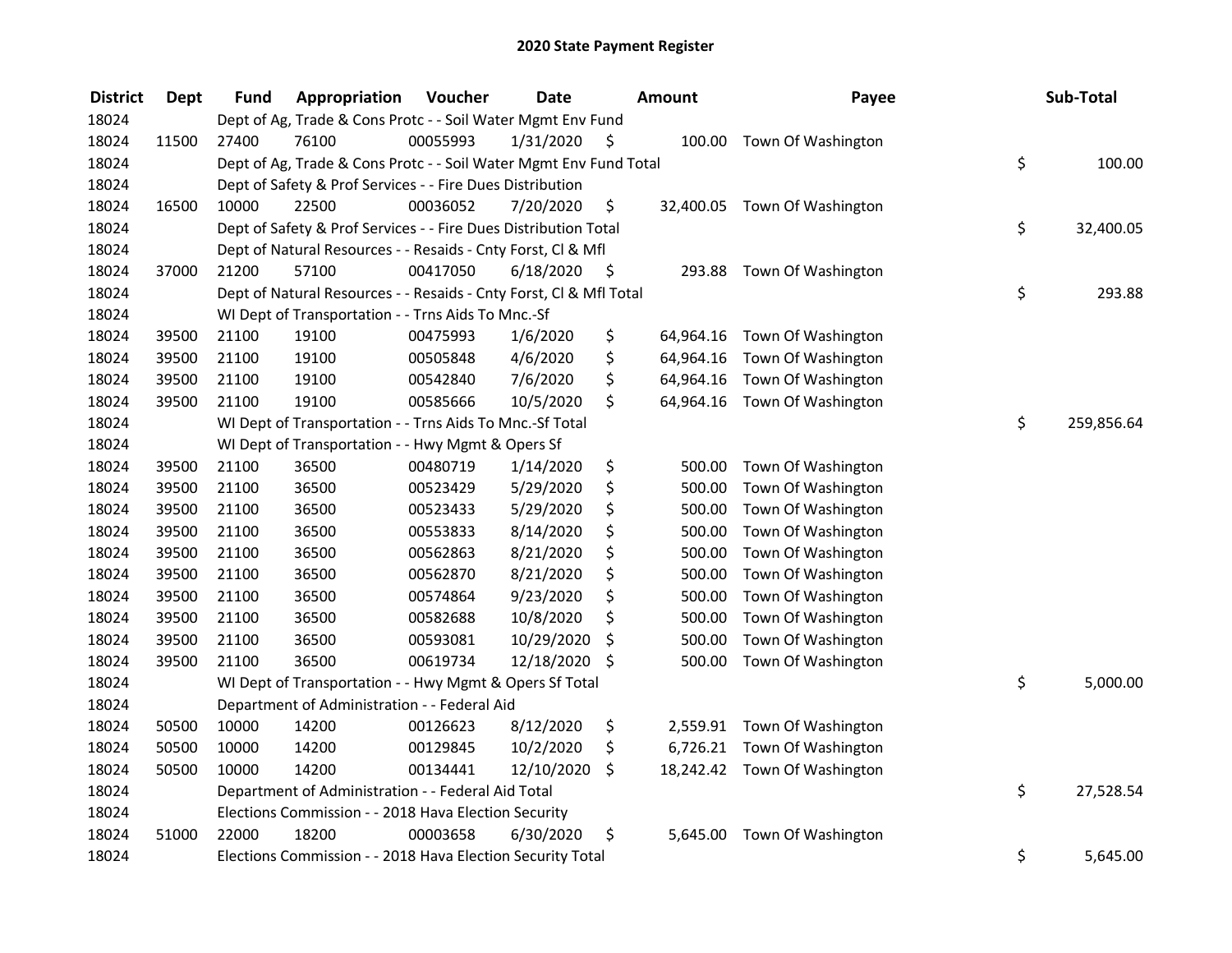# 2020 State Payment Register

| District | Dept | Fund | Appropriation | Voucher | Date | Amount | Payee | Sub-Total |
|---|---|---|---|---|---|---|---|---|
| 18024 | | Dept of Ag, Trade & Cons Protc - - Soil Water Mgmt Env Fund | | | | | | |
| 18024 | 11500 | 27400 | 76100 | 00055993 | 1/31/2020 | $ 100.00 | Town Of Washington | |
| 18024 | | Dept of Ag, Trade & Cons Protc - - Soil Water Mgmt Env Fund Total | | | | | | $ 100.00 |
| 18024 | | Dept of Safety & Prof Services - - Fire Dues Distribution | | | | | | |
| 18024 | 16500 | 10000 | 22500 | 00036052 | 7/20/2020 | $ 32,400.05 | Town Of Washington | |
| 18024 | | Dept of Safety & Prof Services - - Fire Dues Distribution Total | | | | | | $ 32,400.05 |
| 18024 | | Dept of Natural Resources - - Resaids - Cnty Forst, Cl & Mfl | | | | | | |
| 18024 | 37000 | 21200 | 57100 | 00417050 | 6/18/2020 | $ 293.88 | Town Of Washington | |
| 18024 | | Dept of Natural Resources - - Resaids - Cnty Forst, Cl & Mfl Total | | | | | | $ 293.88 |
| 18024 | | WI Dept of Transportation - - Trns Aids To Mnc.-Sf | | | | | | |
| 18024 | 39500 | 21100 | 19100 | 00475993 | 1/6/2020 | $ 64,964.16 | Town Of Washington | |
| 18024 | 39500 | 21100 | 19100 | 00505848 | 4/6/2020 | $ 64,964.16 | Town Of Washington | |
| 18024 | 39500 | 21100 | 19100 | 00542840 | 7/6/2020 | $ 64,964.16 | Town Of Washington | |
| 18024 | 39500 | 21100 | 19100 | 00585666 | 10/5/2020 | $ 64,964.16 | Town Of Washington | |
| 18024 | | WI Dept of Transportation - - Trns Aids To Mnc.-Sf Total | | | | | | $ 259,856.64 |
| 18024 | | WI Dept of Transportation - - Hwy Mgmt & Opers Sf | | | | | | |
| 18024 | 39500 | 21100 | 36500 | 00480719 | 1/14/2020 | $ 500.00 | Town Of Washington | |
| 18024 | 39500 | 21100 | 36500 | 00523429 | 5/29/2020 | $ 500.00 | Town Of Washington | |
| 18024 | 39500 | 21100 | 36500 | 00523433 | 5/29/2020 | $ 500.00 | Town Of Washington | |
| 18024 | 39500 | 21100 | 36500 | 00553833 | 8/14/2020 | $ 500.00 | Town Of Washington | |
| 18024 | 39500 | 21100 | 36500 | 00562863 | 8/21/2020 | $ 500.00 | Town Of Washington | |
| 18024 | 39500 | 21100 | 36500 | 00562870 | 8/21/2020 | $ 500.00 | Town Of Washington | |
| 18024 | 39500 | 21100 | 36500 | 00574864 | 9/23/2020 | $ 500.00 | Town Of Washington | |
| 18024 | 39500 | 21100 | 36500 | 00582688 | 10/8/2020 | $ 500.00 | Town Of Washington | |
| 18024 | 39500 | 21100 | 36500 | 00593081 | 10/29/2020 | $ 500.00 | Town Of Washington | |
| 18024 | 39500 | 21100 | 36500 | 00619734 | 12/18/2020 | $ 500.00 | Town Of Washington | |
| 18024 | | WI Dept of Transportation - - Hwy Mgmt & Opers Sf Total | | | | | | $ 5,000.00 |
| 18024 | | Department of Administration - - Federal Aid | | | | | | |
| 18024 | 50500 | 10000 | 14200 | 00126623 | 8/12/2020 | $ 2,559.91 | Town Of Washington | |
| 18024 | 50500 | 10000 | 14200 | 00129845 | 10/2/2020 | $ 6,726.21 | Town Of Washington | |
| 18024 | 50500 | 10000 | 14200 | 00134441 | 12/10/2020 | $ 18,242.42 | Town Of Washington | |
| 18024 | | Department of Administration - - Federal Aid Total | | | | | | $ 27,528.54 |
| 18024 | | Elections Commission - - 2018 Hava Election Security | | | | | | |
| 18024 | 51000 | 22000 | 18200 | 00003658 | 6/30/2020 | $ 5,645.00 | Town Of Washington | |
| 18024 | | Elections Commission - - 2018 Hava Election Security Total | | | | | | $ 5,645.00 |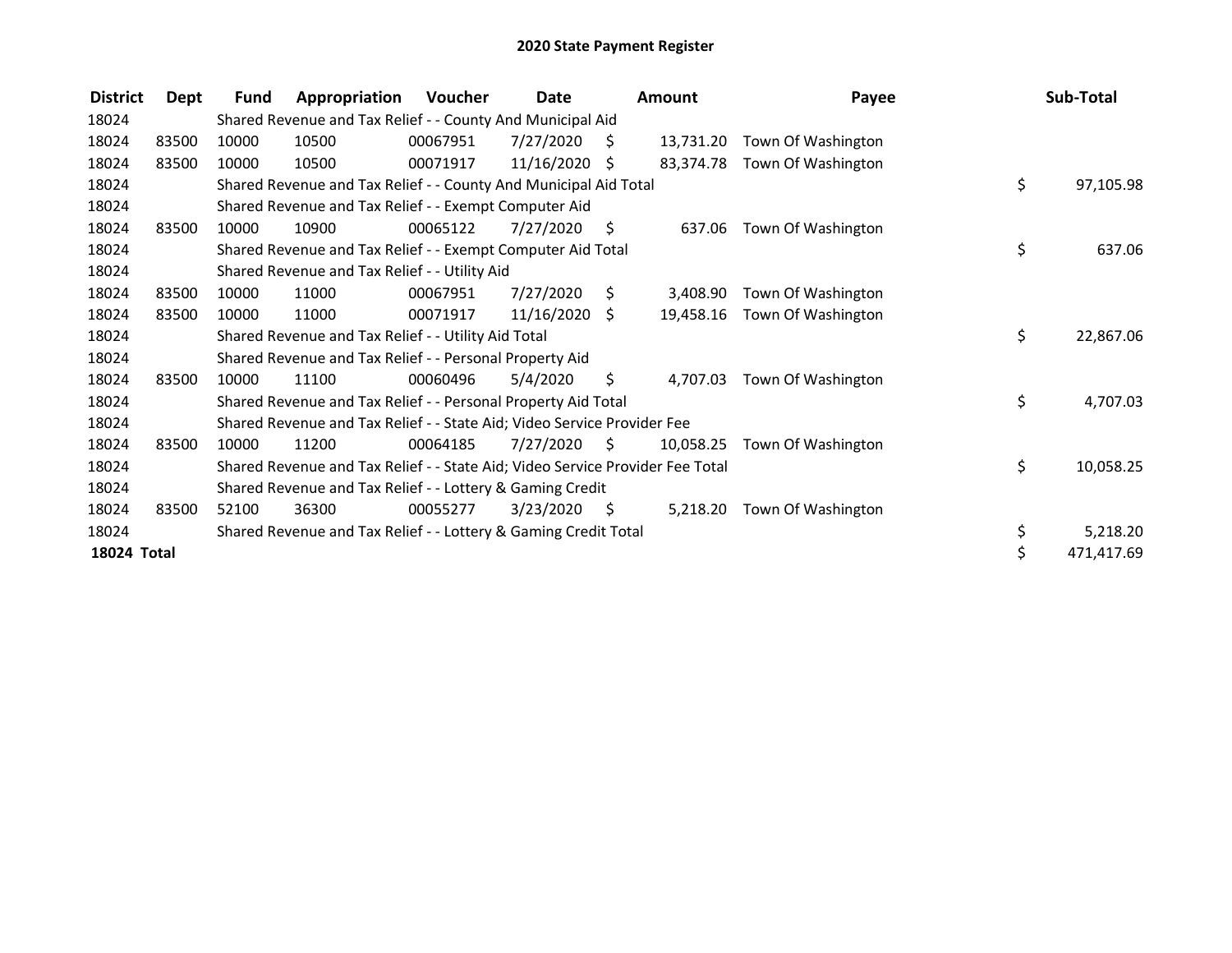# 2020 State Payment Register

| District | Dept | Fund | Appropriation | Voucher | Date | Amount | Payee | Sub-Total |
|---|---|---|---|---|---|---|---|---|
| 18024 | | Shared Revenue and Tax Relief - - County And Municipal Aid | | | | | | |
| 18024 | 83500 | 10000 | 10500 | 00067951 | 7/27/2020 | $ 13,731.20 | Town Of Washington | |
| 18024 | 83500 | 10000 | 10500 | 00071917 | 11/16/2020 | $ 83,374.78 | Town Of Washington | |
| 18024 | | Shared Revenue and Tax Relief - - County And Municipal Aid Total | | | | | | $ 97,105.98 |
| 18024 | | Shared Revenue and Tax Relief - - Exempt Computer Aid | | | | | | |
| 18024 | 83500 | 10000 | 10900 | 00065122 | 7/27/2020 | $ 637.06 | Town Of Washington | |
| 18024 | | Shared Revenue and Tax Relief - - Exempt Computer Aid Total | | | | | | $ 637.06 |
| 18024 | | Shared Revenue and Tax Relief - - Utility Aid | | | | | | |
| 18024 | 83500 | 10000 | 11000 | 00067951 | 7/27/2020 | $ 3,408.90 | Town Of Washington | |
| 18024 | 83500 | 10000 | 11000 | 00071917 | 11/16/2020 | $ 19,458.16 | Town Of Washington | |
| 18024 | | Shared Revenue and Tax Relief - - Utility Aid Total | | | | | | $ 22,867.06 |
| 18024 | | Shared Revenue and Tax Relief - - Personal Property Aid | | | | | | |
| 18024 | 83500 | 10000 | 11100 | 00060496 | 5/4/2020 | $ 4,707.03 | Town Of Washington | |
| 18024 | | Shared Revenue and Tax Relief - - Personal Property Aid Total | | | | | | $ 4,707.03 |
| 18024 | | Shared Revenue and Tax Relief - - State Aid; Video Service Provider Fee | | | | | | |
| 18024 | 83500 | 10000 | 11200 | 00064185 | 7/27/2020 | $ 10,058.25 | Town Of Washington | |
| 18024 | | Shared Revenue and Tax Relief - - State Aid; Video Service Provider Fee Total | | | | | | $ 10,058.25 |
| 18024 | | Shared Revenue and Tax Relief - - Lottery & Gaming Credit | | | | | | |
| 18024 | 83500 | 52100 | 36300 | 00055277 | 3/23/2020 | $ 5,218.20 | Town Of Washington | |
| 18024 | | Shared Revenue and Tax Relief - - Lottery & Gaming Credit Total | | | | | | $ 5,218.20 |
| **18024 Total** | | | | | | | | $ 471,417.69 |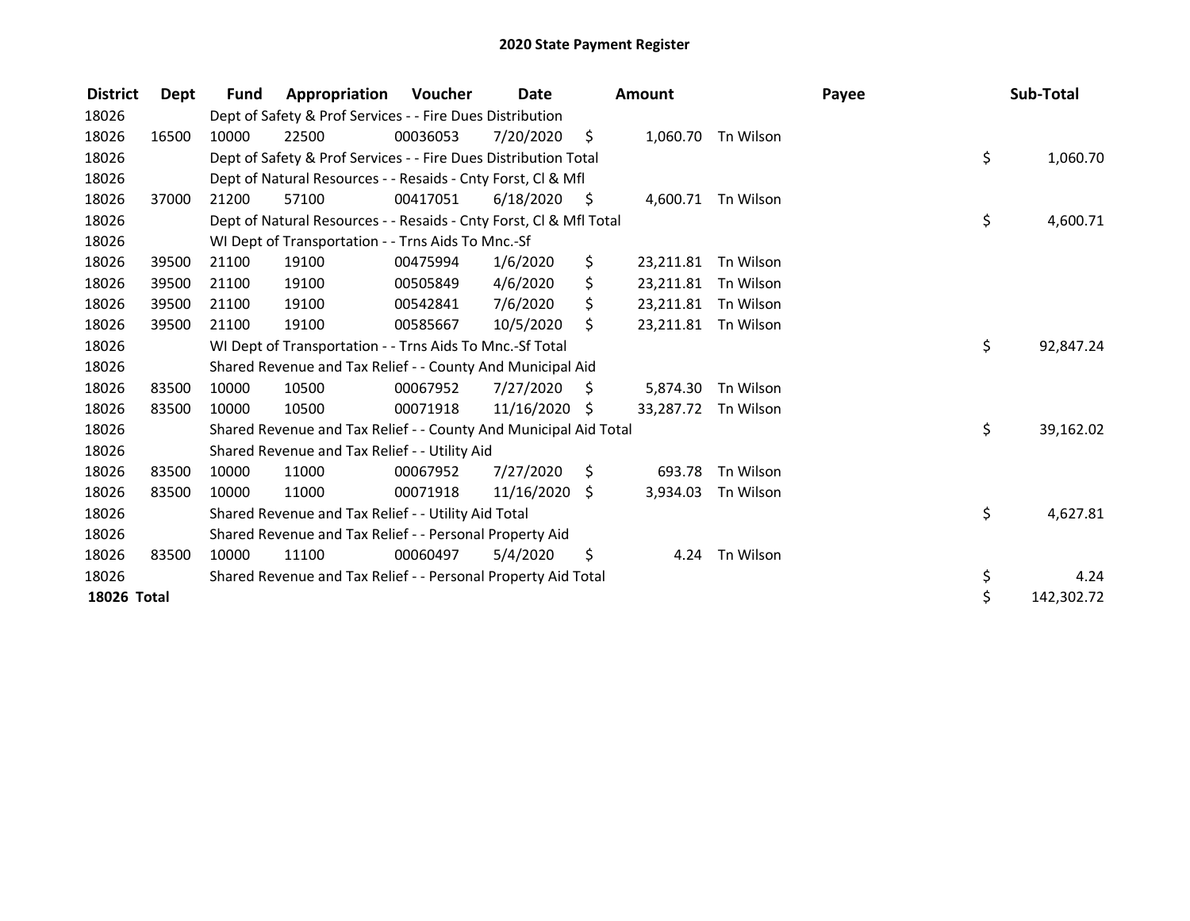# 2020 State Payment Register

| District | Dept | Fund | Appropriation | Voucher | Date | Amount | Payee | Sub-Total |
|---|---|---|---|---|---|---|---|---|
| 18026 | | Dept of Safety & Prof Services - - Fire Dues Distribution | | | | | | |
| 18026 | 16500 | 10000 | 22500 | 00036053 | 7/20/2020 | $ 1,060.70 | Tn Wilson | |
| 18026 | | Dept of Safety & Prof Services - - Fire Dues Distribution Total | | | | | | $ 1,060.70 |
| 18026 | | Dept of Natural Resources - - Resaids - Cnty Forst, Cl & Mfl | | | | | | |
| 18026 | 37000 | 21200 | 57100 | 00417051 | 6/18/2020 | $ 4,600.71 | Tn Wilson | |
| 18026 | | Dept of Natural Resources - - Resaids - Cnty Forst, Cl & Mfl Total | | | | | | $ 4,600.71 |
| 18026 | | WI Dept of Transportation - - Trns Aids To Mnc.-Sf | | | | | | |
| 18026 | 39500 | 21100 | 19100 | 00475994 | 1/6/2020 | $ 23,211.81 | Tn Wilson | |
| 18026 | 39500 | 21100 | 19100 | 00505849 | 4/6/2020 | $ 23,211.81 | Tn Wilson | |
| 18026 | 39500 | 21100 | 19100 | 00542841 | 7/6/2020 | $ 23,211.81 | Tn Wilson | |
| 18026 | 39500 | 21100 | 19100 | 00585667 | 10/5/2020 | $ 23,211.81 | Tn Wilson | |
| 18026 | | WI Dept of Transportation - - Trns Aids To Mnc.-Sf Total | | | | | | $ 92,847.24 |
| 18026 | | Shared Revenue and Tax Relief - - County And Municipal Aid | | | | | | |
| 18026 | 83500 | 10000 | 10500 | 00067952 | 7/27/2020 | $ 5,874.30 | Tn Wilson | |
| 18026 | 83500 | 10000 | 10500 | 00071918 | 11/16/2020 | $ 33,287.72 | Tn Wilson | |
| 18026 | | Shared Revenue and Tax Relief - - County And Municipal Aid Total | | | | | | $ 39,162.02 |
| 18026 | | Shared Revenue and Tax Relief - - Utility Aid | | | | | | |
| 18026 | 83500 | 10000 | 11000 | 00067952 | 7/27/2020 | $ 693.78 | Tn Wilson | |
| 18026 | 83500 | 10000 | 11000 | 00071918 | 11/16/2020 | $ 3,934.03 | Tn Wilson | |
| 18026 | | Shared Revenue and Tax Relief - - Utility Aid Total | | | | | | $ 4,627.81 |
| 18026 | | Shared Revenue and Tax Relief - - Personal Property Aid | | | | | | |
| 18026 | 83500 | 10000 | 11100 | 00060497 | 5/4/2020 | $ 4.24 | Tn Wilson | |
| 18026 | | Shared Revenue and Tax Relief - - Personal Property Aid Total | | | | | | $ 4.24 |
| **18026 Total** | | | | | | | | $ 142,302.72 |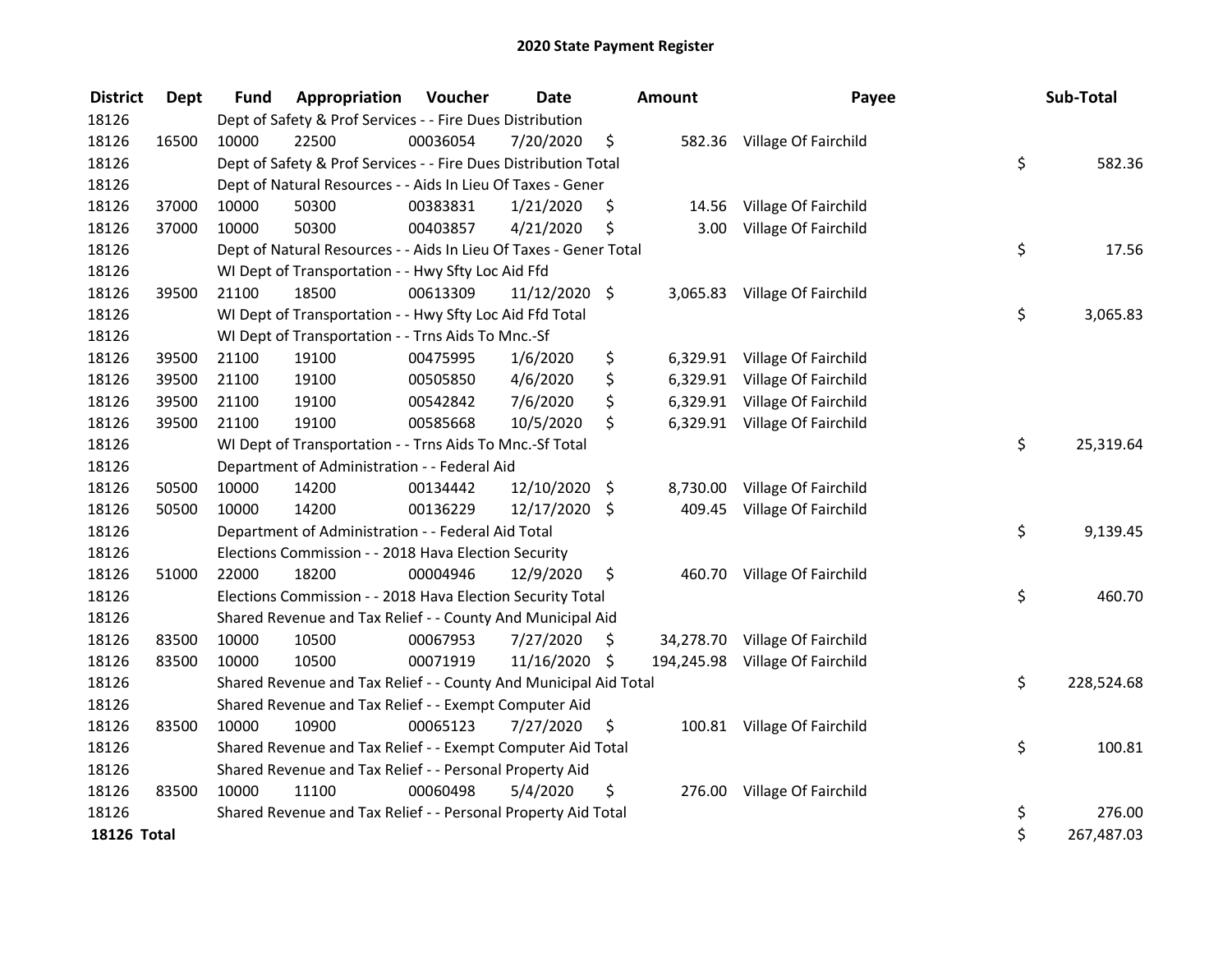# 2020 State Payment Register

| District | Dept | Fund | Appropriation | Voucher | Date | Amount | Payee | Sub-Total |
|---|---|---|---|---|---|---|---|---|
| 18126 | | Dept of Safety & Prof Services - - Fire Dues Distribution | | | | | | |
| 18126 | 16500 | 10000 | 22500 | 00036054 | 7/20/2020 | $ 582.36 | Village Of Fairchild | |
| 18126 | | Dept of Safety & Prof Services - - Fire Dues Distribution Total | | | | | | $ 582.36 |
| 18126 | | Dept of Natural Resources - - Aids In Lieu Of Taxes - Gener | | | | | | |
| 18126 | 37000 | 10000 | 50300 | 00383831 | 1/21/2020 | $ 14.56 | Village Of Fairchild | |
| 18126 | 37000 | 10000 | 50300 | 00403857 | 4/21/2020 | $ 3.00 | Village Of Fairchild | |
| 18126 | | Dept of Natural Resources - - Aids In Lieu Of Taxes - Gener Total | | | | | | $ 17.56 |
| 18126 | | WI Dept of Transportation - - Hwy Sfty Loc Aid Ffd | | | | | | |
| 18126 | 39500 | 21100 | 18500 | 00613309 | 11/12/2020 | $ 3,065.83 | Village Of Fairchild | |
| 18126 | | WI Dept of Transportation - - Hwy Sfty Loc Aid Ffd Total | | | | | | $ 3,065.83 |
| 18126 | | WI Dept of Transportation - - Trns Aids To Mnc.-Sf | | | | | | |
| 18126 | 39500 | 21100 | 19100 | 00475995 | 1/6/2020 | $ 6,329.91 | Village Of Fairchild | |
| 18126 | 39500 | 21100 | 19100 | 00505850 | 4/6/2020 | $ 6,329.91 | Village Of Fairchild | |
| 18126 | 39500 | 21100 | 19100 | 00542842 | 7/6/2020 | $ 6,329.91 | Village Of Fairchild | |
| 18126 | 39500 | 21100 | 19100 | 00585668 | 10/5/2020 | $ 6,329.91 | Village Of Fairchild | |
| 18126 | | WI Dept of Transportation - - Trns Aids To Mnc.-Sf Total | | | | | | $ 25,319.64 |
| 18126 | | Department of Administration - - Federal Aid | | | | | | |
| 18126 | 50500 | 10000 | 14200 | 00134442 | 12/10/2020 | $ 8,730.00 | Village Of Fairchild | |
| 18126 | 50500 | 10000 | 14200 | 00136229 | 12/17/2020 | $ 409.45 | Village Of Fairchild | |
| 18126 | | Department of Administration - - Federal Aid Total | | | | | | $ 9,139.45 |
| 18126 | | Elections Commission - - 2018 Hava Election Security | | | | | | |
| 18126 | 51000 | 22000 | 18200 | 00004946 | 12/9/2020 | $ 460.70 | Village Of Fairchild | |
| 18126 | | Elections Commission - - 2018 Hava Election Security Total | | | | | | $ 460.70 |
| 18126 | | Shared Revenue and Tax Relief - - County And Municipal Aid | | | | | | |
| 18126 | 83500 | 10000 | 10500 | 00067953 | 7/27/2020 | $ 34,278.70 | Village Of Fairchild | |
| 18126 | 83500 | 10000 | 10500 | 00071919 | 11/16/2020 | $ 194,245.98 | Village Of Fairchild | |
| 18126 | | Shared Revenue and Tax Relief - - County And Municipal Aid Total | | | | | | $ 228,524.68 |
| 18126 | | Shared Revenue and Tax Relief - - Exempt Computer Aid | | | | | | |
| 18126 | 83500 | 10000 | 10900 | 00065123 | 7/27/2020 | $ 100.81 | Village Of Fairchild | |
| 18126 | | Shared Revenue and Tax Relief - - Exempt Computer Aid Total | | | | | | $ 100.81 |
| 18126 | | Shared Revenue and Tax Relief - - Personal Property Aid | | | | | | |
| 18126 | 83500 | 10000 | 11100 | 00060498 | 5/4/2020 | $ 276.00 | Village Of Fairchild | |
| 18126 | | Shared Revenue and Tax Relief - - Personal Property Aid Total | | | | | | $ 276.00 |
| **18126 Total** | | | | | | | | $ 267,487.03 |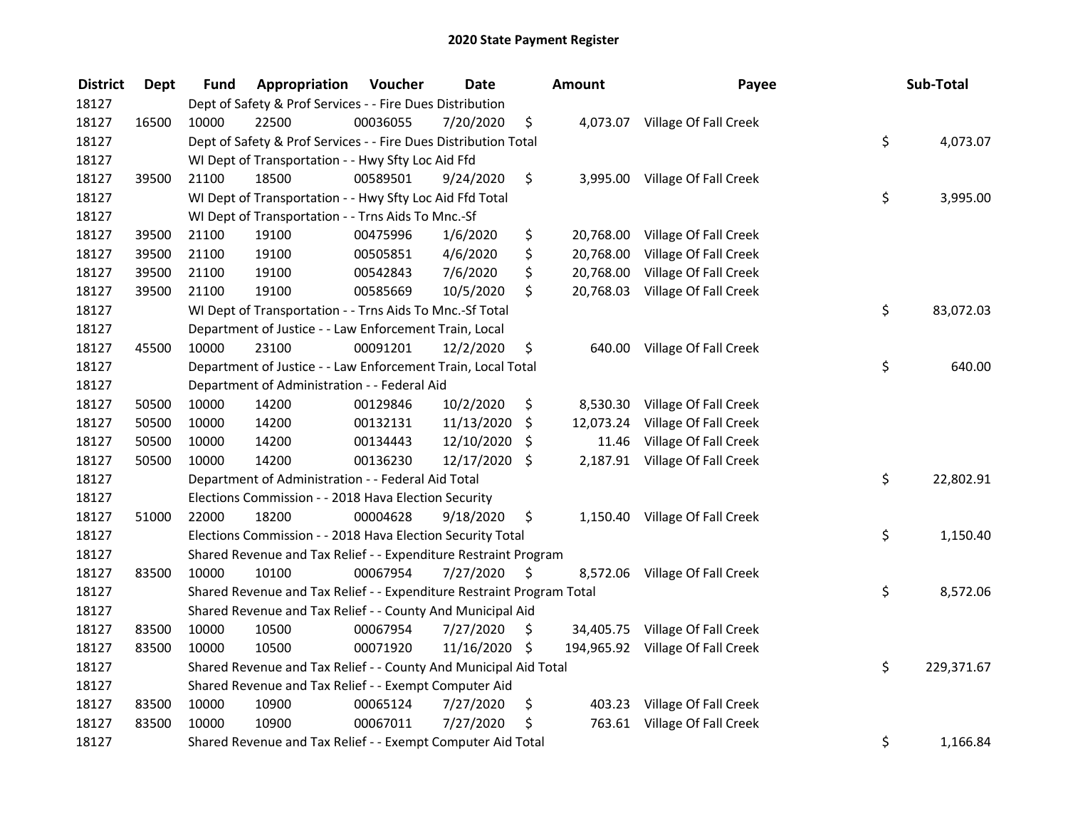# 2020 State Payment Register

| District | Dept | Fund | Appropriation | Voucher | Date | Amount | Payee | Sub-Total |
|---|---|---|---|---|---|---|---|---|
| 18127 | | Dept of Safety & Prof Services - - Fire Dues Distribution | | | | | | |
| 18127 | 16500 | 10000 | 22500 | 00036055 | 7/20/2020 | $ 4,073.07 | Village Of Fall Creek | |
| 18127 | | Dept of Safety & Prof Services - - Fire Dues Distribution Total | | | | | | $ 4,073.07 |
| 18127 | | WI Dept of Transportation - - Hwy Sfty Loc Aid Ffd | | | | | | |
| 18127 | 39500 | 21100 | 18500 | 00589501 | 9/24/2020 | $ 3,995.00 | Village Of Fall Creek | |
| 18127 | | WI Dept of Transportation - - Hwy Sfty Loc Aid Ffd Total | | | | | | $ 3,995.00 |
| 18127 | | WI Dept of Transportation - - Trns Aids To Mnc.-Sf | | | | | | |
| 18127 | 39500 | 21100 | 19100 | 00475996 | 1/6/2020 | $ 20,768.00 | Village Of Fall Creek | |
| 18127 | 39500 | 21100 | 19100 | 00505851 | 4/6/2020 | $ 20,768.00 | Village Of Fall Creek | |
| 18127 | 39500 | 21100 | 19100 | 00542843 | 7/6/2020 | $ 20,768.00 | Village Of Fall Creek | |
| 18127 | 39500 | 21100 | 19100 | 00585669 | 10/5/2020 | $ 20,768.03 | Village Of Fall Creek | |
| 18127 | | WI Dept of Transportation - - Trns Aids To Mnc.-Sf Total | | | | | | $ 83,072.03 |
| 18127 | | Department of Justice - - Law Enforcement Train, Local | | | | | | |
| 18127 | 45500 | 10000 | 23100 | 00091201 | 12/2/2020 | $ 640.00 | Village Of Fall Creek | |
| 18127 | | Department of Justice - - Law Enforcement Train, Local Total | | | | | | $ 640.00 |
| 18127 | | Department of Administration - - Federal Aid | | | | | | |
| 18127 | 50500 | 10000 | 14200 | 00129846 | 10/2/2020 | $ 8,530.30 | Village Of Fall Creek | |
| 18127 | 50500 | 10000 | 14200 | 00132131 | 11/13/2020 | $ 12,073.24 | Village Of Fall Creek | |
| 18127 | 50500 | 10000 | 14200 | 00134443 | 12/10/2020 | $ 11.46 | Village Of Fall Creek | |
| 18127 | 50500 | 10000 | 14200 | 00136230 | 12/17/2020 | $ 2,187.91 | Village Of Fall Creek | |
| 18127 | | Department of Administration - - Federal Aid Total | | | | | | $ 22,802.91 |
| 18127 | | Elections Commission - - 2018 Hava Election Security | | | | | | |
| 18127 | 51000 | 22000 | 18200 | 00004628 | 9/18/2020 | $ 1,150.40 | Village Of Fall Creek | |
| 18127 | | Elections Commission - - 2018 Hava Election Security Total | | | | | | $ 1,150.40 |
| 18127 | | Shared Revenue and Tax Relief - - Expenditure Restraint Program | | | | | | |
| 18127 | 83500 | 10000 | 10100 | 00067954 | 7/27/2020 | $ 8,572.06 | Village Of Fall Creek | |
| 18127 | | Shared Revenue and Tax Relief - - Expenditure Restraint Program Total | | | | | | $ 8,572.06 |
| 18127 | | Shared Revenue and Tax Relief - - County And Municipal Aid | | | | | | |
| 18127 | 83500 | 10000 | 10500 | 00067954 | 7/27/2020 | $ 34,405.75 | Village Of Fall Creek | |
| 18127 | 83500 | 10000 | 10500 | 00071920 | 11/16/2020 | $ 194,965.92 | Village Of Fall Creek | |
| 18127 | | Shared Revenue and Tax Relief - - County And Municipal Aid Total | | | | | | $ 229,371.67 |
| 18127 | | Shared Revenue and Tax Relief - - Exempt Computer Aid | | | | | | |
| 18127 | 83500 | 10000 | 10900 | 00065124 | 7/27/2020 | $ 403.23 | Village Of Fall Creek | |
| 18127 | 83500 | 10000 | 10900 | 00067011 | 7/27/2020 | $ 763.61 | Village Of Fall Creek | |
| 18127 | | Shared Revenue and Tax Relief - - Exempt Computer Aid Total | | | | | | $ 1,166.84 |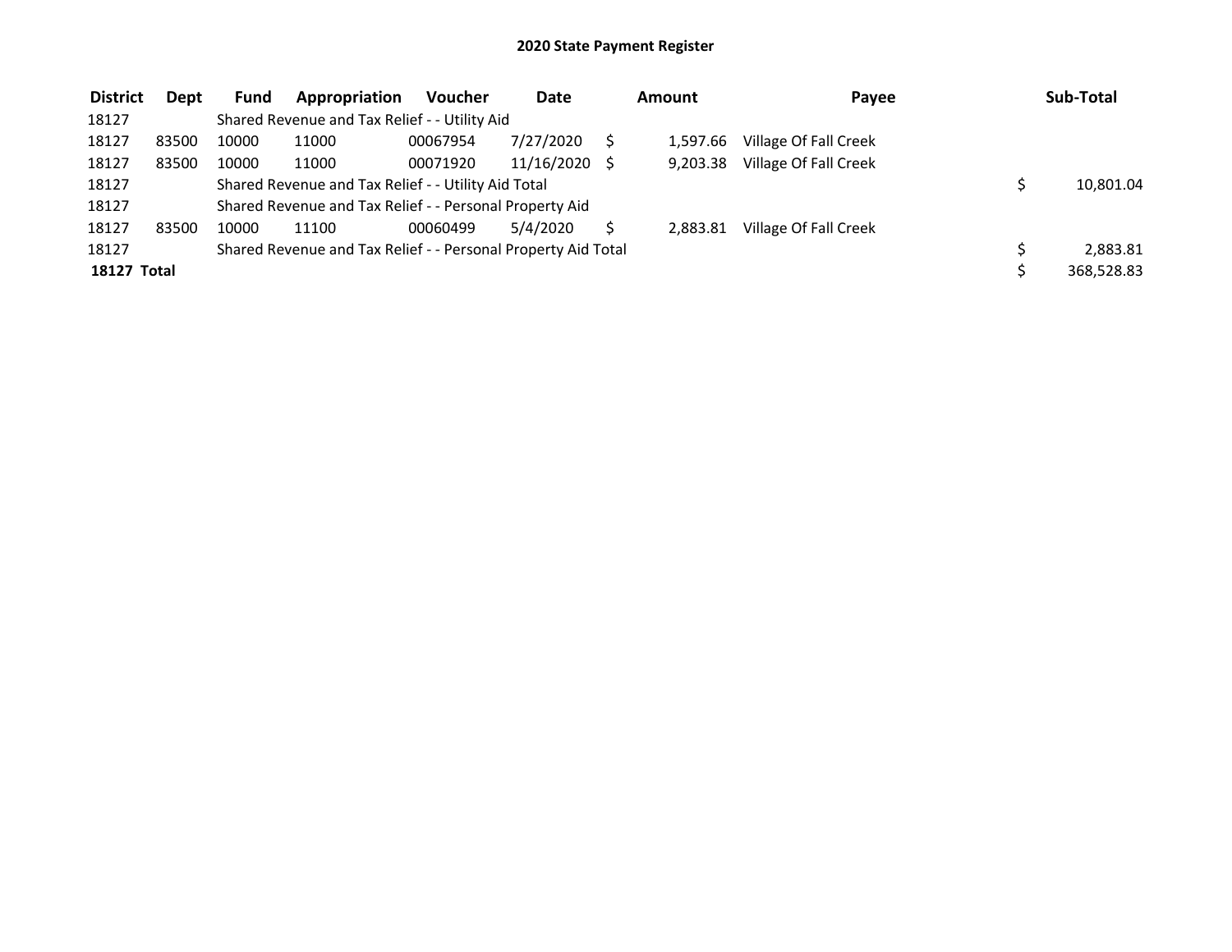## 2020 State Payment Register

| District | Dept | Fund | Appropriation | Voucher | Date | Amount | Payee | Sub-Total |
|---|---|---|---|---|---|---|---|---|
| 18127 | | Shared Revenue and Tax Relief - - Utility Aid | | | | | | |
| 18127 | 83500 | 10000 | 11000 | 00067954 | 7/27/2020 | $ 1,597.66 | Village Of Fall Creek | |
| 18127 | 83500 | 10000 | 11000 | 00071920 | 11/16/2020 | $ 9,203.38 | Village Of Fall Creek | |
| 18127 | | Shared Revenue and Tax Relief - - Utility Aid Total | | | | | | $ 10,801.04 |
| 18127 | | Shared Revenue and Tax Relief - - Personal Property Aid | | | | | | |
| 18127 | 83500 | 10000 | 11100 | 00060499 | 5/4/2020 | $ 2,883.81 | Village Of Fall Creek | |
| 18127 | | Shared Revenue and Tax Relief - - Personal Property Aid Total | | | | | | $ 2,883.81 |
| **18127 Total** | | | | | | | | $ 368,528.83 |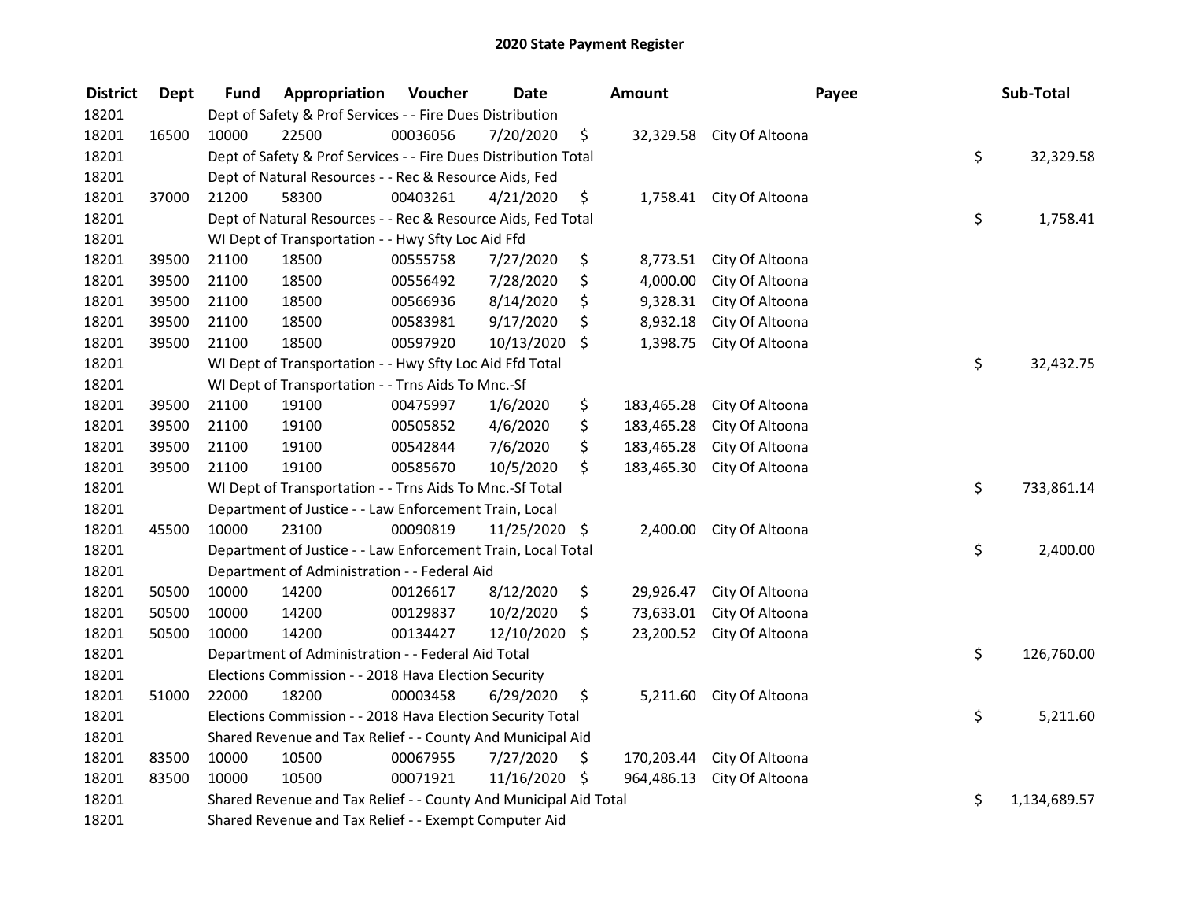# 2020 State Payment Register

| District | Dept | Fund | Appropriation | Voucher | Date | Amount | Payee | Sub-Total |
|---|---|---|---|---|---|---|---|---|
| 18201 | | Dept of Safety & Prof Services - - Fire Dues Distribution | | | | | | |
| 18201 | 16500 | 10000 | 22500 | 00036056 | 7/20/2020 | $ 32,329.58 | City Of Altoona | |
| 18201 | | Dept of Safety & Prof Services - - Fire Dues Distribution Total | | | | | | $ 32,329.58 |
| 18201 | | Dept of Natural Resources - - Rec & Resource Aids, Fed | | | | | | |
| 18201 | 37000 | 21200 | 58300 | 00403261 | 4/21/2020 | $ 1,758.41 | City Of Altoona | |
| 18201 | | Dept of Natural Resources - - Rec & Resource Aids, Fed Total | | | | | | $ 1,758.41 |
| 18201 | | WI Dept of Transportation - - Hwy Sfty Loc Aid Ffd | | | | | | |
| 18201 | 39500 | 21100 | 18500 | 00555758 | 7/27/2020 | $ 8,773.51 | City Of Altoona | |
| 18201 | 39500 | 21100 | 18500 | 00556492 | 7/28/2020 | $ 4,000.00 | City Of Altoona | |
| 18201 | 39500 | 21100 | 18500 | 00566936 | 8/14/2020 | $ 9,328.31 | City Of Altoona | |
| 18201 | 39500 | 21100 | 18500 | 00583981 | 9/17/2020 | $ 8,932.18 | City Of Altoona | |
| 18201 | 39500 | 21100 | 18500 | 00597920 | 10/13/2020 | $ 1,398.75 | City Of Altoona | |
| 18201 | | WI Dept of Transportation - - Hwy Sfty Loc Aid Ffd Total | | | | | | $ 32,432.75 |
| 18201 | | WI Dept of Transportation - - Trns Aids To Mnc.-Sf | | | | | | |
| 18201 | 39500 | 21100 | 19100 | 00475997 | 1/6/2020 | $ 183,465.28 | City Of Altoona | |
| 18201 | 39500 | 21100 | 19100 | 00505852 | 4/6/2020 | $ 183,465.28 | City Of Altoona | |
| 18201 | 39500 | 21100 | 19100 | 00542844 | 7/6/2020 | $ 183,465.28 | City Of Altoona | |
| 18201 | 39500 | 21100 | 19100 | 00585670 | 10/5/2020 | $ 183,465.30 | City Of Altoona | |
| 18201 | | WI Dept of Transportation - - Trns Aids To Mnc.-Sf Total | | | | | | $ 733,861.14 |
| 18201 | | Department of Justice - - Law Enforcement Train, Local | | | | | | |
| 18201 | 45500 | 10000 | 23100 | 00090819 | 11/25/2020 | $ 2,400.00 | City Of Altoona | |
| 18201 | | Department of Justice - - Law Enforcement Train, Local Total | | | | | | $ 2,400.00 |
| 18201 | | Department of Administration - - Federal Aid | | | | | | |
| 18201 | 50500 | 10000 | 14200 | 00126617 | 8/12/2020 | $ 29,926.47 | City Of Altoona | |
| 18201 | 50500 | 10000 | 14200 | 00129837 | 10/2/2020 | $ 73,633.01 | City Of Altoona | |
| 18201 | 50500 | 10000 | 14200 | 00134427 | 12/10/2020 | $ 23,200.52 | City Of Altoona | |
| 18201 | | Department of Administration - - Federal Aid Total | | | | | | $ 126,760.00 |
| 18201 | | Elections Commission - - 2018 Hava Election Security | | | | | | |
| 18201 | 51000 | 22000 | 18200 | 00003458 | 6/29/2020 | $ 5,211.60 | City Of Altoona | |
| 18201 | | Elections Commission - - 2018 Hava Election Security Total | | | | | | $ 5,211.60 |
| 18201 | | Shared Revenue and Tax Relief - - County And Municipal Aid | | | | | | |
| 18201 | 83500 | 10000 | 10500 | 00067955 | 7/27/2020 | $ 170,203.44 | City Of Altoona | |
| 18201 | 83500 | 10000 | 10500 | 00071921 | 11/16/2020 | $ 964,486.13 | City Of Altoona | |
| 18201 | | Shared Revenue and Tax Relief - - County And Municipal Aid Total | | | | | | $ 1,134,689.57 |
| 18201 | | Shared Revenue and Tax Relief - - Exempt Computer Aid | | | | | | |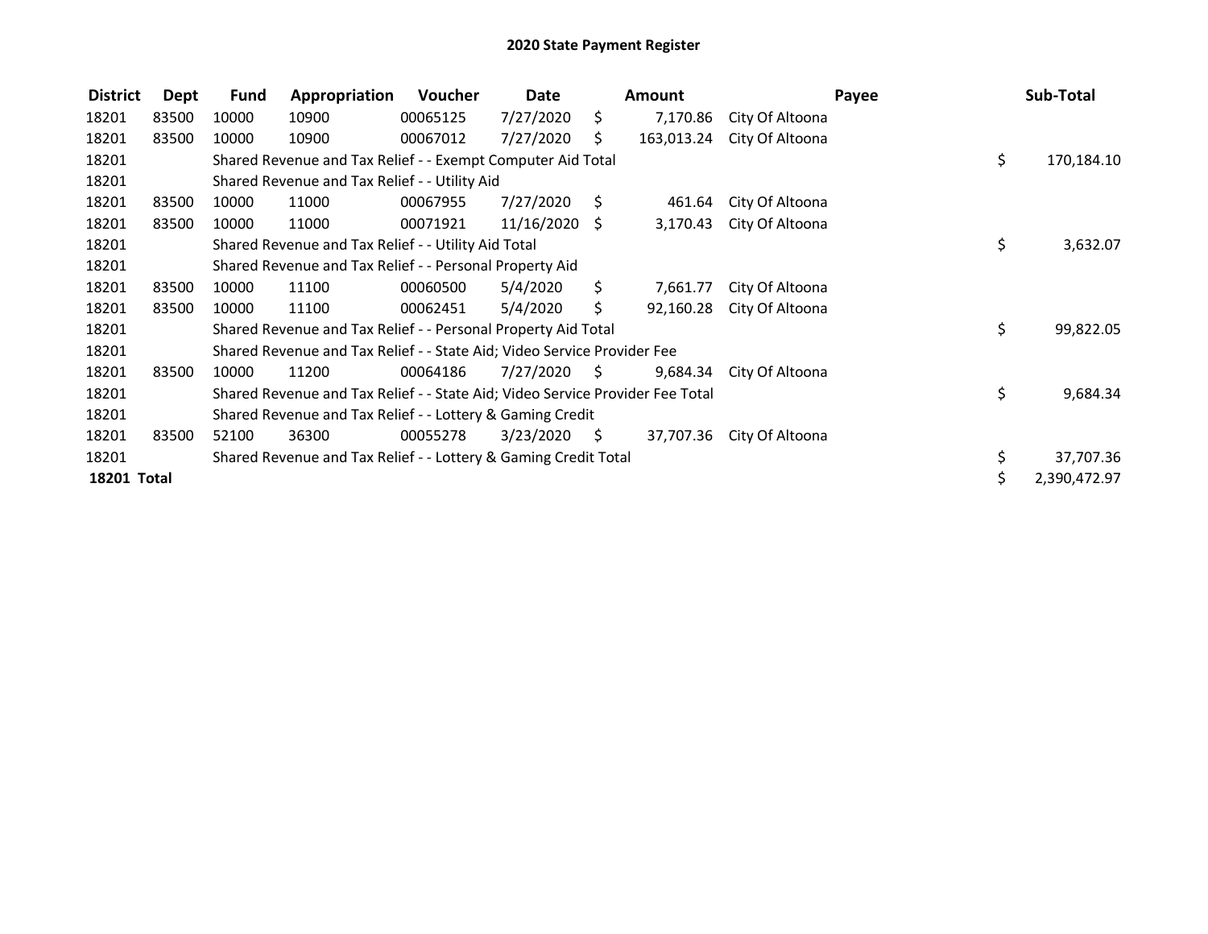# 2020 State Payment Register

| District | Dept | Fund | Appropriation | Voucher | Date | Amount | Payee | Sub-Total |
|---|---|---|---|---|---|---|---|---|
| 18201 | 83500 | 10000 | 10900 | 00065125 | 7/27/2020 | $ 7,170.86 | City Of Altoona | |
| 18201 | 83500 | 10000 | 10900 | 00067012 | 7/27/2020 | $ 163,013.24 | City Of Altoona | |
| 18201 | | Shared Revenue and Tax Relief - - Exempt Computer Aid Total | | | | | | $ 170,184.10 |
| 18201 | | Shared Revenue and Tax Relief - - Utility Aid | | | | | | |
| 18201 | 83500 | 10000 | 11000 | 00067955 | 7/27/2020 | $ 461.64 | City Of Altoona | |
| 18201 | 83500 | 10000 | 11000 | 00071921 | 11/16/2020 | $ 3,170.43 | City Of Altoona | |
| 18201 | | Shared Revenue and Tax Relief - - Utility Aid Total | | | | | | $ 3,632.07 |
| 18201 | | Shared Revenue and Tax Relief - - Personal Property Aid | | | | | | |
| 18201 | 83500 | 10000 | 11100 | 00060500 | 5/4/2020 | $ 7,661.77 | City Of Altoona | |
| 18201 | 83500 | 10000 | 11100 | 00062451 | 5/4/2020 | $ 92,160.28 | City Of Altoona | |
| 18201 | | Shared Revenue and Tax Relief - - Personal Property Aid Total | | | | | | $ 99,822.05 |
| 18201 | | Shared Revenue and Tax Relief - - State Aid; Video Service Provider Fee | | | | | | |
| 18201 | 83500 | 10000 | 11200 | 00064186 | 7/27/2020 | $ 9,684.34 | City Of Altoona | |
| 18201 | | Shared Revenue and Tax Relief - - State Aid; Video Service Provider Fee Total | | | | | | $ 9,684.34 |
| 18201 | | Shared Revenue and Tax Relief - - Lottery & Gaming Credit | | | | | | |
| 18201 | 83500 | 52100 | 36300 | 00055278 | 3/23/2020 | $ 37,707.36 | City Of Altoona | |
| 18201 | | Shared Revenue and Tax Relief - - Lottery & Gaming Credit Total | | | | | | $ 37,707.36 |
| **18201 Total** | | | | | | | | $ 2,390,472.97 |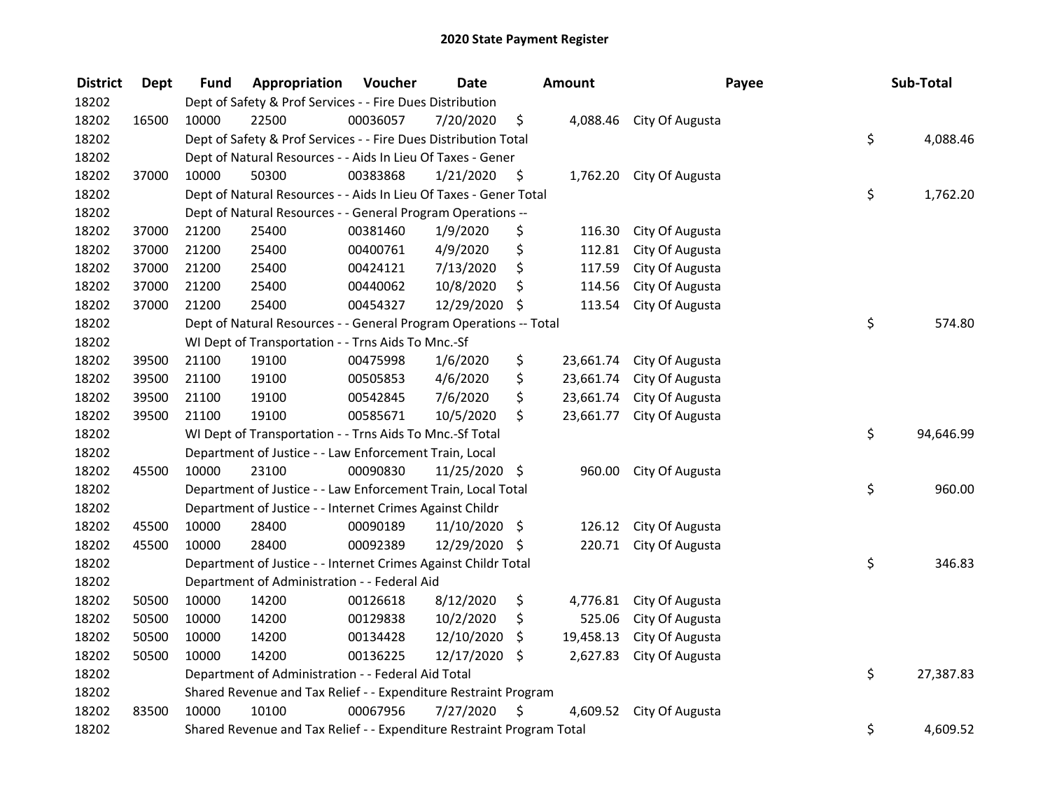# 2020 State Payment Register

| District | Dept | Fund | Appropriation | Voucher | Date | Amount | Payee | Sub-Total |
|---|---|---|---|---|---|---|---|---|
| 18202 | | Dept of Safety & Prof Services - - Fire Dues Distribution | | | | | | |
| 18202 | 16500 | 10000 | 22500 | 00036057 | 7/20/2020 | $ 4,088.46 | City Of Augusta | |
| 18202 | | Dept of Safety & Prof Services - - Fire Dues Distribution Total | | | | | | $ 4,088.46 |
| 18202 | | Dept of Natural Resources - - Aids In Lieu Of Taxes - Gener | | | | | | |
| 18202 | 37000 | 10000 | 50300 | 00383868 | 1/21/2020 | $ 1,762.20 | City Of Augusta | |
| 18202 | | Dept of Natural Resources - - Aids In Lieu Of Taxes - Gener Total | | | | | | $ 1,762.20 |
| 18202 | | Dept of Natural Resources - - General Program Operations -- | | | | | | |
| 18202 | 37000 | 21200 | 25400 | 00381460 | 1/9/2020 | $ 116.30 | City Of Augusta | |
| 18202 | 37000 | 21200 | 25400 | 00400761 | 4/9/2020 | $ 112.81 | City Of Augusta | |
| 18202 | 37000 | 21200 | 25400 | 00424121 | 7/13/2020 | $ 117.59 | City Of Augusta | |
| 18202 | 37000 | 21200 | 25400 | 00440062 | 10/8/2020 | $ 114.56 | City Of Augusta | |
| 18202 | 37000 | 21200 | 25400 | 00454327 | 12/29/2020 | $ 113.54 | City Of Augusta | |
| 18202 | | Dept of Natural Resources - - General Program Operations -- Total | | | | | | $ 574.80 |
| 18202 | | WI Dept of Transportation - - Trns Aids To Mnc.-Sf | | | | | | |
| 18202 | 39500 | 21100 | 19100 | 00475998 | 1/6/2020 | $ 23,661.74 | City Of Augusta | |
| 18202 | 39500 | 21100 | 19100 | 00505853 | 4/6/2020 | $ 23,661.74 | City Of Augusta | |
| 18202 | 39500 | 21100 | 19100 | 00542845 | 7/6/2020 | $ 23,661.74 | City Of Augusta | |
| 18202 | 39500 | 21100 | 19100 | 00585671 | 10/5/2020 | $ 23,661.77 | City Of Augusta | |
| 18202 | | WI Dept of Transportation - - Trns Aids To Mnc.-Sf Total | | | | | | $ 94,646.99 |
| 18202 | | Department of Justice - - Law Enforcement Train, Local | | | | | | |
| 18202 | 45500 | 10000 | 23100 | 00090830 | 11/25/2020 | $ 960.00 | City Of Augusta | |
| 18202 | | Department of Justice - - Law Enforcement Train, Local Total | | | | | | $ 960.00 |
| 18202 | | Department of Justice - - Internet Crimes Against Childr | | | | | | |
| 18202 | 45500 | 10000 | 28400 | 00090189 | 11/10/2020 | $ 126.12 | City Of Augusta | |
| 18202 | 45500 | 10000 | 28400 | 00092389 | 12/29/2020 | $ 220.71 | City Of Augusta | |
| 18202 | | Department of Justice - - Internet Crimes Against Childr Total | | | | | | $ 346.83 |
| 18202 | | Department of Administration - - Federal Aid | | | | | | |
| 18202 | 50500 | 10000 | 14200 | 00126618 | 8/12/2020 | $ 4,776.81 | City Of Augusta | |
| 18202 | 50500 | 10000 | 14200 | 00129838 | 10/2/2020 | $ 525.06 | City Of Augusta | |
| 18202 | 50500 | 10000 | 14200 | 00134428 | 12/10/2020 | $ 19,458.13 | City Of Augusta | |
| 18202 | 50500 | 10000 | 14200 | 00136225 | 12/17/2020 | $ 2,627.83 | City Of Augusta | |
| 18202 | | Department of Administration - - Federal Aid Total | | | | | | $ 27,387.83 |
| 18202 | | Shared Revenue and Tax Relief - - Expenditure Restraint Program | | | | | | |
| 18202 | 83500 | 10000 | 10100 | 00067956 | 7/27/2020 | $ 4,609.52 | City Of Augusta | |
| 18202 | | Shared Revenue and Tax Relief - - Expenditure Restraint Program Total | | | | | | $ 4,609.52 |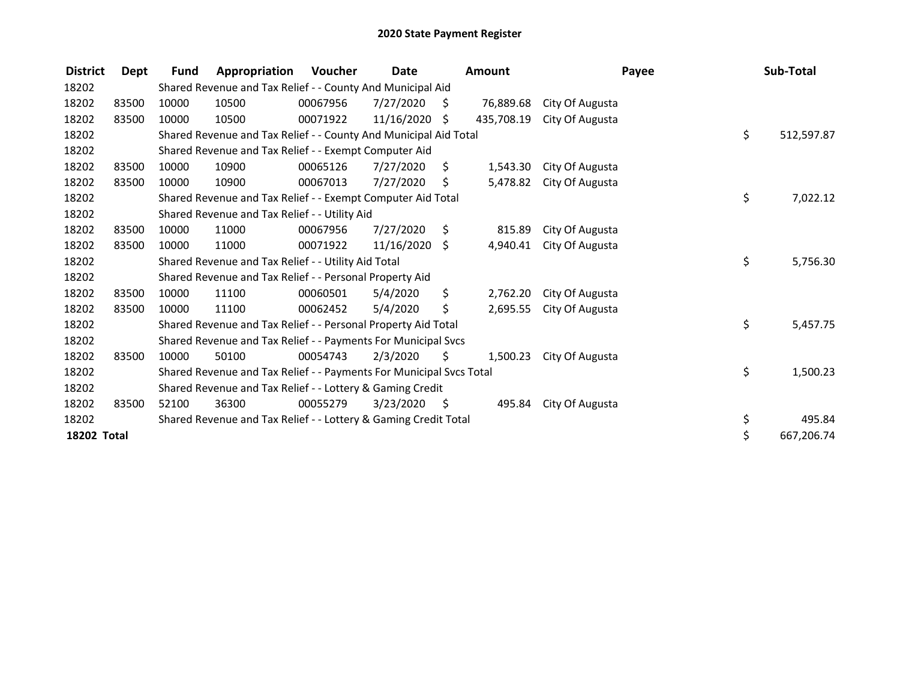# 2020 State Payment Register

| District | Dept | Fund | Appropriation | Voucher | Date | Amount | Payee | Sub-Total |
|---|---|---|---|---|---|---|---|---|
| 18202 | | Shared Revenue and Tax Relief - - County And Municipal Aid | | | | | | |
| 18202 | 83500 | 10000 | 10500 | 00067956 | 7/27/2020 | $ 76,889.68 | City Of Augusta | |
| 18202 | 83500 | 10000 | 10500 | 00071922 | 11/16/2020 | $ 435,708.19 | City Of Augusta | |
| 18202 | | Shared Revenue and Tax Relief - - County And Municipal Aid Total | | | | | | $ 512,597.87 |
| 18202 | | Shared Revenue and Tax Relief - - Exempt Computer Aid | | | | | | |
| 18202 | 83500 | 10000 | 10900 | 00065126 | 7/27/2020 | $ 1,543.30 | City Of Augusta | |
| 18202 | 83500 | 10000 | 10900 | 00067013 | 7/27/2020 | $ 5,478.82 | City Of Augusta | |
| 18202 | | Shared Revenue and Tax Relief - - Exempt Computer Aid Total | | | | | | $ 7,022.12 |
| 18202 | | Shared Revenue and Tax Relief - - Utility Aid | | | | | | |
| 18202 | 83500 | 10000 | 11000 | 00067956 | 7/27/2020 | $ 815.89 | City Of Augusta | |
| 18202 | 83500 | 10000 | 11000 | 00071922 | 11/16/2020 | $ 4,940.41 | City Of Augusta | |
| 18202 | | Shared Revenue and Tax Relief - - Utility Aid Total | | | | | | $ 5,756.30 |
| 18202 | | Shared Revenue and Tax Relief - - Personal Property Aid | | | | | | |
| 18202 | 83500 | 10000 | 11100 | 00060501 | 5/4/2020 | $ 2,762.20 | City Of Augusta | |
| 18202 | 83500 | 10000 | 11100 | 00062452 | 5/4/2020 | $ 2,695.55 | City Of Augusta | |
| 18202 | | Shared Revenue and Tax Relief - - Personal Property Aid Total | | | | | | $ 5,457.75 |
| 18202 | | Shared Revenue and Tax Relief - - Payments For Municipal Svcs | | | | | | |
| 18202 | 83500 | 10000 | 50100 | 00054743 | 2/3/2020 | $ 1,500.23 | City Of Augusta | |
| 18202 | | Shared Revenue and Tax Relief - - Payments For Municipal Svcs Total | | | | | | $ 1,500.23 |
| 18202 | | Shared Revenue and Tax Relief - - Lottery & Gaming Credit | | | | | | |
| 18202 | 83500 | 52100 | 36300 | 00055279 | 3/23/2020 | $ 495.84 | City Of Augusta | |
| 18202 | | Shared Revenue and Tax Relief - - Lottery & Gaming Credit Total | | | | | | $ 495.84 |
| **18202 Total** | | | | | | | | $ 667,206.74 |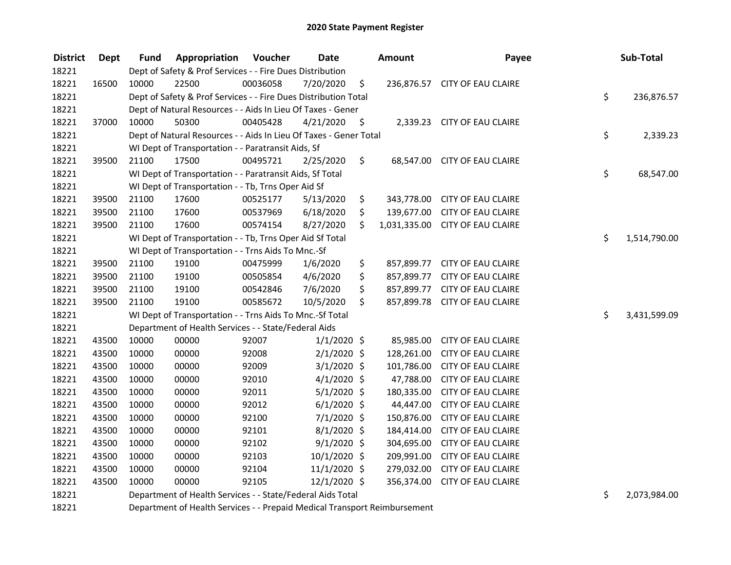# 2020 State Payment Register

| District | Dept | Fund | Appropriation | Voucher | Date | Amount | Payee | Sub-Total |
|---|---|---|---|---|---|---|---|---|
| 18221 | | Dept of Safety & Prof Services - - Fire Dues Distribution | | | | | | |
| 18221 | 16500 | 10000 | 22500 | 00036058 | 7/20/2020 | $ 236,876.57 | CITY OF EAU CLAIRE | |
| 18221 | | Dept of Safety & Prof Services - - Fire Dues Distribution Total | | | | | | $ 236,876.57 |
| 18221 | | Dept of Natural Resources - - Aids In Lieu Of Taxes - Gener | | | | | | |
| 18221 | 37000 | 10000 | 50300 | 00405428 | 4/21/2020 | $ 2,339.23 | CITY OF EAU CLAIRE | |
| 18221 | | Dept of Natural Resources - - Aids In Lieu Of Taxes - Gener Total | | | | | | $ 2,339.23 |
| 18221 | | WI Dept of Transportation - - Paratransit Aids, Sf | | | | | | |
| 18221 | 39500 | 21100 | 17500 | 00495721 | 2/25/2020 | $ 68,547.00 | CITY OF EAU CLAIRE | |
| 18221 | | WI Dept of Transportation - - Paratransit Aids, Sf Total | | | | | | $ 68,547.00 |
| 18221 | | WI Dept of Transportation - - Tb, Trns Oper Aid Sf | | | | | | |
| 18221 | 39500 | 21100 | 17600 | 00525177 | 5/13/2020 | $ 343,778.00 | CITY OF EAU CLAIRE | |
| 18221 | 39500 | 21100 | 17600 | 00537969 | 6/18/2020 | $ 139,677.00 | CITY OF EAU CLAIRE | |
| 18221 | 39500 | 21100 | 17600 | 00574154 | 8/27/2020 | $ 1,031,335.00 | CITY OF EAU CLAIRE | |
| 18221 | | WI Dept of Transportation - - Tb, Trns Oper Aid Sf Total | | | | | | $ 1,514,790.00 |
| 18221 | | WI Dept of Transportation - - Trns Aids To Mnc.-Sf | | | | | | |
| 18221 | 39500 | 21100 | 19100 | 00475999 | 1/6/2020 | $ 857,899.77 | CITY OF EAU CLAIRE | |
| 18221 | 39500 | 21100 | 19100 | 00505854 | 4/6/2020 | $ 857,899.77 | CITY OF EAU CLAIRE | |
| 18221 | 39500 | 21100 | 19100 | 00542846 | 7/6/2020 | $ 857,899.77 | CITY OF EAU CLAIRE | |
| 18221 | 39500 | 21100 | 19100 | 00585672 | 10/5/2020 | $ 857,899.78 | CITY OF EAU CLAIRE | |
| 18221 | | WI Dept of Transportation - - Trns Aids To Mnc.-Sf Total | | | | | | $ 3,431,599.09 |
| 18221 | | Department of Health Services - - State/Federal Aids | | | | | | |
| 18221 | 43500 | 10000 | 00000 | 92007 | 1/1/2020 | $ 85,985.00 | CITY OF EAU CLAIRE | |
| 18221 | 43500 | 10000 | 00000 | 92008 | 2/1/2020 | $ 128,261.00 | CITY OF EAU CLAIRE | |
| 18221 | 43500 | 10000 | 00000 | 92009 | 3/1/2020 | $ 101,786.00 | CITY OF EAU CLAIRE | |
| 18221 | 43500 | 10000 | 00000 | 92010 | 4/1/2020 | $ 47,788.00 | CITY OF EAU CLAIRE | |
| 18221 | 43500 | 10000 | 00000 | 92011 | 5/1/2020 | $ 180,335.00 | CITY OF EAU CLAIRE | |
| 18221 | 43500 | 10000 | 00000 | 92012 | 6/1/2020 | $ 44,447.00 | CITY OF EAU CLAIRE | |
| 18221 | 43500 | 10000 | 00000 | 92100 | 7/1/2020 | $ 150,876.00 | CITY OF EAU CLAIRE | |
| 18221 | 43500 | 10000 | 00000 | 92101 | 8/1/2020 | $ 184,414.00 | CITY OF EAU CLAIRE | |
| 18221 | 43500 | 10000 | 00000 | 92102 | 9/1/2020 | $ 304,695.00 | CITY OF EAU CLAIRE | |
| 18221 | 43500 | 10000 | 00000 | 92103 | 10/1/2020 | $ 209,991.00 | CITY OF EAU CLAIRE | |
| 18221 | 43500 | 10000 | 00000 | 92104 | 11/1/2020 | $ 279,032.00 | CITY OF EAU CLAIRE | |
| 18221 | 43500 | 10000 | 00000 | 92105 | 12/1/2020 | $ 356,374.00 | CITY OF EAU CLAIRE | |
| 18221 | | Department of Health Services - - State/Federal Aids Total | | | | | | $ 2,073,984.00 |
| 18221 | | Department of Health Services - - Prepaid Medical Transport Reimbursement | | | | | | |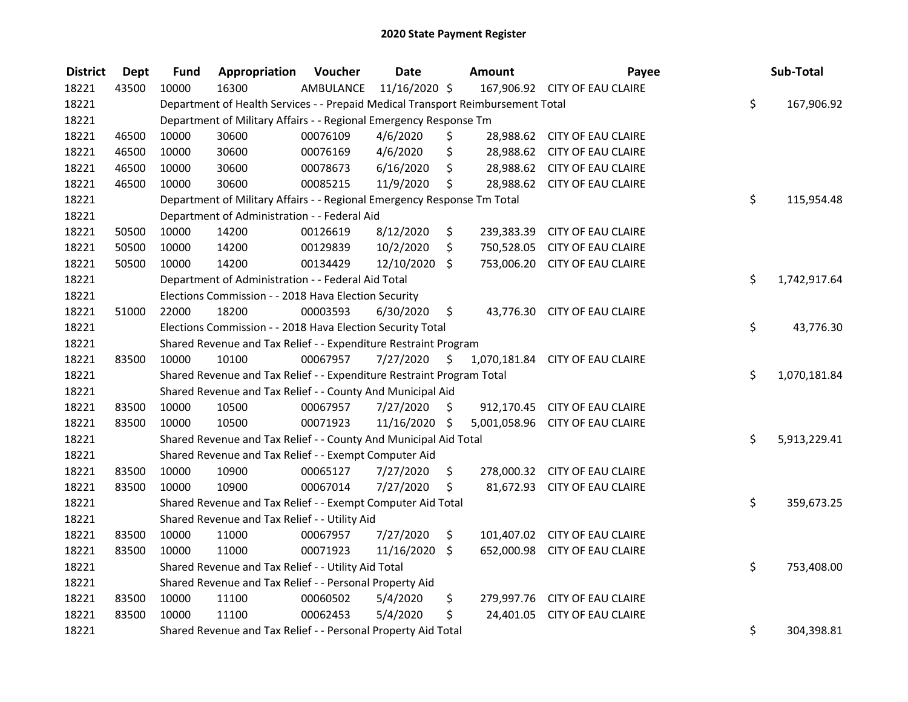# 2020 State Payment Register

| District | Dept | Fund | Appropriation | Voucher | Date | Amount | Payee | Sub-Total |
|---|---|---|---|---|---|---|---|---|
| 18221 | 43500 | 10000 | 16300 | AMBULANCE | 11/16/2020 | $ 167,906.92 | CITY OF EAU CLAIRE | |
| 18221 | | Department of Health Services - - Prepaid Medical Transport Reimbursement Total | | | | | | $ 167,906.92 |
| 18221 | | Department of Military Affairs - - Regional Emergency Response Tm | | | | | | |
| 18221 | 46500 | 10000 | 30600 | 00076109 | 4/6/2020 | $ 28,988.62 | CITY OF EAU CLAIRE | |
| 18221 | 46500 | 10000 | 30600 | 00076169 | 4/6/2020 | $ 28,988.62 | CITY OF EAU CLAIRE | |
| 18221 | 46500 | 10000 | 30600 | 00078673 | 6/16/2020 | $ 28,988.62 | CITY OF EAU CLAIRE | |
| 18221 | 46500 | 10000 | 30600 | 00085215 | 11/9/2020 | $ 28,988.62 | CITY OF EAU CLAIRE | |
| 18221 | | Department of Military Affairs - - Regional Emergency Response Tm Total | | | | | | $ 115,954.48 |
| 18221 | | Department of Administration - - Federal Aid | | | | | | |
| 18221 | 50500 | 10000 | 14200 | 00126619 | 8/12/2020 | $ 239,383.39 | CITY OF EAU CLAIRE | |
| 18221 | 50500 | 10000 | 14200 | 00129839 | 10/2/2020 | $ 750,528.05 | CITY OF EAU CLAIRE | |
| 18221 | 50500 | 10000 | 14200 | 00134429 | 12/10/2020 | $ 753,006.20 | CITY OF EAU CLAIRE | |
| 18221 | | Department of Administration - - Federal Aid Total | | | | | | $ 1,742,917.64 |
| 18221 | | Elections Commission - - 2018 Hava Election Security | | | | | | |
| 18221 | 51000 | 22000 | 18200 | 00003593 | 6/30/2020 | $ 43,776.30 | CITY OF EAU CLAIRE | |
| 18221 | | Elections Commission - - 2018 Hava Election Security Total | | | | | | $ 43,776.30 |
| 18221 | | Shared Revenue and Tax Relief - - Expenditure Restraint Program | | | | | | |
| 18221 | 83500 | 10000 | 10100 | 00067957 | 7/27/2020 | $ 1,070,181.84 | CITY OF EAU CLAIRE | |
| 18221 | | Shared Revenue and Tax Relief - - Expenditure Restraint Program Total | | | | | | $ 1,070,181.84 |
| 18221 | | Shared Revenue and Tax Relief - - County And Municipal Aid | | | | | | |
| 18221 | 83500 | 10000 | 10500 | 00067957 | 7/27/2020 | $ 912,170.45 | CITY OF EAU CLAIRE | |
| 18221 | 83500 | 10000 | 10500 | 00071923 | 11/16/2020 | $ 5,001,058.96 | CITY OF EAU CLAIRE | |
| 18221 | | Shared Revenue and Tax Relief - - County And Municipal Aid Total | | | | | | $ 5,913,229.41 |
| 18221 | | Shared Revenue and Tax Relief - - Exempt Computer Aid | | | | | | |
| 18221 | 83500 | 10000 | 10900 | 00065127 | 7/27/2020 | $ 278,000.32 | CITY OF EAU CLAIRE | |
| 18221 | 83500 | 10000 | 10900 | 00067014 | 7/27/2020 | $ 81,672.93 | CITY OF EAU CLAIRE | |
| 18221 | | Shared Revenue and Tax Relief - - Exempt Computer Aid Total | | | | | | $ 359,673.25 |
| 18221 | | Shared Revenue and Tax Relief - - Utility Aid | | | | | | |
| 18221 | 83500 | 10000 | 11000 | 00067957 | 7/27/2020 | $ 101,407.02 | CITY OF EAU CLAIRE | |
| 18221 | 83500 | 10000 | 11000 | 00071923 | 11/16/2020 | $ 652,000.98 | CITY OF EAU CLAIRE | |
| 18221 | | Shared Revenue and Tax Relief - - Utility Aid Total | | | | | | $ 753,408.00 |
| 18221 | | Shared Revenue and Tax Relief - - Personal Property Aid | | | | | | |
| 18221 | 83500 | 10000 | 11100 | 00060502 | 5/4/2020 | $ 279,997.76 | CITY OF EAU CLAIRE | |
| 18221 | 83500 | 10000 | 11100 | 00062453 | 5/4/2020 | $ 24,401.05 | CITY OF EAU CLAIRE | |
| 18221 | | Shared Revenue and Tax Relief - - Personal Property Aid Total | | | | | | $ 304,398.81 |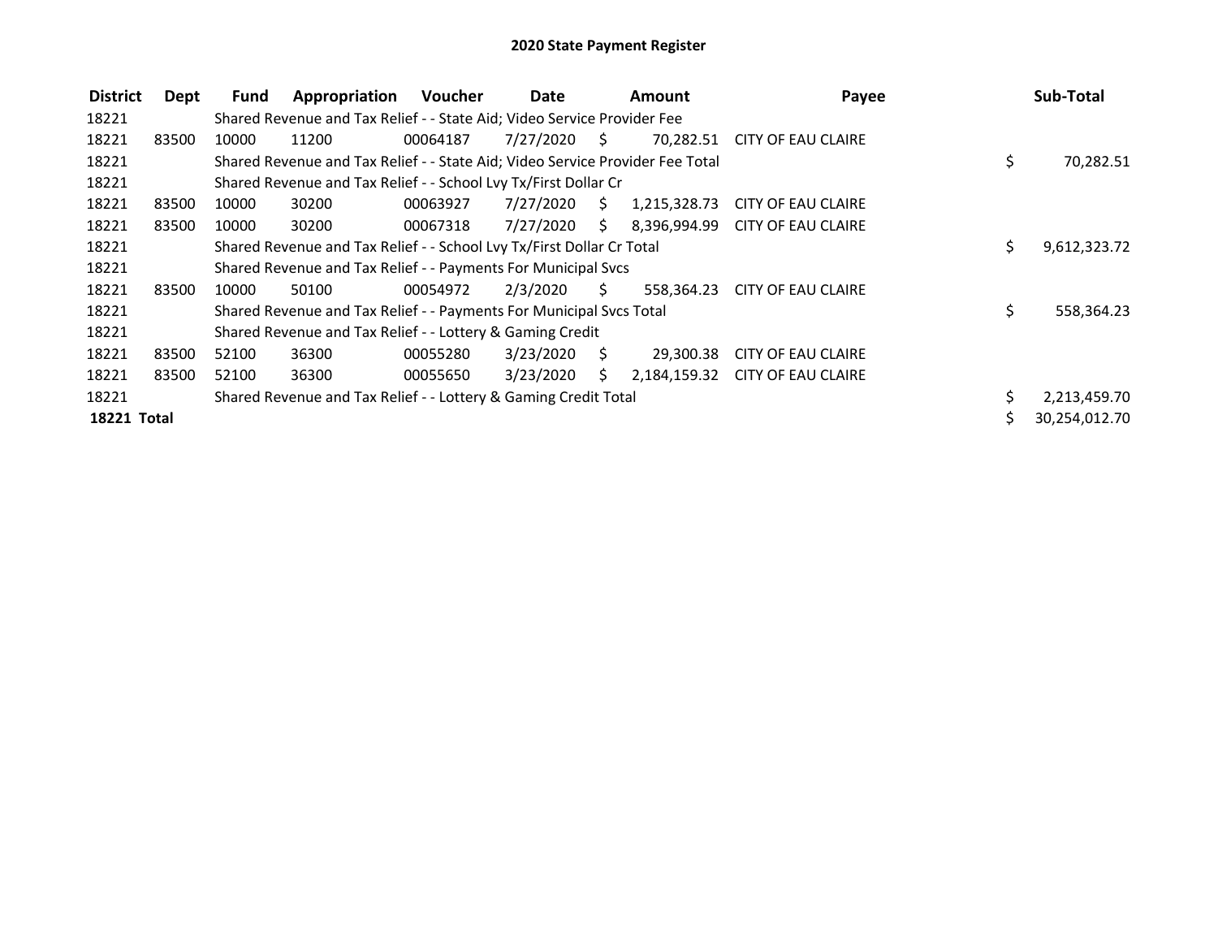# 2020 State Payment Register

| District | Dept | Fund | Appropriation | Voucher | Date | Amount | Payee | Sub-Total |
|---|---|---|---|---|---|---|---|---|
| 18221 | | Shared Revenue and Tax Relief - - State Aid; Video Service Provider Fee | | | | | | |
| 18221 | 83500 | 10000 | 11200 | 00064187 | 7/27/2020 | $ 70,282.51 | CITY OF EAU CLAIRE | |
| 18221 | | Shared Revenue and Tax Relief - - State Aid; Video Service Provider Fee Total | | | | | | $ 70,282.51 |
| 18221 | | Shared Revenue and Tax Relief - - School Lvy Tx/First Dollar Cr | | | | | | |
| 18221 | 83500 | 10000 | 30200 | 00063927 | 7/27/2020 | $ 1,215,328.73 | CITY OF EAU CLAIRE | |
| 18221 | 83500 | 10000 | 30200 | 00067318 | 7/27/2020 | $ 8,396,994.99 | CITY OF EAU CLAIRE | |
| 18221 | | Shared Revenue and Tax Relief - - School Lvy Tx/First Dollar Cr Total | | | | | | $ 9,612,323.72 |
| 18221 | | Shared Revenue and Tax Relief - - Payments For Municipal Svcs | | | | | | |
| 18221 | 83500 | 10000 | 50100 | 00054972 | 2/3/2020 | $ 558,364.23 | CITY OF EAU CLAIRE | |
| 18221 | | Shared Revenue and Tax Relief - - Payments For Municipal Svcs Total | | | | | | $ 558,364.23 |
| 18221 | | Shared Revenue and Tax Relief - - Lottery & Gaming Credit | | | | | | |
| 18221 | 83500 | 52100 | 36300 | 00055280 | 3/23/2020 | $ 29,300.38 | CITY OF EAU CLAIRE | |
| 18221 | 83500 | 52100 | 36300 | 00055650 | 3/23/2020 | $ 2,184,159.32 | CITY OF EAU CLAIRE | |
| 18221 | | Shared Revenue and Tax Relief - - Lottery & Gaming Credit Total | | | | | | $ 2,213,459.70 |
| **18221 Total** | | | | | | | | $ 30,254,012.70 |